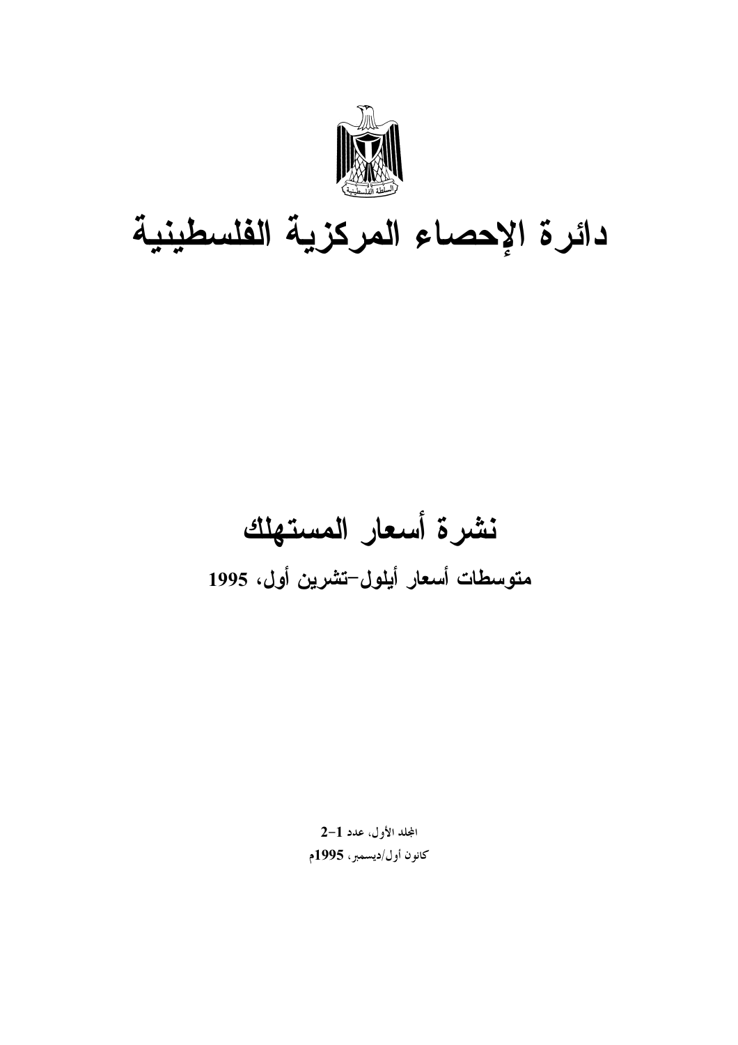# دائرة الإحصاء المركزية الفلسطينية

## نشرة أسعار المستهلك

### متوسطات أسعار أيلول-تشرين أول، 1995

المجلد الأول، عدد 1-2

كانون أول/ديسمبر، 1995م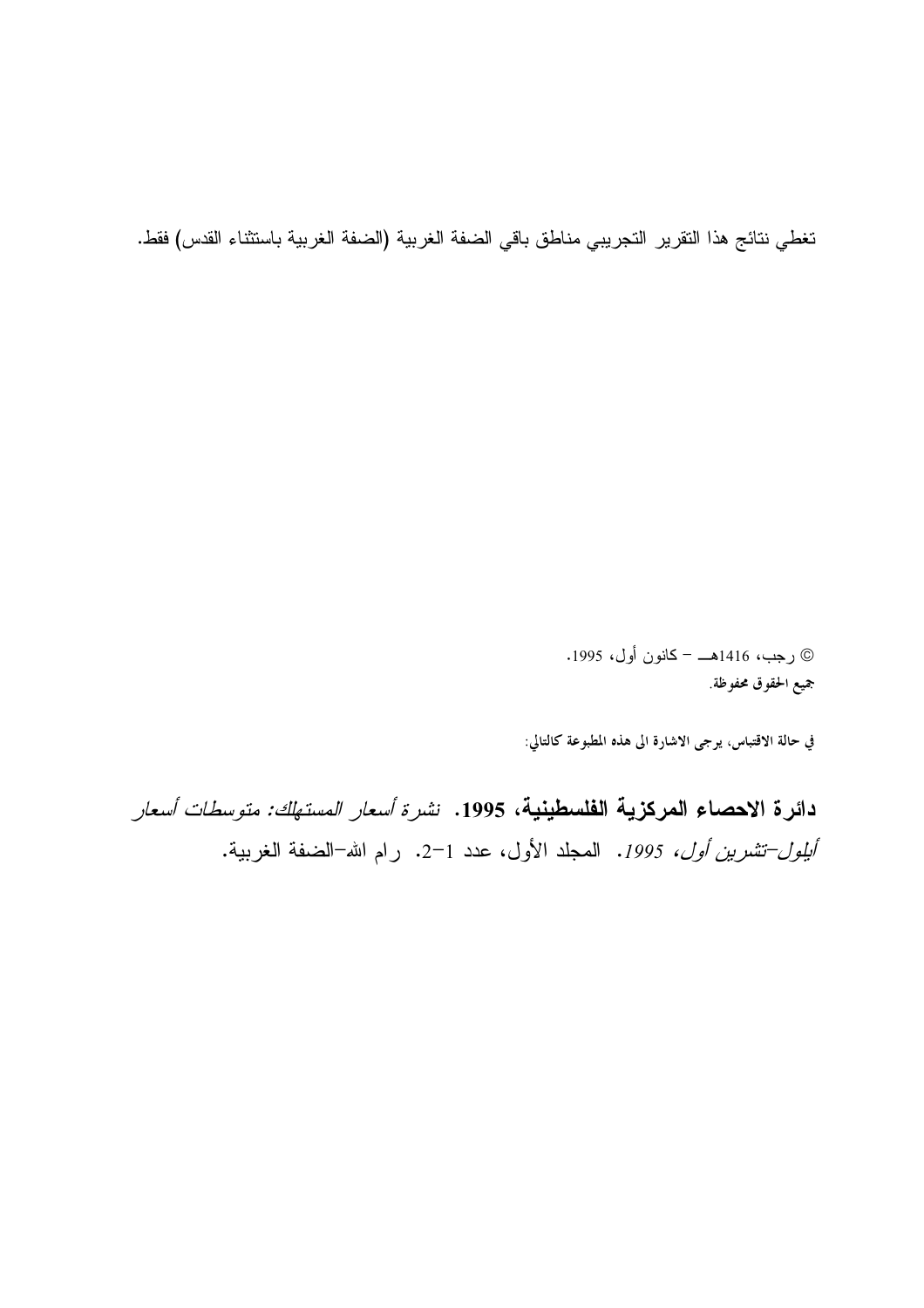تغطي نتائج هذا التقرير التجريبي مناطق باقي الضفة الغربية (الضفة الغربية باستثناء القدس) فقط.

© رجب، 1416هـ – كانون أول، 1995.
جميع الحقوق محفوظة.

في حالة الاقتباس، يرجى الاشارة الى هذه المطبوعة كالتالي:

**دائرة الاحصاء المركزية الفلسطينية، 1995.** *نشرة أسعار المستهلك: متوسطات أسعار أيلول–تشرين أول، 1995.* المجلد الأول، عدد 1–2. رام الله–الضفة الغربية.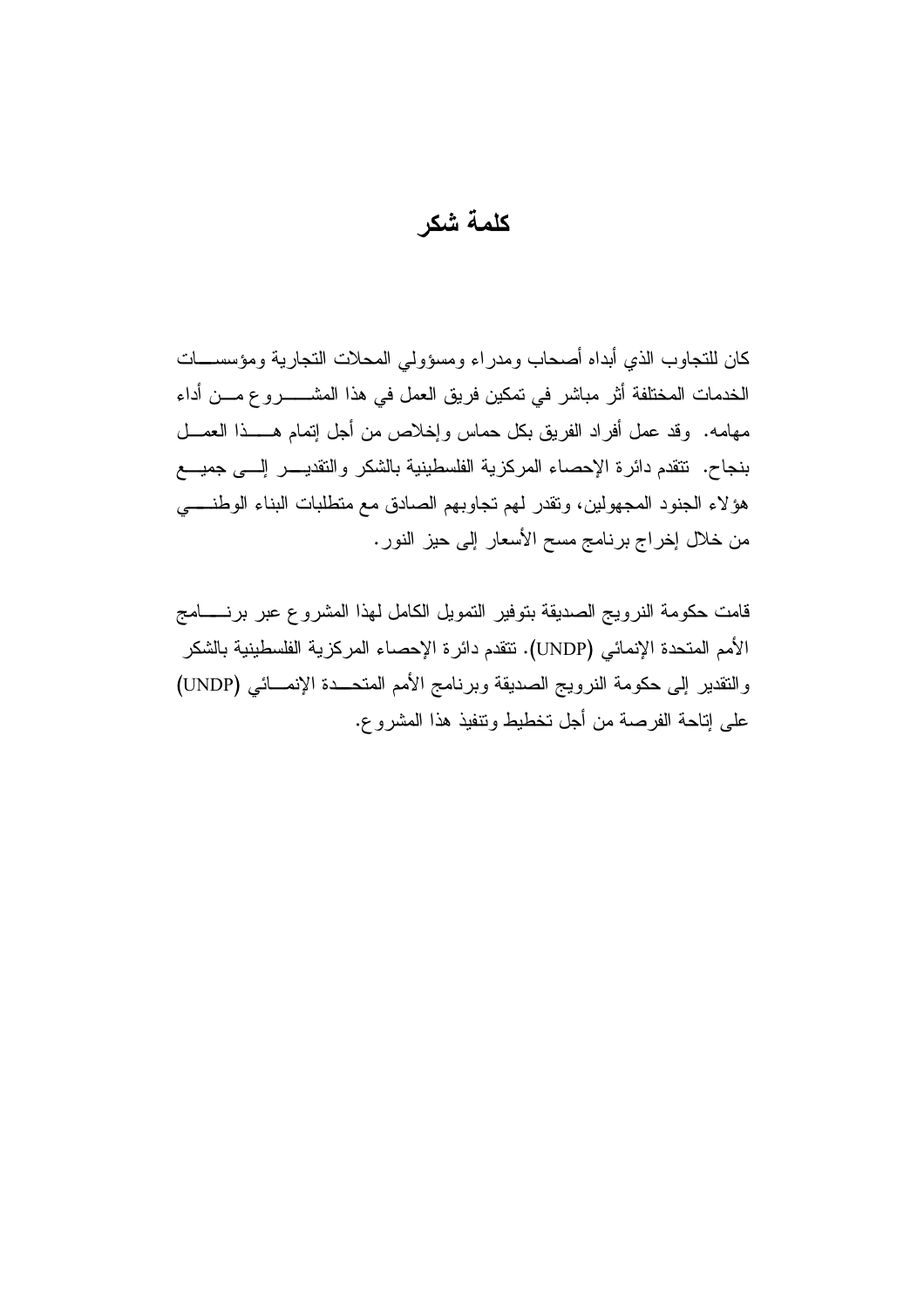# كلمة شكر

كان للتجاوب الذي أبداه أصحاب ومدراء ومسؤولي المحلات التجارية ومؤسسات الخدمات المختلفة أثر مباشر في تمكين فريق العمل في هذا المشروع من أداء مهامه. وقد عمل أفراد الفريق بكل حماس وإخلاص من أجل إتمام هذا العمل بنجاح. تتقدم دائرة الإحصاء المركزية الفلسطينية بالشكر والتقدير إلى جميع هؤلاء الجنود المجهولين، وتقدر لهم تجاوبهم الصادق مع متطلبات البناء الوطني من خلال إخراج برنامج مسح الأسعار إلى حيز النور.

قامت حكومة النرويج الصديقة بتوفير التمويل الكامل لهذا المشروع عبر برنامج الأمم المتحدة الإنمائي (UNDP). تتقدم دائرة الإحصاء المركزية الفلسطينية بالشكر والتقدير إلى حكومة النرويج الصديقة وبرنامج الأمم المتحدة الإنمائي (UNDP) على إتاحة الفرصة من أجل تخطيط وتنفيذ هذا المشروع.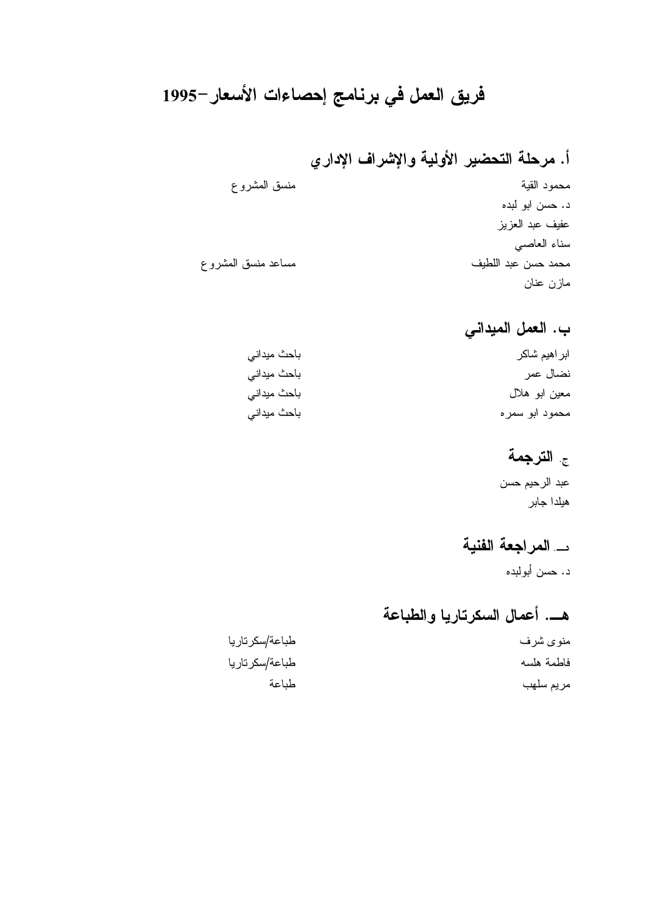# فريق العمل في برنامج إحصاءات الأسعار-1995

## أ. مرحلة التحضير الأولية والإشراف الإداري

| | |
|---|---|
| محمود القية | منسق المشروع |
| د. حسن ابو لبده | |
| عفيف عبد العزيز | |
| سناء العاصي | |
| محمد حسن عبد اللطيف | مساعد منسق المشروع |
| مازن عنان | |

## ب. العمل الميداني

| | |
|---|---|
| ابراهيم شاكر | باحث ميداني |
| نضال عمر | باحث ميداني |
| معين ابو هلال | باحث ميداني |
| محمود ابو سمره | باحث ميداني |

## ج. الترجمة

عبد الرحيم حسن

هيلدا جابر

## د. المراجعة الفنية

د. حسن أبولبده

## هـ. أعمال السكرتاريا والطباعة

| | |
|---|---|
| منوى شرف | طباعة/سكرتاريا |
| فاطمة هلسه | طباعة/سكرتاريا |
| مريم سلهب | طباعة |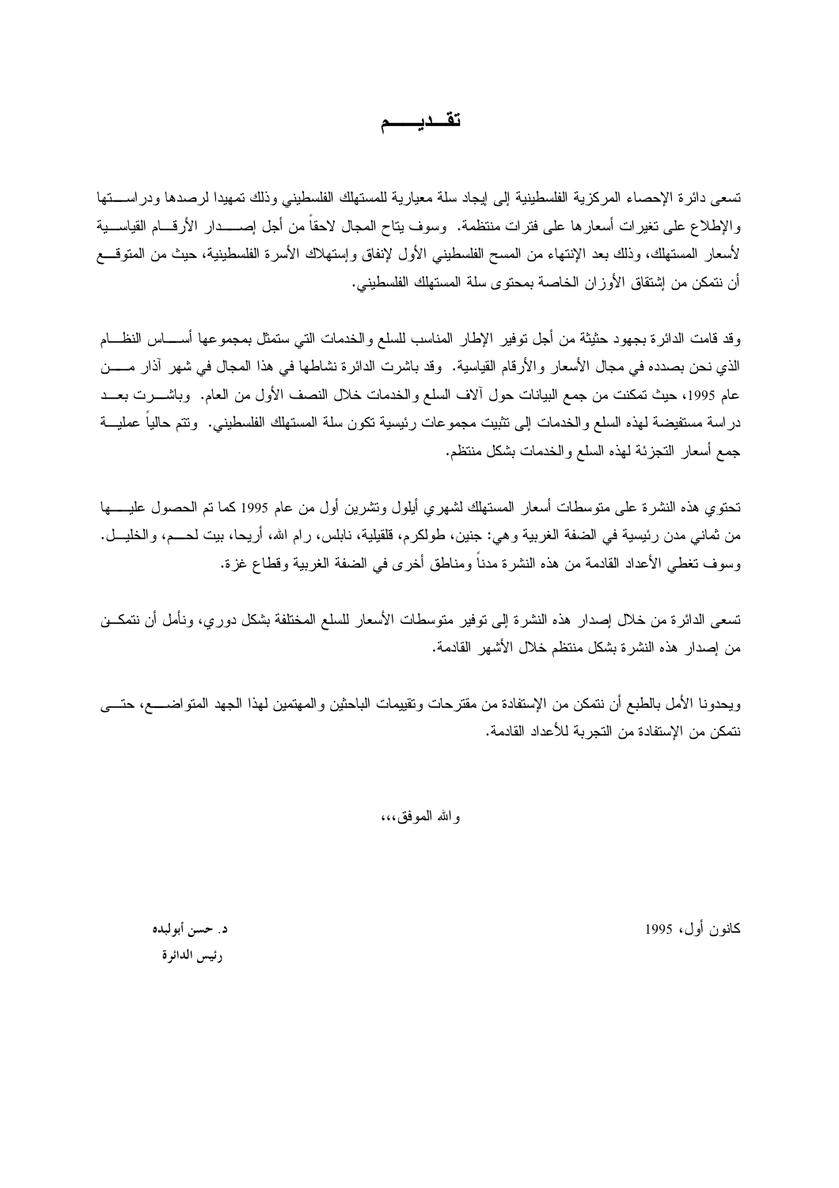# تقـديـــم

تسعى دائرة الإحصاء المركزية الفلسطينية إلى إيجاد سلة معيارية للمستهلك الفلسطيني وذلك تمهيدا لرصدها ودراستها والإطلاع على تغيرات أسعارها على فترات منتظمة. وسوف يتاح المجال لاحقاً من أجل إصدار الأرقام القياسية لأسعار المستهلك، وذلك بعد الإنتهاء من المسح الفلسطيني الأول لإنفاق وإستهلاك الأسرة الفلسطينية، حيث من المتوقع أن نتمكن من إشتقاق الأوزان الخاصة بمحتوى سلة المستهلك الفلسطيني.

وقد قامت الدائرة بجهود حثيثة من أجل توفير الإطار المناسب للسلع والخدمات التي ستمثل بمجموعها أساس النظام الذي نحن بصدده في مجال الأسعار والأرقام القياسية. وقد باشرت الدائرة نشاطها في هذا المجال في شهر آذار من عام 1995، حيث تمكنت من جمع البيانات حول آلاف السلع والخدمات خلال النصف الأول من العام. وباشرت بعد دراسة مستفيضة لهذه السلع والخدمات إلى تثبيت مجموعات رئيسية تكون سلة المستهلك الفلسطيني. وتتم حالياً عملية جمع أسعار التجزئة لهذه السلع والخدمات بشكل منتظم.

تحتوي هذه النشرة على متوسطات أسعار المستهلك لشهري أيلول وتشرين أول من عام 1995 كما تم الحصول عليها من ثماني مدن رئيسية في الضفة الغربية وهي: جنين، طولكرم، قلقيلية، نابلس، رام الله، أريحا، بيت لحم، والخليل. وسوف تغطي الأعداد القادمة من هذه النشرة مدناً ومناطق أخرى في الضفة الغربية وقطاع غزة.

تسعى الدائرة من خلال إصدار هذه النشرة إلى توفير متوسطات الأسعار للسلع المختلفة بشكل دوري، ونأمل أن نتمكن من إصدار هذه النشرة بشكل منتظم خلال الأشهر القادمة.

ويحدونا الأمل بالطبع أن نتمكن من الإستفادة من مقترحات وتقييمات الباحثين والمهتمين لهذا الجهد المتواضع، حتى نتمكن من الإستفادة من التجربة للأعداد القادمة.

والله الموفق،،،

كانون أول، 1995

**د. حسن أبولبده**
**رئيس الدائرة**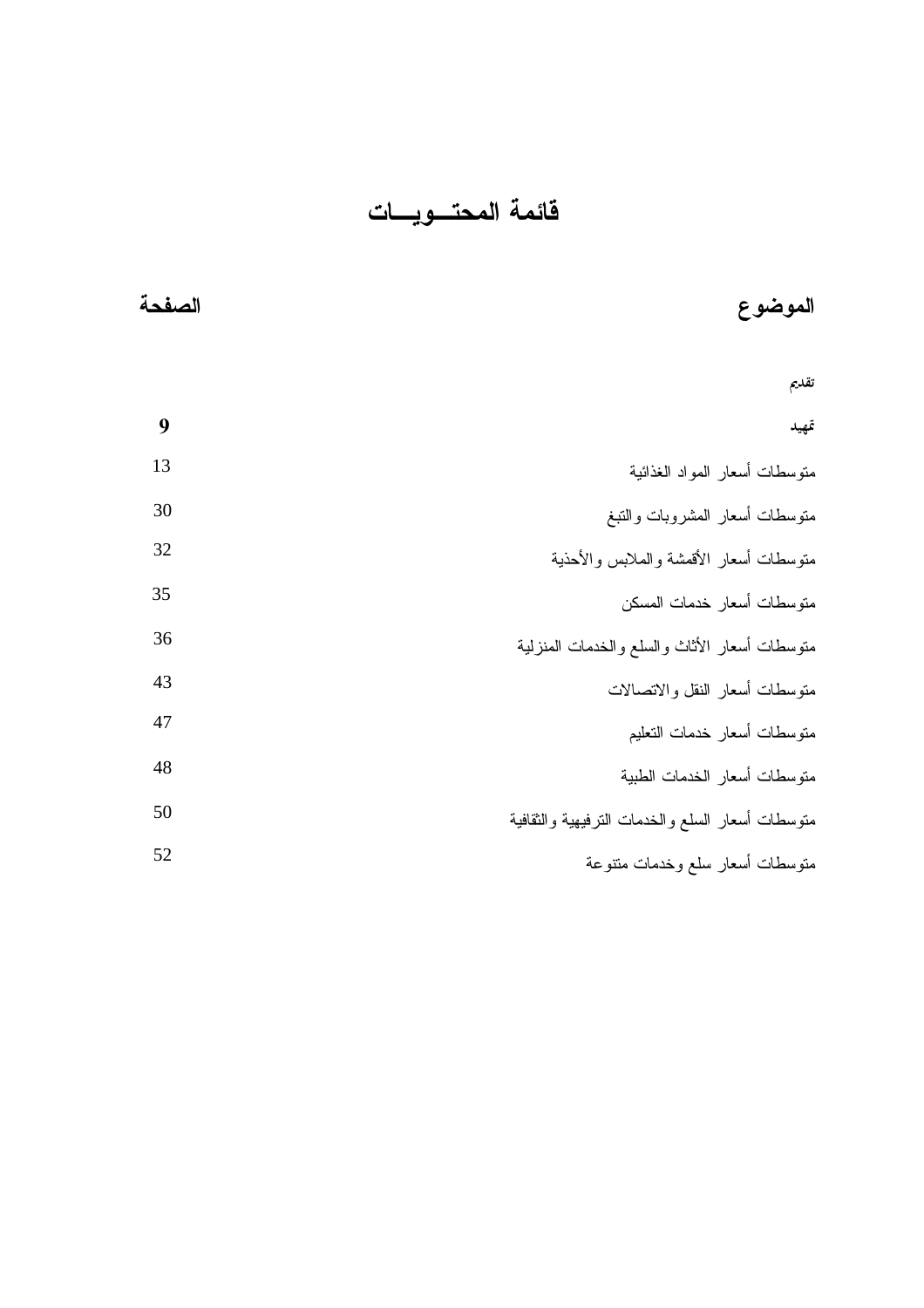# قائمة المحتــويـــات

| الموضوع | الصفحة |
| --- | --- |
| **تقديم** | |
| **تمهيد** | **9** |
| متوسطات أسعار المواد الغذائية | 13 |
| متوسطات أسعار المشروبات والتبغ | 30 |
| متوسطات أسعار الأقمشة والملابس والأحذية | 32 |
| متوسطات أسعار خدمات المسكن | 35 |
| متوسطات أسعار الأثاث والسلع والخدمات المنزلية | 36 |
| متوسطات أسعار النقل والاتصالات | 43 |
| متوسطات أسعار خدمات التعليم | 47 |
| متوسطات أسعار الخدمات الطبية | 48 |
| متوسطات أسعار السلع والخدمات الترفيهية والثقافية | 50 |
| متوسطات أسعار سلع وخدمات متنوعة | 52 |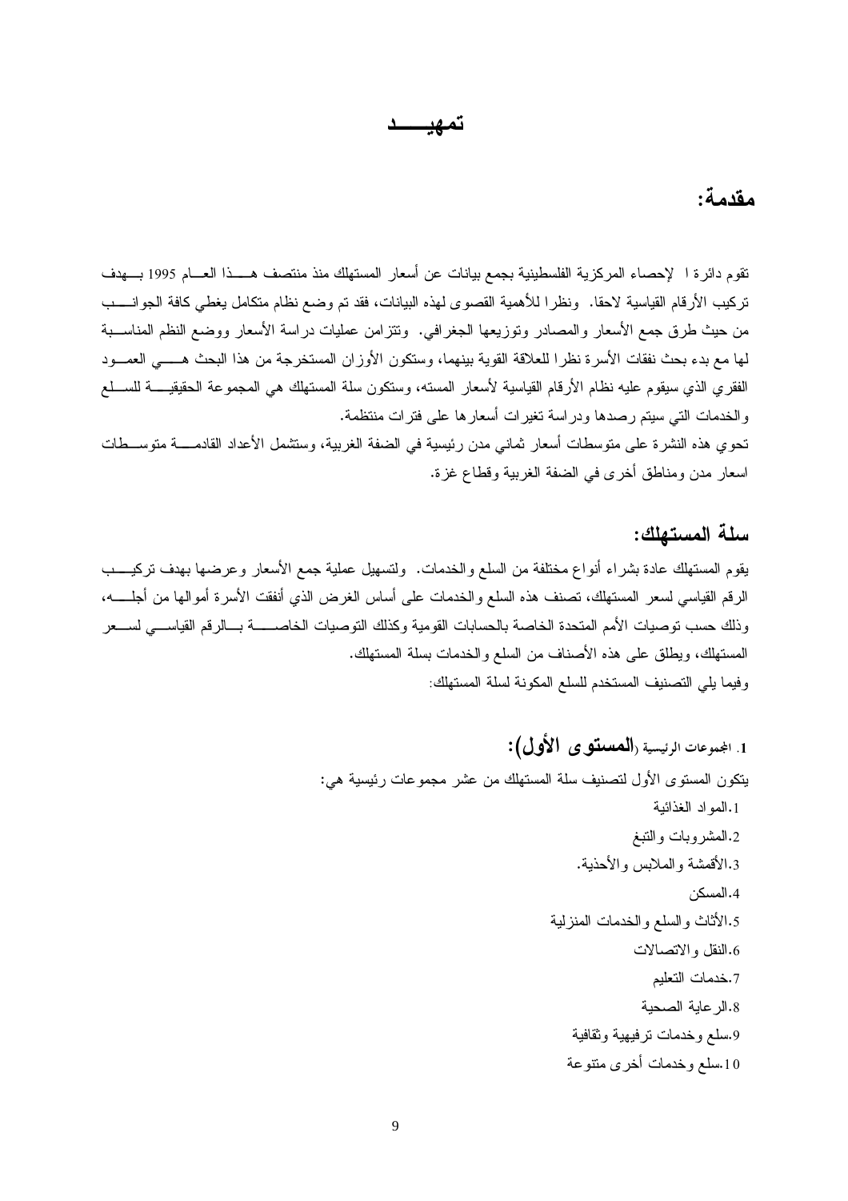# تمهيـــــد

## مقدمة:

تقوم دائرة ا لإحصاء المركزية الفلسطينية بجمع بيانات عن أسعار المستهلك منذ منتصف هـــذا العــام 1995 بـــهدف تركيب الأرقام القياسية لاحقا. ونظرا للأهمية القصوى لهذه البيانات، فقد تم وضع نظام متكامل يغطي كافة الجوانـــب من حيث طرق جمع الأسعار والمصادر وتوزيعها الجغرافي. وتتزامن عمليات دراسة الأسعار ووضع النظم المناســبة لها مع بدء بحث نفقات الأسرة نظرا للعلاقة القوية بينهما، وستكون الأوزان المستخرجة من هذا البحث هـــي العمــود الفقري الذي سيقوم عليه نظام الأرقام القياسية لأسعار المسته، وستكون سلة المستهلك هي المجموعة الحقيقيـــة للســلع والخدمات التي سيتم رصدها ودراسة تغيرات أسعارها على فترات منتظمة.

تحوي هذه النشرة على متوسطات أسعار ثماني مدن رئيسية في الضفة الغربية، وستشمل الأعداد القادمـــة متوســطات اسعار مدن ومناطق أخرى في الضفة الغربية وقطاع غزة.

## سلة المستهلك:

يقوم المستهلك عادة بشراء أنواع مختلفة من السلع والخدمات. ولتسهيل عملية جمع الأسعار وعرضها بهدف تركيـــب الرقم القياسي لسعر المستهلك، تصنف هذه السلع والخدمات على أساس الغرض الذي أنفقت الأسرة أموالها من أجلـــه، وذلك حسب توصيات الأمم المتحدة الخاصة بالحسابات القومية وكذلك التوصيات الخاصـــة بـــالرقم القياســـي لســـعر المستهلك، ويطلق على هذه الأصناف من السلع والخدمات بسلة المستهلك.

وفيما يلي التصنيف المستخدم للسلع المكونة لسلة المستهلك:

### 1. المجموعات الرئيسية (**المستوى الأول**):

يتكون المستوى الأول لتصنيف سلة المستهلك من عشر مجموعات رئيسية هي:

1. المواد الغذائية
2. المشروبات والتبغ
3. الأقمشة والملابس والأحذية.
4. المسكن
5. الأثاث والسلع والخدمات المنزلية
6. النقل والاتصالات
7. خدمات التعليم
8. الرعاية الصحية
9. سلع وخدمات ترفيهية وثقافية
10. سلع وخدمات أخرى متنوعة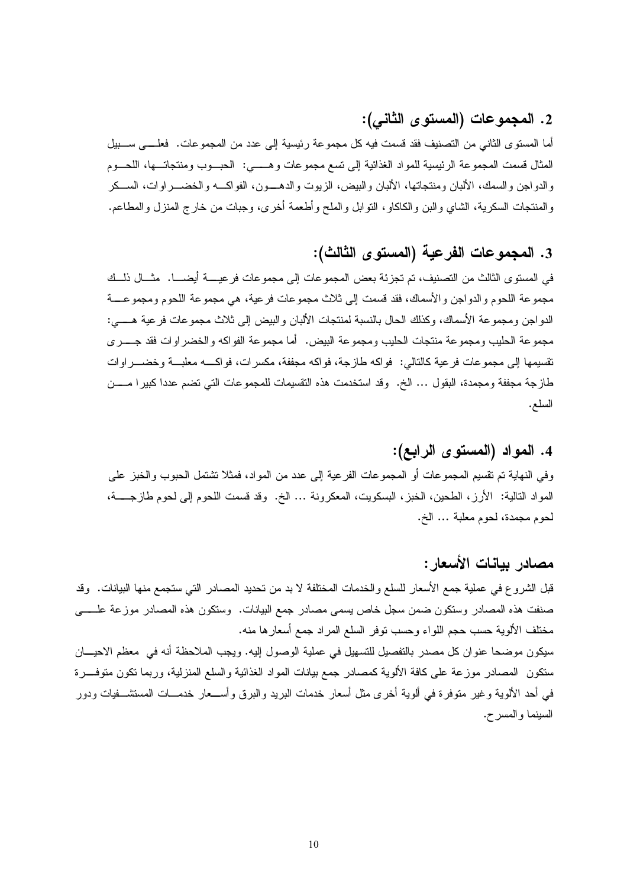## 2. المجموعات (المستوى الثاني):

أما المستوى الثاني من التصنيف فقد قسمت فيه كل مجموعة رئيسية إلى عدد من المجموعات. فعلى سبيل المثال قسمت المجموعة الرئيسية للمواد الغذائية إلى تسع مجموعات وهي: الحبوب ومنتجاتها، اللحوم والدواجن والسمك، الألبان ومنتجاتها، الألبان والبيض، الزيوت والدهون، الفواكه والخضراوات، السكر والمنتجات السكرية، الشاي والبن والكاكاو، التوابل والملح وأطعمة أخرى، وجبات من خارج المنزل والمطاعم.

## 3. المجموعات الفرعية (المستوى الثالث):

في المستوى الثالث من التصنيف، تم تجزئة بعض المجموعات إلى مجموعات فرعية أيضا. مثال ذلك مجموعة اللحوم والدواجن والأسماك، فقد قسمت إلى ثلاث مجموعات فرعية، هي مجموعة اللحوم ومجموعة الدواجن ومجموعة الأسماك، وكذلك الحال بالنسبة لمنتجات الألبان والبيض إلى ثلاث مجموعات فرعية هي: مجموعة الحليب ومجموعة منتجات الحليب ومجموعة البيض. أما مجموعة الفواكه والخضراوات فقد جرى تقسيمها إلى مجموعات فرعية كالتالي: فواكه طازجة، فواكه مجففة، مكسرات، فواكه معلبة وخضراوات طازجة مجففة ومجمدة، البقول ... الخ. وقد استخدمت هذه التقسيمات للمجموعات التي تضم عددا كبيرا من السلع.

## 4. المواد (المستوى الرابع):

وفي النهاية تم تقسيم المجموعات أو المجموعات الفرعية إلى عدد من المواد، فمثلا تشتمل الحبوب والخبز على المواد التالية: الأرز، الطحين، الخبز، البسكويت، المعكرونة ... الخ. وقد قسمت اللحوم إلى لحوم طازجة، لحوم مجمدة، لحوم معلبة ... الخ.

## مصادر بيانات الأسعار:

قبل الشروع في عملية جمع الأسعار للسلع والخدمات المختلفة لا بد من تحديد المصادر التي ستجمع منها البيانات. وقد صنفت هذه المصادر وستكون ضمن سجل خاص يسمى مصادر جمع البيانات. وستكون هذه المصادر موزعة على مختلف الألوية حسب حجم اللواء وحسب توفر السلع المراد جمع أسعارها منه.

سيكون موضحا عنوان كل مصدر بالتفصيل للتسهيل في عملية الوصول إليه. ويجب الملاحظة أنه في معظم الاحيان ستكون المصادر موزعة على كافة الألوية كمصادر جمع بيانات المواد الغذائية والسلع المنزلية، وربما تكون متوفرة في أحد الألوية وغير متوفرة في ألوية أخرى مثل أسعار خدمات البريد والبرق وأسعار خدمات المستشفيات ودور السينما والمسرح.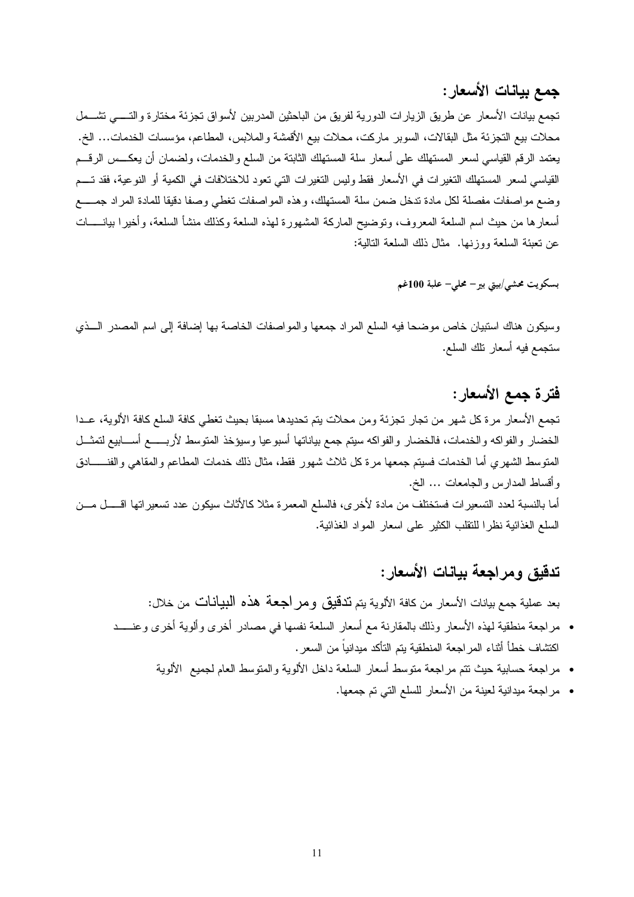## جمع بيانات الأسعار:

تجمع بيانات الأسعار عن طريق الزيارات الدورية لفريق من الباحثين المدربين لأسواق تجزئة مختارة والتي تشمل محلات بيع التجزئة مثل البقالات، السوبر ماركت، محلات بيع الأقمشة والملابس، المطاعم، مؤسسات الخدمات... الخ. يعتمد الرقم القياسي لسعر المستهلك على أسعار سلة المستهلك الثابتة من السلع والخدمات، ولضمان أن يعكس الرقم القياسي لسعر المستهلك التغيرات في الأسعار فقط وليس التغيرات التي تعود للاختلافات في الكمية أو النوعية، فقد تم وضع مواصفات مفصلة لكل مادة تدخل ضمن سلة المستهلك، وهذه المواصفات تغطي وصفا دقيقا للمادة المراد جمع أسعارها من حيث اسم السلعة المعروف، وتوضيح الماركة المشهورة لهذه السلعة وكذلك منشأ السلعة، وأخيرا بيانات عن تعبئة السلعة ووزنها. مثال ذلك السلعة التالية:

**بسكويت محشي/بيتي بير– محلي– علبة 100غم**

وسيكون هناك استبيان خاص موضحا فيه السلع المراد جمعها والمواصفات الخاصة بها إضافة إلى اسم المصدر الذي ستجمع فيه أسعار تلك السلع.

## فترة جمع الأسعار:

تجمع الأسعار مرة كل شهر من تجار تجزئة ومن محلات يتم تحديدها مسبقا بحيث تغطي كافة السلع كافة الألوية، عدا الخضار والفواكه والخدمات، فالخضار والفواكه سيتم جمع بياناتها أسبوعيا وسيؤخذ المتوسط لأربع أسابيع لتمثل المتوسط الشهري أما الخدمات فسيتم جمعها مرة كل ثلاث شهور فقط، مثال ذلك خدمات المطاعم والمقاهي والفنادق وأقساط المدارس والجامعات ... الخ.

أما بالنسبة لعدد التسعيرات فستختلف من مادة لأخرى، فالسلع المعمرة مثلا كالأثاث سيكون عدد تسعيراتها اقل من السلع الغذائية نظرا للتقلب الكثير على اسعار المواد الغذائية.

## تدقيق ومراجعة بيانات الأسعار:

بعد عملية جمع بيانات الأسعار من كافة الألوية يتم **تدقيق ومراجعة هذه البيانات** من خلال:

- مراجعة منطقية لهذه الأسعار وذلك بالمقارنة مع أسعار السلعة نفسها في مصادر أخرى وألوية أخرى وعند اكتشاف خطأ أثناء المراجعة المنطقية يتم التأكد ميدانياً من السعر.
- مراجعة حسابية حيث تتم مراجعة متوسط أسعار السلعة داخل الألوية والمتوسط العام لجميع الألوية
- مراجعة ميدانية لعينة من الأسعار للسلع التي تم جمعها.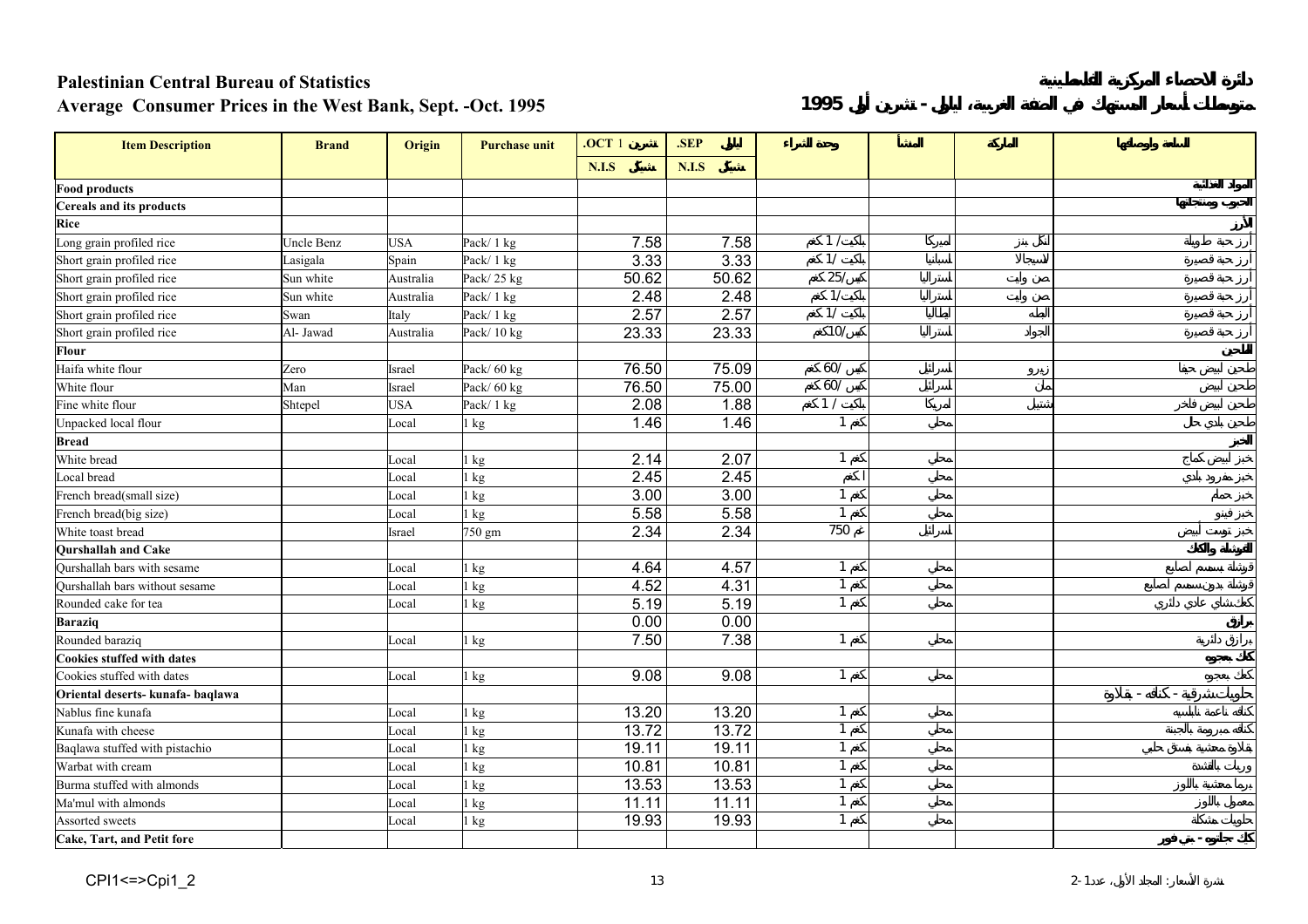**Palestinian Central Bureau of Statistics**

**Average Consumer Prices in the West Bank, Sept. -Oct. 1995**

**دائرة الاحصاء المركزية الفلسطينية**

**متوسطات أسعار المستهلك في الضفة الغربية، أيلول - تشرين أول 1995**

| Item Description | Brand | Origin | Purchase unit | .OCT تشرين 1 | .SEP أيلول | وحدة الشراء | المنشأ | الماركة | السلعة ومواصفاتها |
|---|---|---|---|---|---|---|---|---|---|
| | | | | N.I.S شيكل | N.I.S شيكل | | | | |
| **Food products** | | | | | | | | | **المواد الغذائية** |
| **Cereals and its products** | | | | | | | | | **الحبوب ومنتجاتها** |
| **Rice** | | | | | | | | | **الأرز** |
| Long grain profiled rice | Uncle Benz | USA | Pack/ 1 kg | 7.58 | 7.58 | باكيت/ 1 كغم | أمريكا | انكل بنز | أرز حبة طويلة |
| Short grain profiled rice | Lasigala | Spain | Pack/ 1 kg | 3.33 | 3.33 | باكيت/ 1 كغم | اسبانيا | لاسيجالا | أرز حبة قصيرة |
| Short grain profiled rice | Sun white | Australia | Pack/ 25 kg | 50.62 | 50.62 | كيس/25 كغم | استراليا | صن وايت | أرز حبة قصيرة |
| Short grain profiled rice | Sun white | Australia | Pack/ 1 kg | 2.48 | 2.48 | باكيت/1 كغم | استراليا | صن وايت | أرز حبة قصيرة |
| Short grain profiled rice | Swan | Italy | Pack/ 1 kg | 2.57 | 2.57 | باكيت/ 1 كغم | ايطاليا | البطة | أرز حبة قصيرة |
| Short grain profiled rice | Al- Jawad | Australia | Pack/ 10 kg | 23.33 | 23.33 | كيس/10كغم | استراليا | الجواد | أرز حبة قصيرة |
| **Flour** | | | | | | | | | **الطحين** |
| Haifa white flour | Zero | Israel | Pack/ 60 kg | 76.50 | 75.09 | كيس/ 60 كغم | اسرائيل | زيرو | طحين ابيض حيفا |
| White flour | Man | Israel | Pack/ 60 kg | 76.50 | 75.00 | كيس/ 60 كغم | اسرائيل | مان | طحين ابيض |
| Fine white flour | Shtepel | USA | Pack/ 1 kg | 2.08 | 1.88 | باكيت / 1 كغم | أمريكا | شتيبل | طحين ابيض فاخر |
| Unpacked local flour | | Local | 1 kg | 1.46 | 1.46 | 1 كغم | محلي | | طحين بلدي حل |
| **Bread** | | | | | | | | | **الخبز** |
| White bread | | Local | 1 kg | 2.14 | 2.07 | 1 كغم | محلي | | خبز ابيض كماج |
| Local bread | | Local | 1 kg | 2.45 | 2.45 | 1 كغم | محلي | | خبز مفرود بلدي |
| French bread(small size) | | Local | 1 kg | 3.00 | 3.00 | 1 كغم | محلي | | خبز حمام |
| French bread(big size) | | Local | 1 kg | 5.58 | 5.58 | 1 كغم | محلي | | خبز فينو |
| White toast bread | | Israel | 750 gm | 2.34 | 2.34 | 750 غم | اسرائيل | | خبز توست ابيض |
| **Qurshallah and Cake** | | | | | | | | | **القرشلة والكعك** |
| Qurshallah bars with sesame | | Local | 1 kg | 4.64 | 4.57 | 1 كغم | محلي | | قرشلة بسمسم اصابع |
| Qurshallah bars without sesame | | Local | 1 kg | 4.52 | 4.31 | 1 كغم | محلي | | قرشلة بدون سمسم اصابع |
| Rounded cake for tea | | Local | 1 kg | 5.19 | 5.19 | 1 كغم | محلي | | كعك شاي عادي دائري |
| **Baraziq** | | | 0.00 | 0.00 | | | | | **برازق** |
| Rounded baraziq | | Local | 1 kg | 7.50 | 7.38 | 1 كغم | محلي | | برازق دائرية |
| **Cookies stuffed with dates** | | | | | | | | | **كعك بعجوه** |
| Cookies stuffed with dates | | Local | 1 kg | 9.08 | 9.08 | 1 كغم | محلي | | كعك بعجوه |
| **Oriental deserts- kunafa- baqlawa** | | | | | | | | | **حلويات شرقية - كنافة - بقلاوة** |
| Nablus fine kunafa | | Local | 1 kg | 13.20 | 13.20 | 1 كغم | محلي | | كنافة ناعمة نابلسية |
| Kunafa with cheese | | Local | 1 kg | 13.72 | 13.72 | 1 كغم | محلي | | كنافة مبرومة بالجبنة |
| Baqlawa stuffed with pistachio | | Local | 1 kg | 19.11 | 19.11 | 1 كغم | محلي | | بقلاوة محشية بفستق حلبي |
| Warbat with cream | | Local | 1 kg | 10.81 | 10.81 | 1 كغم | محلي | | وربات بالقشطة |
| Burma stuffed with almonds | | Local | 1 kg | 13.53 | 13.53 | 1 كغم | محلي | | برما محشية باللوز |
| Ma'mul with almonds | | Local | 1 kg | 11.11 | 11.11 | 1 كغم | محلي | | معمول باللوز |
| Assorted sweets | | Local | 1 kg | 19.93 | 19.93 | 1 كغم | محلي | | حلويات مشكلة |
| **Cake, Tart, and Petit fore** | | | | | | | | | **كيك - جاتوه - بتي فور** |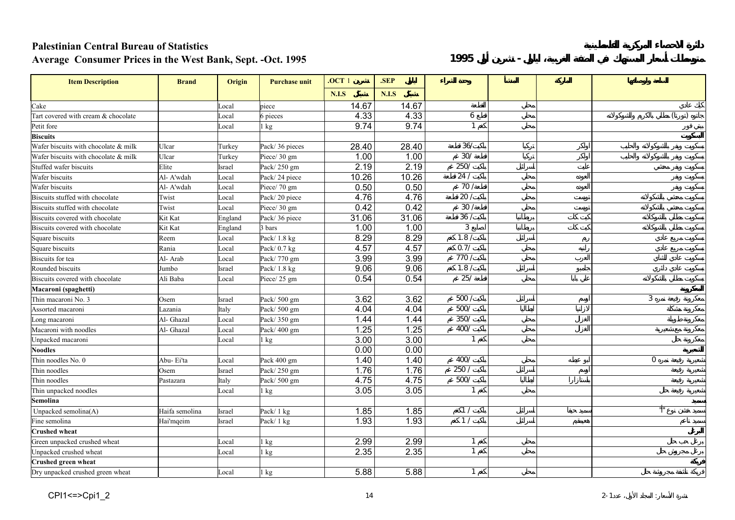**Palestinian Central Bureau of Statistics** — **دائرة الاحصاء المركزية الفلسطينية**

**Average Consumer Prices in the West Bank, Sept. -Oct. 1995** — **متوسط أسعار المستهلك في الضفة الغربية، أيلول - تشرين أول 1995**

| Item Description | Brand | Origin | Purchase unit | .OCT 1 تشرين | .SEP أيلول | وحدة الشراء | المنشأ | الماركة | السلعة وأوصافها |
|---|---|---|---|---|---|---|---|---|---|
| | | | | N.I.S شيكل | N.I.S شيكل | | | | |
| Cake | | Local | piece | 14.67 | 14.67 | القطعة | محلي | | كيك عادي |
| Tart covered with cream & chocolate | | Local | 6 pieces | 4.33 | 4.33 | 6 قطع | محلي | | جاتو (تورتا) مغطى بالكريم والشوكولاته |
| Petit fore | | Local | 1 kg | 9.74 | 9.74 | 1 كغم | محلي | | بيتي فور |
| **Biscuits** | | | | | | | | | **البسكويت** |
| Wafer biscuits with chocolate & milk | Ulcar | Turkey | Pack/ 36 pieces | 28.40 | 28.40 | باكيت/36 قطعة | تركيا | اولكر | بسكويت ويفر بالشوكولاته والحليب |
| Wafer biscuits with chocolate & milk | Ulcar | Turkey | Piece/ 30 gm | 1.00 | 1.00 | قطعة /30 غم | تركيا | اولكر | بسكويت ويفر بالشوكولاته والحليب |
| Stuffed wafer biscuits | Elite | Israel | Pack/ 250 gm | 2.19 | 2.19 | باكيت /250 غم | اسرائيل | عليت | بسكويت ويفر محشي |
| Wafer biscuits | Al- A'wdah | Local | Pack/ 24 piece | 10.26 | 10.26 | باكيت / 24 قطعة | محلي | العوده | بسكويت ويفر |
| Wafer biscuits | Al- A'wdah | Local | Piece/ 70 gm | 0.50 | 0.50 | قطعة/ 70 غم | محلي | العوده | بسكويت ويفر |
| Biscuits stuffed with chocolate | Twist | Local | Pack/ 20 piece | 4.76 | 4.76 | باكيت/ 20 قطعة | محلي | تويست | بسكويت محشي بالشوكولاته |
| Biscuits stuffed with chocolate | Twist | Local | Piece/ 30 gm | 0.42 | 0.42 | قطعة/ 30 غم | محلي | تويست | بسكويت محشي بالشوكولاته |
| Biscuits covered with chocolate | Kit Kat | England | Pack/ 36 piece | 31.06 | 31.06 | باكيت/ 36 قطعة | بريطانيا | كيت كات | بسكويت مغطى بالشوكولاته |
| Biscuits covered with chocolate | Kit Kat | England | 3 bars | 1.00 | 1.00 | 3 أصابع | بريطانيا | كيت كات | بسكويت مغطى بالشوكولاته |
| Square biscuits | Reem | Local | Pack/ 1.8 kg | 8.29 | 8.29 | باكيت/ 1.8 كغم | اسرائيل | ريم | بسكويت مربع عادي |
| Square biscuits | Rania | Local | Pack/ 0.7 kg | 4.57 | 4.57 | باكيت/ 0.7 كغم | محلي | رانيه | بسكويت مربع عادي |
| Biscuits for tea | Al- Arab | Local | Pack/ 770 gm | 3.99 | 3.99 | باكيت/ 770 غم | محلي | العرب | بسكويت عادي للشاي |
| Rounded biscuits | Jumbo | Israel | Pack/ 1.8 kg | 9.06 | 9.06 | باكيت/ 1.8 كغم | اسرائيل | جامبو | بسكويت عادي دائري |
| Biscuits covered with chocolate | Ali Baba | Local | Piece/ 25 gm | 0.54 | 0.54 | قطعة/ 25 غم | محلي | علي بابا | بسكويت مغطى بالشوكولاته |
| **Macaroni (spaghetti)** | | | | | | | | | **المعكرونة** |
| Thin macaroni No. 3 | Osem | Israel | Pack/ 500 gm | 3.62 | 3.62 | باكيت/ 500 غم | اسرائيل | اوسم | معكرونة رفيعة نمرة 3 |
| Assorted macaroni | Lazania | Italy | Pack/ 500 gm | 4.04 | 4.04 | باكيت/ 500 غم | ايطاليا | لازانيا | معكرونة مشكلة |
| Long macaroni | Al- Ghazal | Local | Pack/ 350 gm | 1.44 | 1.44 | باكيت/ 350 غم | محلي | الغزال | معكرونة طويلة |
| Macaroni with noodles | Al- Ghazal | Local | Pack/ 400 gm | 1.25 | 1.25 | باكيت/ 400 غم | محلي | الغزال | معكرونة مع شعيرية |
| Unpacked macaroni | | Local | 1 kg | 3.00 | 3.00 | 1 كغم | محلي | | معكرونة حب |
| **Noodles** | | | | 0.00 | 0.00 | | | | **الشعيرية** |
| Thin noodles No. 0 | Abu- Ei'ta | Local | Pack 400 gm | 1.40 | 1.40 | باكيت/ 400 غم | محلي | ابو عيطه | شعيرية رفيعة نمرة 0 |
| Thin noodles | Osem | Israel | Pack/ 250 gm | 1.76 | 1.76 | باكيت/ 250 غم | اسرائيل | اوسم | شعيرية رفيعة |
| Thin noodles | Pastazara | Italy | Pack/ 500 gm | 4.75 | 4.75 | باكيت/ 500 غم | ايطاليا | باستازارا | شعيرية رفيعة |
| Thin unpacked noodles | | Local | 1 kg | 3.05 | 3.05 | 1 كغم | محلي | | شعيرية رفيعة حب |
| **Semolina** | | | | | | | | | **سميد** |
| Unpacked semolina(A) | Haifa semolina | Israel | Pack/ 1 kg | 1.85 | 1.85 | باكيت/ 1 كغم | اسرائيل | سميد حيفا | سميد خشن نوع "أ" |
| Fine semolina | Hai'mqeim | Israel | Pack/ 1 kg | 1.93 | 1.93 | باكيت/ 1 كغم | اسرائيل | هيمقيم | سميد ناعم |
| **Crushed wheat** | | | | | | | | | **البرغل** |
| Green unpacked crushed wheat | | Local | 1 kg | 2.99 | 2.99 | 1 كغم | محلي | | برغل حب حب |
| Unpacked crushed wheat | | Local | 1 kg | 2.35 | 2.35 | 1 كغم | محلي | | برغل مجروش حب |
| **Crushed green wheat** | | | | | | | | | **فريكة** |
| Dry unpacked crushed green wheat | | Local | 1 kg | 5.88 | 5.88 | 1 كغم | محلي | | فريكة ناشفة مجروشة حب |

CPI1<=>Cpi1_2

نشرة الأسعار: المجلد الأول، عدد 1-2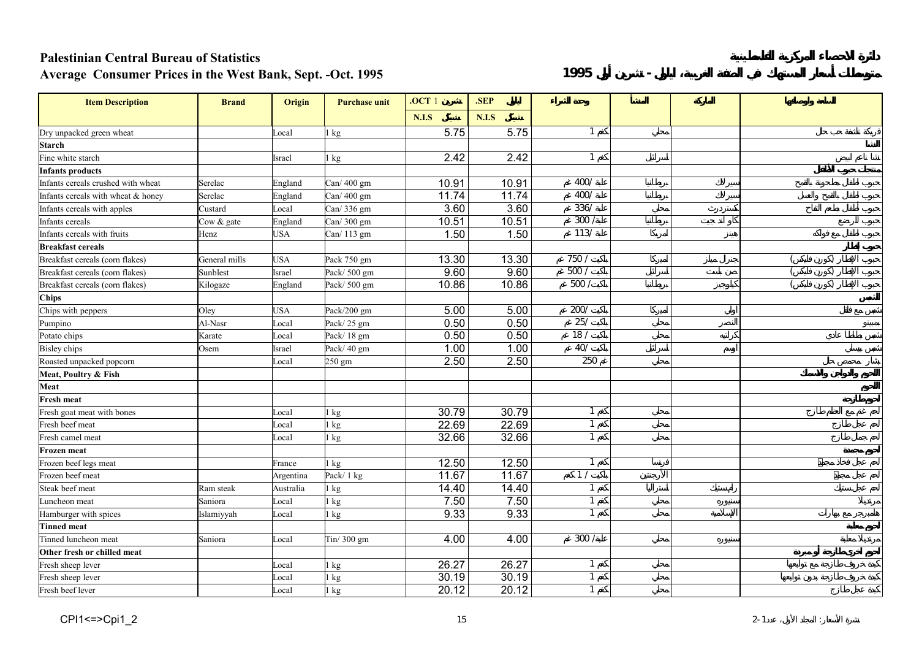# Palestinian Central Bureau of Statistics

## Average Consumer Prices in the West Bank, Sept. -Oct. 1995

# دائرة الاحصاء المركزية الفلسطينية

## متوسطات أسعار المستهلك في الضفة الغربية، أيلول - تشرين أول 1995

| Item Description | Brand | Origin | Purchase unit | .OCT تشرين 1 | .SEP أيلول | وحدة الشراء | المنشأ | الماركة | السلعة وأصنافها |
|---|---|---|---|---|---|---|---|---|---|
| | | | | N.I.S شيكل | N.I.S شيكل | | | | |
| Dry unpacked green wheat | | Local | 1 kg | 5.75 | 5.75 | 1 كغم | محلي | | فريكة ناشفة حب حل |
| **Starch** | | | | | | | | | **النشا** |
| Fine white starch | | Israel | 1 kg | 2.42 | 2.42 | 1 كغم | اسرائيل | | نشا ناعم ابيض |
| **Infants products** | | | | | | | | | **منتجات حبوب الأطفال** |
| Infants cereals crushed with wheat | Serelac | England | Can/ 400 gm | 10.91 | 10.91 | علبة /400 غم | بريطانيا | سيرلاك | حبوب للطفل مطحونة بالقمح |
| Infants cereals with wheat & honey | Serelac | England | Can/ 400 gm | 11.74 | 11.74 | علبة /400 غم | بريطانيا | سيرلاك | حبوب للطفل بالقمح والعسل |
| Infants cereals with apples | Custard | Local | Can/ 336 gm | 3.60 | 3.60 | علبة /336 غم | محلي | كسترد | حبوب للطفل بالتفاح |
| Infants cereals | Cow & gate | England | Can/ 300 gm | 10.51 | 10.51 | علبة/ 300 غم | بريطانيا | كاو اند جيت | حبوب للرضع |
| Infants cereals with fruits | Henz | USA | Can/ 113 gm | 1.50 | 1.50 | علبة /113 غم | امريكا | هينز | حبوب للطفل مع فواكه |
| **Breakfast cereals** | | | | | | | | | **حبوب الافطار** |
| Breakfast cereals (corn flakes) | General mills | USA | Pack 750 gm | 13.30 | 13.30 | باكيت / 750 غم | امريكا | جنرال ميلز | حبوب الإفطار (كورن فليكس) |
| Breakfast cereals (corn flakes) | Sunblest | Israel | Pack/ 500 gm | 9.60 | 9.60 | باكيت / 500 غم | اسرائيل | صن بلست | حبوب الإفطار (كورن فليكس) |
| Breakfast cereals (corn flakes) | Kilogaze | England | Pack/ 500 gm | 10.86 | 10.86 | باكيت/ 500 غم | بريطانيا | كيلوجيز | حبوب الإفطار (كورن فليكس) |
| **Chips** | | | | | | | | | **الشبس** |
| Chips with peppers | Oley | USA | Pack/200 gm | 5.00 | 5.00 | باكيت /200 غم | امريكا | اولي | شبس مع فلفل |
| Pumpino | Al-Nasr | Local | Pack/ 25 gm | 0.50 | 0.50 | باكيت /25 غم | محلي | النصر | بمبينو |
| Potato chips | Karate | Local | Pack/ 18 gm | 0.50 | 0.50 | باكيت / 18 غم | محلي | كراتيه | شبس بطاطا عادي |
| Bisley chips | Osem | Israel | Pack/ 40 gm | 1.00 | 1.00 | باكيت /40 غم | اسرائيل | اوسم | شبس بيسلي |
| Roasted unpacked popcorn | | Local | 250 gm | 2.50 | 2.50 | 250 غم | محلي | | بشار محمص حل |
| **Meat, Poultry & Fish** | | | | | | | | | **اللحوم والدواجن والاسماك** |
| **Meat** | | | | | | | | | **اللحوم** |
| **Fresh meat** | | | | | | | | | **لحوم طازجة** |
| Fresh goat meat with bones | | Local | 1 kg | 30.79 | 30.79 | 1 كغم | محلي | | لحم غنم مع العظم طازج |
| Fresh beef meat | | Local | 1 kg | 22.69 | 22.69 | 1 كغم | محلي | | لحم عجل طازج |
| Fresh camel meat | | Local | 1 kg | 32.66 | 32.66 | 1 كغم | محلي | | لحم جمل طازج |
| **Frozen meat** | | | | | | | | | **لحوم مجمدة** |
| Frozen beef legs meat | | France | 1 kg | 12.50 | 12.50 | 1 كغم | فرنسا | | لحم عجل فخاذ مجمد |
| Frozen beef meat | | Argentina | Pack/ 1 kg | 11.67 | 11.67 | باكيت / 1 كغم | الأرجنتين | | لحم عجل مجمد |
| Steak beef meat | Ram steak | Australia | 1 kg | 14.40 | 14.40 | 1 كغم | استراليا | رام ستيك | لحم عجل ستيك |
| Luncheon meat | Saniora | Local | 1 kg | 7.50 | 7.50 | 1 كغم | محلي | سنيورة | مرتديلا |
| Hamburger with spices | Islamiyyah | Local | 1 kg | 9.33 | 9.33 | 1 كغم | محلي | الإسلامية | هامبرجر مع بهارات |
| **Tinned meat** | | | | | | | | | **لحوم معلبة** |
| Tinned luncheon meat | Saniora | Local | Tin/ 300 gm | 4.00 | 4.00 | علبة/ 300 غم | محلي | سنيورة | مرتديلا معلبة |
| **Other fresh or chilled meat** | | | | | | | | | **لحوم أخرى طازجة أو مبردة** |
| Fresh sheep lever | | Local | 1 kg | 26.27 | 26.27 | 1 كغم | محلي | | كبدة خروف طازجة مع توابعها |
| Fresh sheep lever | | Local | 1 kg | 30.19 | 30.19 | 1 كغم | محلي | | كبدة خروف طازجة بدون توابعها |
| Fresh beef lever | | Local | 1 kg | 20.12 | 20.12 | 1 كغم | محلي | | كبدة عجل طازج |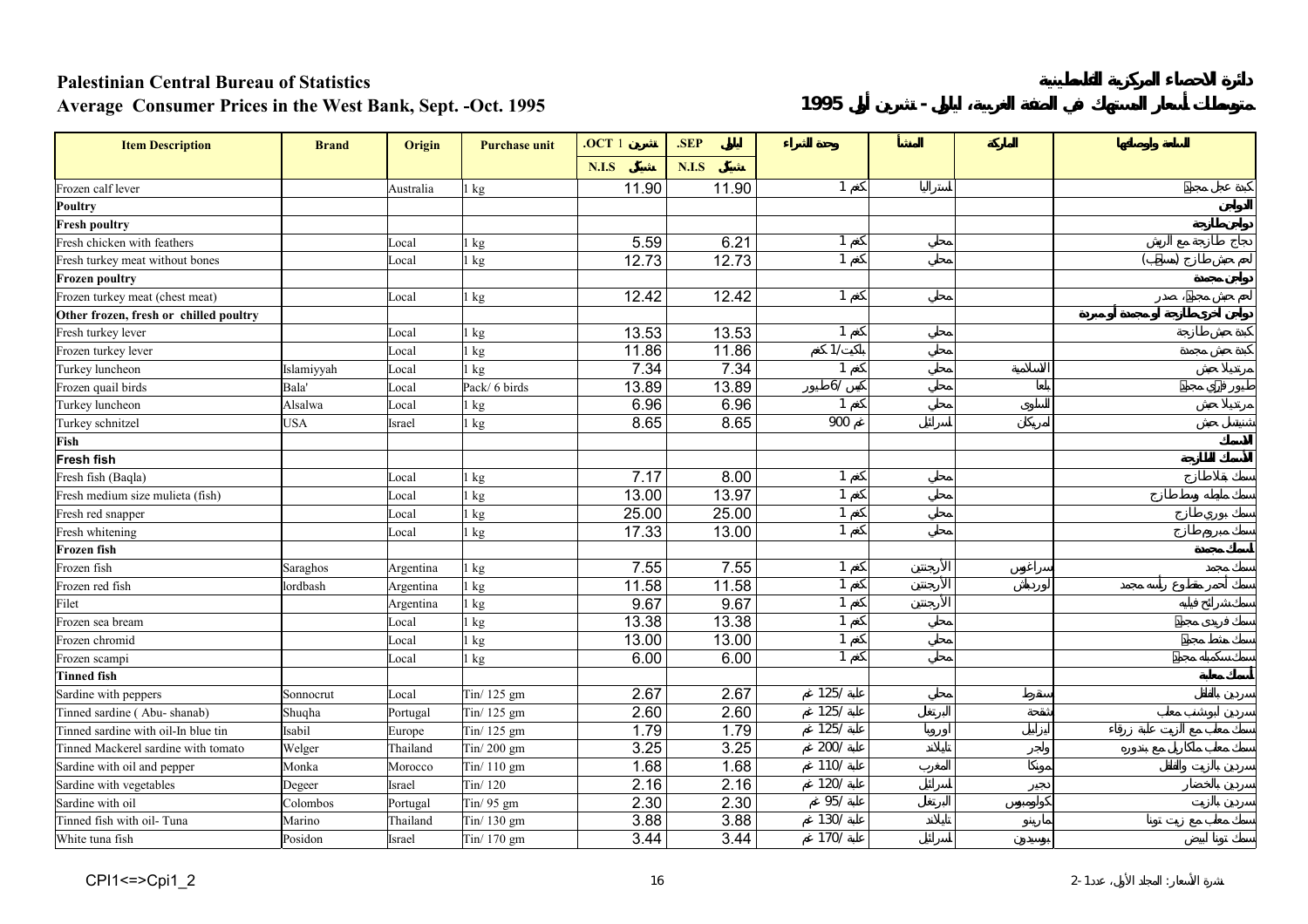**Palestinian Central Bureau of Statistics** | **دائرة الاحصاء المركزية الفلسطينية**

**Average Consumer Prices in the West Bank, Sept. -Oct. 1995** | **متوسطات أسعار المستهلك في الضفة الغربية، أيلول - تشرين أول 1995**

| Item Description | Brand | Origin | Purchase unit | .OCT تشرين 1 | .SEP أيلول | وحدة الشراء | المنشأ | الماركة | السلعة وأوصافها |
|---|---|---|---|---|---|---|---|---|---|
| | | | | N.I.S شيكل | N.I.S شيكل | | | | |
| Frozen calf lever | | Australia | 1 kg | 11.90 | 11.90 | 1 كغم | استراليا | | كبدة عجل مجمدة |
| **Poultry** | | | | | | | | | **الدواجن** |
| **Fresh poultry** | | | | | | | | | **دواجن طازجة** |
| Fresh chicken with feathers | | Local | 1 kg | 5.59 | 6.21 | 1 كغم | محلي | | دجاج طازجة مع الريش |
| Fresh turkey meat without bones | | Local | 1 kg | 12.73 | 12.73 | 1 كغم | محلي | | لحم حبش طازج (مسحب) |
| **Frozen poultry** | | | | | | | | | **دواجن مجمدة** |
| Frozen turkey meat (chest meat) | | Local | 1 kg | 12.42 | 12.42 | 1 كغم | محلي | | لحم حبش مجمد، صدر |
| **Other frozen, fresh or chilled poultry** | | | | | | | | | **دواجن أخرى طازجة أو مجمدة أو مبردة** |
| Fresh turkey lever | | Local | 1 kg | 13.53 | 13.53 | 1 كغم | محلي | | كبدة حبش طازجة |
| Frozen turkey lever | | Local | 1 kg | 11.86 | 11.86 | باكيت/1 كغم | محلي | | كبدة حبش مجمدة |
| Turkey luncheon | Islamiyyah | Local | 1 kg | 7.34 | 7.34 | 1 كغم | محلي | الاسلامية | مرتديلا حبش |
| Frozen quail birds | Bala' | Local | Pack/ 6 birds | 13.89 | 13.89 | كيس/6 طيور | محلي | بلع | طيور فري مجمد |
| Turkey luncheon | Alsalwa | Local | 1 kg | 6.96 | 6.96 | 1 كغم | محلي | السلوى | مرتديلا حبش |
| Turkey schnitzel | USA | Israel | 1 kg | 8.65 | 8.65 | 900 غم | اسرائيل | أمريكان | شنيتسل حبش |
| **Fish** | | | | | | | | | **السمك** |
| **Fresh fish** | | | | | | | | | **السمك الطازج** |
| Fresh fish (Baqla) | | Local | 1 kg | 7.17 | 8.00 | 1 كغم | محلي | | سمك بقلا طازج |
| Fresh medium size mulieta (fish) | | Local | 1 kg | 13.00 | 13.97 | 1 كغم | محلي | | سمك ملميطة وسط طازج |
| Fresh red snapper | | Local | 1 kg | 25.00 | 25.00 | 1 كغم | محلي | | سمك بوري طازج |
| Fresh whitening | | Local | 1 kg | 17.33 | 13.00 | 1 كغم | محلي | | سمك مريم طازج |
| **Frozen fish** | | | | | | | | | **سمك مجمد** |
| Frozen fish | Saraghos | Argentina | 1 kg | 7.55 | 7.55 | 1 كغم | الأرجنتين | سراغوس | سمك مجمد |
| Frozen red fish | lordbash | Argentina | 1 kg | 11.58 | 11.58 | 1 كغم | الأرجنتين | لوردباش | سمك أحمر مقطوع الرأس مجمد |
| Filet | | Argentina | 1 kg | 9.67 | 9.67 | 1 كغم | الأرجنتين | | سمك شرائح فيليه |
| Frozen sea bream | | Local | 1 kg | 13.38 | 13.38 | 1 كغم | محلي | | سمك فريدي مجمد |
| Frozen chromid | | Local | 1 kg | 13.00 | 13.00 | 1 كغم | محلي | | سمك مشط مجمد |
| Frozen scampi | | Local | 1 kg | 6.00 | 6.00 | 1 كغم | محلي | | سمك سكمبلة مجمد |
| **Tinned fish** | | | | | | | | | **سمك معلب** |
| Sardine with peppers | Sonnocrut | Local | Tin/ 125 gm | 2.67 | 2.67 | علبة /125 غم | محلي | سنقرط | سردين بالفلفل |
| Tinned sardine ( Abu- shanab) | Shuqha | Portugal | Tin/ 125 gm | 2.60 | 2.60 | علبة /125 غم | البرتغال | شقحة | سردين أبوشنب معلب |
| Tinned sardine with oil-In blue tin | Isabil | Europe | Tin/ 125 gm | 1.79 | 1.79 | علبة /125 غم | اوروبا | ايزابيل | سمك معلب مع الزيت علبة زرقاء |
| Tinned Mackerel sardine with tomato | Welger | Thailand | Tin/ 200 gm | 3.25 | 3.25 | علبة /200 غم | تايلاند | ولجر | سمك معلب ماكريل مع بندورة |
| Sardine with oil and pepper | Monka | Morocco | Tin/ 110 gm | 1.68 | 1.68 | علبة /110 غم | المغرب | مونكا | سردين بالزيت والفلفل |
| Sardine with vegetables | Degeer | Israel | Tin/ 120 | 2.16 | 2.16 | علبة /120 غم | اسرائيل | دجير | سردين بالخضار |
| Sardine with oil | Colombos | Portugal | Tin/ 95 gm | 2.30 | 2.30 | علبة /95 غم | البرتغال | كولومبوس | سردين بالزيت |
| Tinned fish with oil- Tuna | Marino | Thailand | Tin/ 130 gm | 3.88 | 3.88 | علبة /130 غم | تايلاند | مارينو | سمك معلب مع زيت تونا |
| White tuna fish | Posidon | Israel | Tin/ 170 gm | 3.44 | 3.44 | علبة /170 غم | اسرائيل | بوسيدون | سمك تونا أبيض |

CPI1<=>Cpi1_2 | نشرة الأسعار: المجلد الأول، عدد 1-2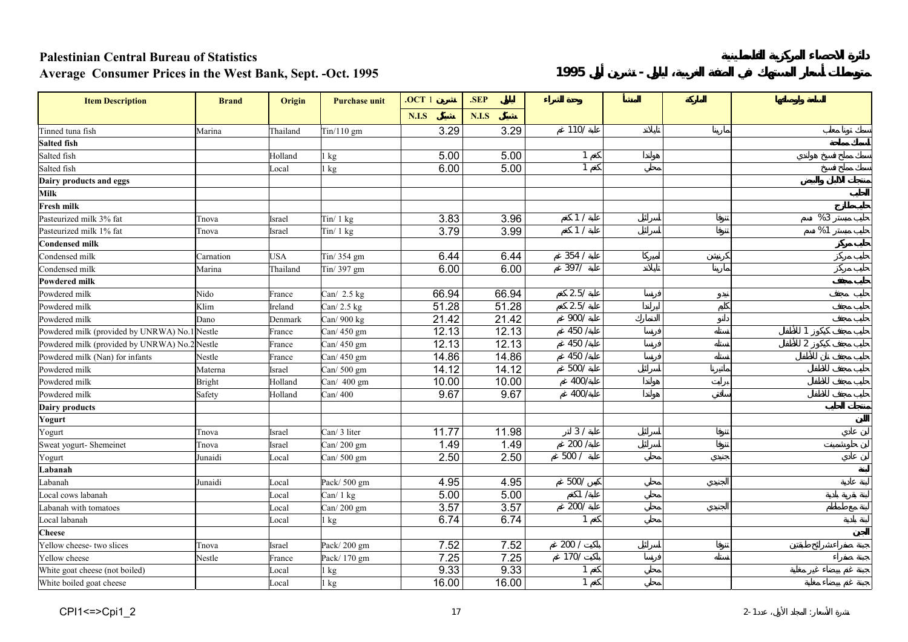**Palestinian Central Bureau of Statistics**

**Average Consumer Prices in the West Bank, Sept. -Oct. 1995**

**دائرة الاحصاء المركزية الفلسطينية**

**متوسطات أسعار المستهلك في الضفة الغربية، ايلول - تشرين أول 1995**

| Item Description | Brand | Origin | Purchase unit | .OCT 1 تشرين | .SEP ايلول | وحدة الشراء | المنشأ | الماركة | السلعة وأوصافها |
|---|---|---|---|---|---|---|---|---|---|
| | | | | N.I.S شيكل | N.I.S شيكل | | | | |
| Tinned tuna fish | Marina | Thailand | Tin/110 gm | 3.29 | 3.29 | علبة /110 غم | تايلاند | مارينا | سمك تونا معلب |
| **Salted fish** | | | | | | | | | **سمك مملح** |
| Salted fish | | Holland | 1 kg | 5.00 | 5.00 | 1 كغم | هولندا | | سمك مملح فسيخ هولندي |
| Salted fish | | Local | 1 kg | 6.00 | 5.00 | 1 كغم | محلي | | سمك مملح فسيخ |
| **Dairy products and eggs** | | | | | | | | | **منتجات الالبان والبيض** |
| **Milk** | | | | | | | | | **الحليب** |
| **Fresh milk** | | | | | | | | | **حليب طازج** |
| Pasteurized milk 3% fat | Tnova | Israel | Tin/ 1 kg | 3.83 | 3.96 | علبة / 1 كغم | اسرائيل | تنوفا | حليب مبستر 3% دسم |
| Pasteurized milk 1% fat | Tnova | Israel | Tin/ 1 kg | 3.79 | 3.99 | علبة / 1 كغم | اسرائيل | تنوفا | حليب مبستر 1% دسم |
| **Condensed milk** | | | | | | | | | **حليب مركز** |
| Condensed milk | Carnation | USA | Tin/ 354 gm | 6.44 | 6.44 | علبة / 354 غم | امريكا | كرنيشن | حليب مركز |
| Condensed milk | Marina | Thailand | Tin/ 397 gm | 6.00 | 6.00 | علبة /397 غم | تايلاند | مارينا | حليب مركز |
| **Powdered milk** | | | | | | | | | **حليب مجفف** |
| Powdered milk | Nido | France | Can/ 2.5 kg | 66.94 | 66.94 | علبة /2.5 كغم | فرنسا | نيدو | حليب مجفف |
| Powdered milk | Klim | Ireland | Can/ 2.5 kg | 51.28 | 51.28 | علبة /2.5 كغم | ايرلندا | كلim | حليب مجفف |
| Powdered milk | Dano | Denmark | Can/ 900 kg | 21.42 | 21.42 | علبة /900 غم | الدنمارك | دانو | حليب مجفف |
| Powdered milk (provided by UNRWA) No.1 | Nestle | France | Can/ 450 gm | 12.13 | 12.13 | علبة/ 450 غم | فرنسا | نستله | حليب مجفف كيكوز 1 للأطفال |
| Powdered milk (provided by UNRWA) No.2 | Nestle | France | Can/ 450 gm | 12.13 | 12.13 | علبة/ 450 غم | فرنسا | نستله | حليب مجفف كيكوز 2 للأطفال |
| Powdered milk (Nan) for infants | Nestle | France | Can/ 450 gm | 14.86 | 14.86 | علبة/ 450 غم | فرنسا | نستله | حليب مجفف نان للأطفال |
| Powdered milk | Materna | Israel | Can/ 500 gm | 14.12 | 14.12 | علبة /500 غم | اسرائيل | ماترنا | حليب مجفف للأطفال |
| Powdered milk | Bright | Holland | Can/ 400 gm | 10.00 | 10.00 | علبة/400 غم | هولندا | برايت | حليب مجفف للأطفال |
| Powdered milk | Safety | Holland | Can/ 400 | 9.67 | 9.67 | علبة/400 غم | هولندا | سافتي | حليب مجفف للأطفال |
| **Dairy products** | | | | | | | | | **منتجات الحليب** |
| **Yogurt** | | | | | | | | | **اللبن** |
| Yogurt | Tnova | Israel | Can/ 3 liter | 11.77 | 11.98 | علبة / 3 لتر | اسرائيل | تنوفا | لبن عادي |
| Sweat yogurt- Shemeinet | Tnova | Israel | Can/ 200 gm | 1.49 | 1.49 | علبة/ 200 غم | اسرائيل | تنوفا | لبن حلو شمينيت |
| Yogurt | Junaidi | Local | Can/ 500 gm | 2.50 | 2.50 | علبة / 500 غم | محلي | جنيدي | لبن عادي |
| **Labanah** | | | | | | | | | **لبنة** |
| Labanah | Junaidi | Local | Pack/ 500 gm | 4.95 | 4.95 | كيس /500 غم | محلي | الجنيدي | لبنة عادية |
| Local cows labanah | | Local | Can/ 1 kg | 5.00 | 5.00 | علبة/ 1كغم | محلي | | لبنة بقرية بلدية |
| Labanah with tomatoes | | Local | Can/ 200 gm | 3.57 | 3.57 | علبة /200 غم | محلي | الجنيدي | لبنة مع طماطم |
| Local labanah | | Local | 1 kg | 6.74 | 6.74 | 1 كغم | محلي | | لبنة بلدية |
| **Cheese** | | | | | | | | | **الجبن** |
| Yellow cheese- two slices | Tnova | Israel | Pack/ 200 gm | 7.52 | 7.52 | باكيت / 200 غم | اسرائيل | تنوفا | جبنة صفراء شرائح طبقتين |
| Yellow cheese | Nestle | France | Pack/ 170 gm | 7.25 | 7.25 | باكيت /170 غم | فرنسا | نستله | جبنة صفراء |
| White goat cheese (not boiled) | | Local | 1 kg | 9.33 | 9.33 | 1 كغم | محلي | | جبنة غنم بيضاء غير مغلية |
| White boiled goat cheese | | Local | 1 kg | 16.00 | 16.00 | 1 كغم | محلي | | جبنة غنم بيضاء مغلية |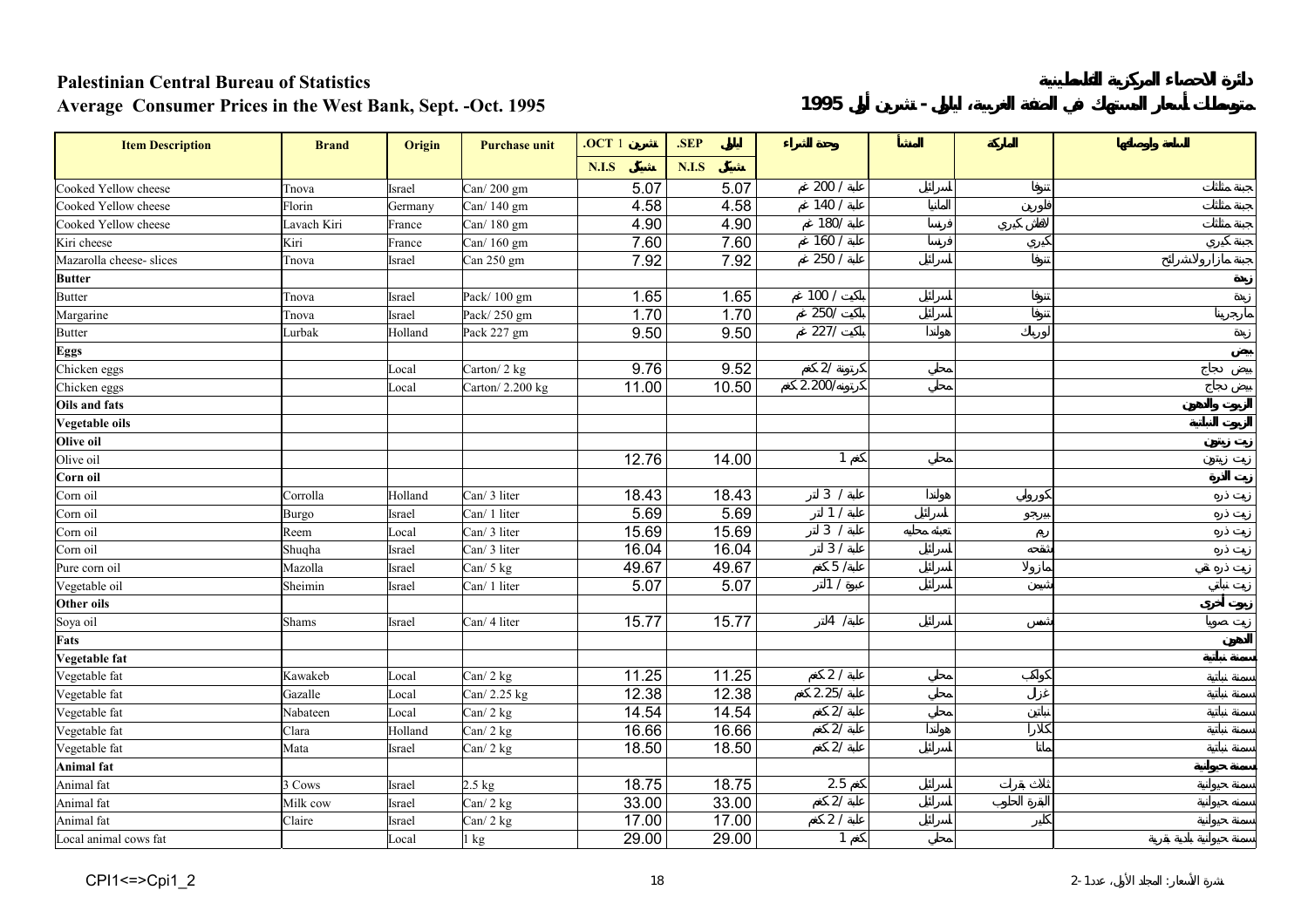**Palestinian Central Bureau of Statistics**

**Average Consumer Prices in the West Bank, Sept. -Oct. 1995**

**دائرة الاحصاء المركزية الفلسطينية**

**متوسط أسعار المستهلك في الضفة الغربية، أيلول - تشرين أول 1995**

| Item Description | Brand | Origin | Purchase unit | .OCT تشرين 1 | .SEP أيلول | وحدة الشراء | المنشأ | الماركة | السلعة وأصنافها |
|---|---|---|---|---|---|---|---|---|---|
| | | | | N.I.S شيكل | N.I.S شيكل | | | | |
| Cooked Yellow cheese | Tnova | Israel | Can/ 200 gm | 5.07 | 5.07 | علبة / 200 غم | اسرائيل | تنوفا | جبنة مثلثات |
| Cooked Yellow cheese | Florin | Germany | Can/ 140 gm | 4.58 | 4.58 | علبة / 140 غم | المانيا | فلورين | جبنة مثلثات |
| Cooked Yellow cheese | Lavach Kiri | France | Can/ 180 gm | 4.90 | 4.90 | علبة /180 غم | فرنسا | لافاش كيري | جبنة مثلثات |
| Kiri cheese | Kiri | France | Can/ 160 gm | 7.60 | 7.60 | علبة / 160 غم | فرنسا | كيري | جبنة كيري |
| Mazarolla cheese- slices | Tnova | Israel | Can 250 gm | 7.92 | 7.92 | علبة / 250 غم | اسرائيل | تنوفا | جبنة مازارولاشرائح |
| **Butter** | | | | | | | | | **زبدة** |
| Butter | Tnova | Israel | Pack/ 100 gm | 1.65 | 1.65 | باكيت / 100 غم | اسرائيل | تنوفا | زبدة |
| Margarine | Tnova | Israel | Pack/ 250 gm | 1.70 | 1.70 | باكيت /250 غم | اسرائيل | تنوفا | مارجرينا |
| Butter | Lurbak | Holland | Pack 227 gm | 9.50 | 9.50 | باكيت /227 غم | هولندا | لورباك | زبدة |
| **Eggs** | | | | | | | | | **بيض** |
| Chicken eggs | | Local | Carton/ 2 kg | 9.76 | 9.52 | كرتونة /2 كغم | محلي | | بيض دجاج |
| Chicken eggs | | Local | Carton/ 2.200 kg | 11.00 | 10.50 | كرتونة/2.200 كغم | محلي | | بيض دجاج |
| **Oils and fats** | | | | | | | | | **الزيوت والدهون** |
| **Vegetable oils** | | | | | | | | | **الزيوت النباتية** |
| **Olive oil** | | | | | | | | | **زيت زيتون** |
| Olive oil | | | | 12.76 | 14.00 | 1 كغم | محلي | | زيت زيتون |
| **Corn oil** | | | | | | | | | **زيت الذرة** |
| Corn oil | Corrolla | Holland | Can/ 3 liter | 18.43 | 18.43 | علبة / 3 لتر | هولندا | كورولي | زيت ذره |
| Corn oil | Burgo | Israel | Can/ 1 liter | 5.69 | 5.69 | علبة / 1 لتر | اسرائيل | بيرجو | زيت ذره |
| Corn oil | Reem | Local | Can/ 3 liter | 15.69 | 15.69 | علبة / 3 لتر | تعبئة محلية | ريم | زيت ذره |
| Corn oil | Shuqha | Israel | Can/ 3 liter | 16.04 | 16.04 | علبة / 3 لتر | اسرائيل | شقحه | زيت ذره |
| Pure corn oil | Mazolla | Israel | Can/ 5 kg | 49.67 | 49.67 | علبة/ 5 كغم | اسرائيل | مازولا | زيت ذره نقي |
| Vegetable oil | Sheimin | Israel | Can/ 1 liter | 5.07 | 5.07 | عبوة / 1لتر | اسرائيل | شيمن | زيت نباتي |
| **Other oils** | | | | | | | | | **زيوت أخرى** |
| Soya oil | Shams | Israel | Can/ 4 liter | 15.77 | 15.77 | علبة/ 4لتر | اسرائيل | شمس | زيت صويا |
| **Fats** | | | | | | | | | **الدهون** |
| **Vegetable fat** | | | | | | | | | **سمنة نباتية** |
| Vegetable fat | Kawakeb | Local | Can/ 2 kg | 11.25 | 11.25 | علبة / 2 كغم | محلي | كواكب | سمنة نباتية |
| Vegetable fat | Gazalle | Local | Can/ 2.25 kg | 12.38 | 12.38 | علبة /2.25 كغم | محلي | غزال | سمنة نباتية |
| Vegetable fat | Nabateen | Local | Can/ 2 kg | 14.54 | 14.54 | علبة /2 كغم | محلي | نباتين | سمنة نباتية |
| Vegetable fat | Clara | Holland | Can/ 2 kg | 16.66 | 16.66 | علبة /2 كغم | هولندا | كلارا | سمنة نباتية |
| Vegetable fat | Mata | Israel | Can/ 2 kg | 18.50 | 18.50 | علبة /2 كغم | اسرائيل | ماتا | سمنة نباتية |
| **Animal fat** | | | | | | | | | **سمنة حيوانية** |
| Animal fat | 3 Cows | Israel | 2.5 kg | 18.75 | 18.75 | 2.5 كغم | اسرائيل | ثلاث بقرات | سمنة حيوانية |
| Animal fat | Milk cow | Israel | Can/ 2 kg | 33.00 | 33.00 | علبة /2 كغم | اسرائيل | البقرة الحلوب | سمنة حيوانية |
| Animal fat | Claire | Israel | Can/ 2 kg | 17.00 | 17.00 | علبة / 2 كغم | اسرائيل | كلير | سمنة حيوانية |
| Local animal cows fat | | Local | 1 kg | 29.00 | 29.00 | 1 كغم | محلي | | سمنة حيوانية بلدية بقرية |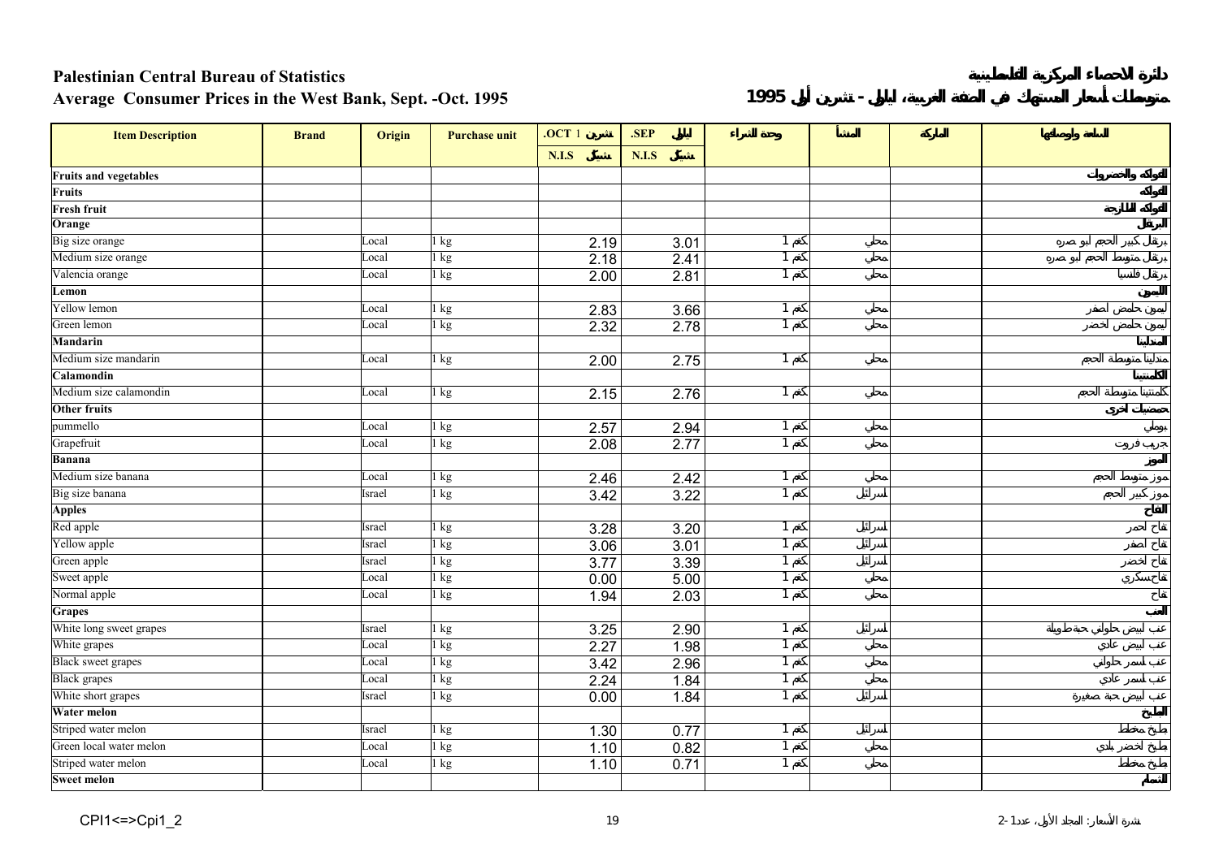**Palestinian Central Bureau of Statistics**

**Average Consumer Prices in the West Bank, Sept. -Oct. 1995**

**دائرة الاحصاء المركزية الفلسطينية**

**متوسطات أسعار المستهلك في الضفة الغربية، أيلول - تشرين أول 1995**

| Item Description | Brand | Origin | Purchase unit | .OCT 1 تشرين | .SEP أيلول | وحدة الشراء | المنشأ | الماركة | السلعة وأوصافها |
|---|---|---|---|---|---|---|---|---|---|
| | | | | N.I.S شيكل | N.I.S شيكل | | | | |
| **Fruits and vegetables** | | | | | | | | | **الفواكه والخضروات** |
| **Fruits** | | | | | | | | | **الفواكه** |
| **Fresh fruit** | | | | | | | | | **الفواكه الطازجة** |
| **Orange** | | | | | | | | | **البرتقال** |
| Big size orange | | Local | 1 kg | 2.19 | 3.01 | 1 كغم | محلي | | برتقال كبير الحجم أبو صره |
| Medium size orange | | Local | 1 kg | 2.18 | 2.41 | 1 كغم | محلي | | برتقال متوسط الحجم أبو صره |
| Valencia orange | | Local | 1 kg | 2.00 | 2.81 | 1 كغم | محلي | | برتقال فلنسيا |
| **Lemon** | | | | | | | | | **الليمون** |
| Yellow lemon | | Local | 1 kg | 2.83 | 3.66 | 1 كغم | محلي | | ليمون حامض اصفر |
| Green lemon | | Local | 1 kg | 2.32 | 2.78 | 1 كغم | محلي | | ليمون حامض اخضر |
| **Mandarin** | | | | | | | | | **المندلينا** |
| Medium size mandarin | | Local | 1 kg | 2.00 | 2.75 | 1 كغم | محلي | | مندلينا متوسطة الحجم |
| **Calamondin** | | | | | | | | | **الكلمنتينا** |
| Medium size calamondin | | Local | 1 kg | 2.15 | 2.76 | 1 كغم | محلي | | كلمنتينا متوسطة الحجم |
| **Other fruits** | | | | | | | | | **حمضيات اخرى** |
| pummello | | Local | 1 kg | 2.57 | 2.94 | 1 كغم | محلي | | بوملي |
| Grapefruit | | Local | 1 kg | 2.08 | 2.77 | 1 كغم | محلي | | جريب فروت |
| **Banana** | | | | | | | | | **الموز** |
| Medium size banana | | Local | 1 kg | 2.46 | 2.42 | 1 كغم | محلي | | موز متوسط الحجم |
| Big size banana | | Israel | 1 kg | 3.42 | 3.22 | 1 كغم | اسرائيل | | موز كبير الحجم |
| **Apples** | | | | | | | | | **التفاح** |
| Red apple | | Israel | 1 kg | 3.28 | 3.20 | 1 كغم | اسرائيل | | تفاح احمر |
| Yellow apple | | Israel | 1 kg | 3.06 | 3.01 | 1 كغم | اسرائيل | | تفاح اصفر |
| Green apple | | Israel | 1 kg | 3.77 | 3.39 | 1 كغم | اسرائيل | | تفاح اخضر |
| Sweet apple | | Local | 1 kg | 0.00 | 5.00 | 1 كغم | محلي | | تفاح سكري |
| Normal apple | | Local | 1 kg | 1.94 | 2.03 | 1 كغم | محلي | | تفاح |
| **Grapes** | | | | | | | | | **العنب** |
| White long sweet grapes | | Israel | 1 kg | 3.25 | 2.90 | 1 كغم | اسرائيل | | عنب ابيض حلواني حبة طويلة |
| White grapes | | Local | 1 kg | 2.27 | 1.98 | 1 كغم | محلي | | عنب ابيض عادي |
| Black sweet grapes | | Local | 1 kg | 3.42 | 2.96 | 1 كغم | محلي | | عنب اسمر حلواني |
| Black grapes | | Local | 1 kg | 2.24 | 1.84 | 1 كغم | محلي | | عنب اسمر عادي |
| White short grapes | | Israel | 1 kg | 0.00 | 1.84 | 1 كغم | اسرائيل | | عنب ابيض حبة صغيرة |
| **Water melon** | | | | | | | | | **البطيخ** |
| Striped water melon | | Israel | 1 kg | 1.30 | 0.77 | 1 كغم | اسرائيل | | بطيخ مخطط |
| Green local water melon | | Local | 1 kg | 1.10 | 0.82 | 1 كغم | محلي | | بطيخ اخضر بلدي |
| Striped water melon | | Local | 1 kg | 1.10 | 0.71 | 1 كغم | محلي | | بطيخ مخطط |
| **Sweet melon** | | | | | | | | | **الشمام** |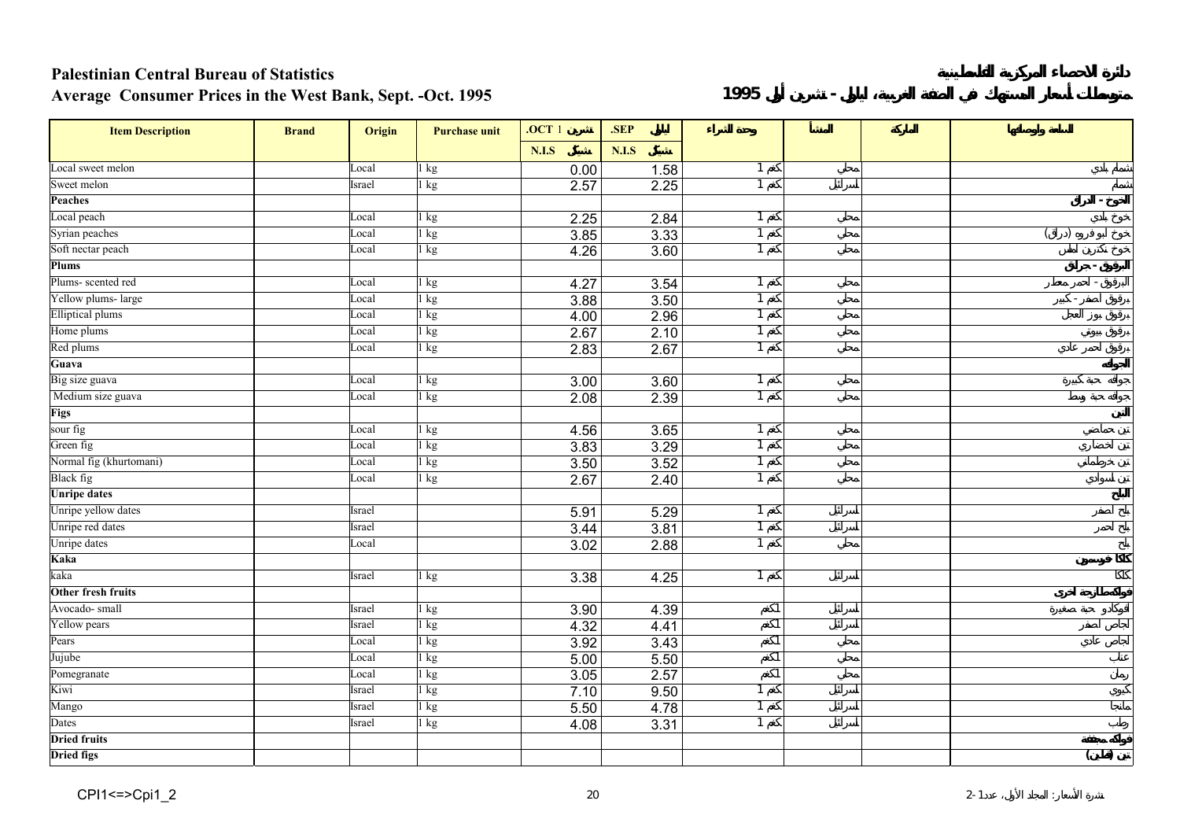**Palestinian Central Bureau of Statistics** | **دائرة الاحصاء المركزية الفلسطينية**

**Average Consumer Prices in the West Bank, Sept. -Oct. 1995** | **متوسطات أسعار المستهلك في الضفة الغربية، ايلول - تشرين أول 1995**

| Item Description | Brand | Origin | Purchase unit | .OCT تشرين 1 | .SEP ايلول | وحدة الشراء | المنشأ | الماركة | السلعة واوصافها |
|---|---|---|---|---|---|---|---|---|---|
| | | | | N.I.S شيكل | N.I.S شيكل | | | | |
| Local sweet melon | | Local | 1 kg | 0.00 | 1.58 | 1 كغم | محلي | | شمام بلدي |
| Sweet melon | | Israel | 1 kg | 2.57 | 2.25 | 1 كغم | اسرائيل | | شمام |
| **Peaches** | | | | | | | | | **الخوخ - الدراق** |
| Local peach | | Local | 1 kg | 2.25 | 2.84 | 1 كغم | محلي | | خوخ بلدي |
| Syrian peaches | | Local | 1 kg | 3.85 | 3.33 | 1 كغم | محلي | | خوخ أبو فروه (دراق) |
| Soft nectar peach | | Local | 1 kg | 4.26 | 3.60 | 1 كغم | محلي | | خوخ نكترين املس |
| **Plums** | | | | | | | | | **البرقوق - جرنك** |
| Plums- scented red | | Local | 1 kg | 4.27 | 3.54 | 1 كغم | محلي | | البرقوق - احمر معطر |
| Yellow plums- large | | Local | 1 kg | 3.88 | 3.50 | 1 كغم | محلي | | برقوق اصفر - كبير |
| Elliptical plums | | Local | 1 kg | 4.00 | 2.96 | 1 كغم | محلي | | برقوق بوز العجل |
| Home plums | | Local | 1 kg | 2.67 | 2.10 | 1 كغم | محلي | | برقوق بيوتي |
| Red plums | | Local | 1 kg | 2.83 | 2.67 | 1 كغم | محلي | | برقوق احمر عادي |
| **Guava** | | | | | | | | | **الجوافة** |
| Big size guava | | Local | 1 kg | 3.00 | 3.60 | 1 كغم | محلي | | جوافه حبة كبيرة |
| Medium size guava | | Local | 1 kg | 2.08 | 2.39 | 1 كغم | محلي | | جوافه حبة وسط |
| **Figs** | | | | | | | | | **التين** |
| sour fig | | Local | 1 kg | 4.56 | 3.65 | 1 كغم | محلي | | تين حماضي |
| Green fig | | Local | 1 kg | 3.83 | 3.29 | 1 كغم | محلي | | تين خضاري |
| Normal fig (khurtomani) | | Local | 1 kg | 3.50 | 3.52 | 1 كغم | محلي | | تين خرطماني |
| Black fig | | Local | 1 kg | 2.67 | 2.40 | 1 كغم | محلي | | تين سوادي |
| **Unripe dates** | | | | | | | | | **البلح** |
| Unripe yellow dates | | Israel | | 5.91 | 5.29 | 1 كغم | اسرائيل | | بلح اصفر |
| Unripe red dates | | Israel | | 3.44 | 3.81 | 1 كغم | اسرائيل | | بلح احمر |
| Unripe dates | | Local | | 3.02 | 2.88 | 1 كغم | محلي | | بلح |
| **Kaka** | | | | | | | | | **كاكا خوسمين** |
| kaka | | Israel | 1 kg | 3.38 | 4.25 | 1 كغم | اسرائيل | | كاكا |
| **Other fresh fruits** | | | | | | | | | **فواكه طازجة اخرى** |
| Avocado- small | | Israel | 1 kg | 3.90 | 4.39 | 1 كغم | اسرائيل | | افوكادو حبة صغيرة |
| Yellow pears | | Israel | 1 kg | 4.32 | 4.41 | 1 كغم | اسرائيل | | اجاص اصفر |
| Pears | | Local | 1 kg | 3.92 | 3.43 | 1 كغم | محلي | | اجاص عادي |
| Jujube | | Local | 1 kg | 5.00 | 5.50 | 1 كغم | محلي | | عناب |
| Pomegranate | | Local | 1 kg | 3.05 | 2.57 | 1 كغم | محلي | | رمان |
| Kiwi | | Israel | 1 kg | 7.10 | 9.50 | 1 كغم | اسرائيل | | كيوي |
| Mango | | Israel | 1 kg | 5.50 | 4.78 | 1 كغم | اسرائيل | | مانجا |
| Dates | | Israel | 1 kg | 4.08 | 3.31 | 1 كغم | اسرائيل | | رطب |
| **Dried fruits** | | | | | | | | | **فواكه مجففة** |
| **Dried figs** | | | | | | | | | **تين (قطين)** |

CPI1<=>Cpi1_2 | نشرة الأسعار: المجلد الأول، عدد 1-2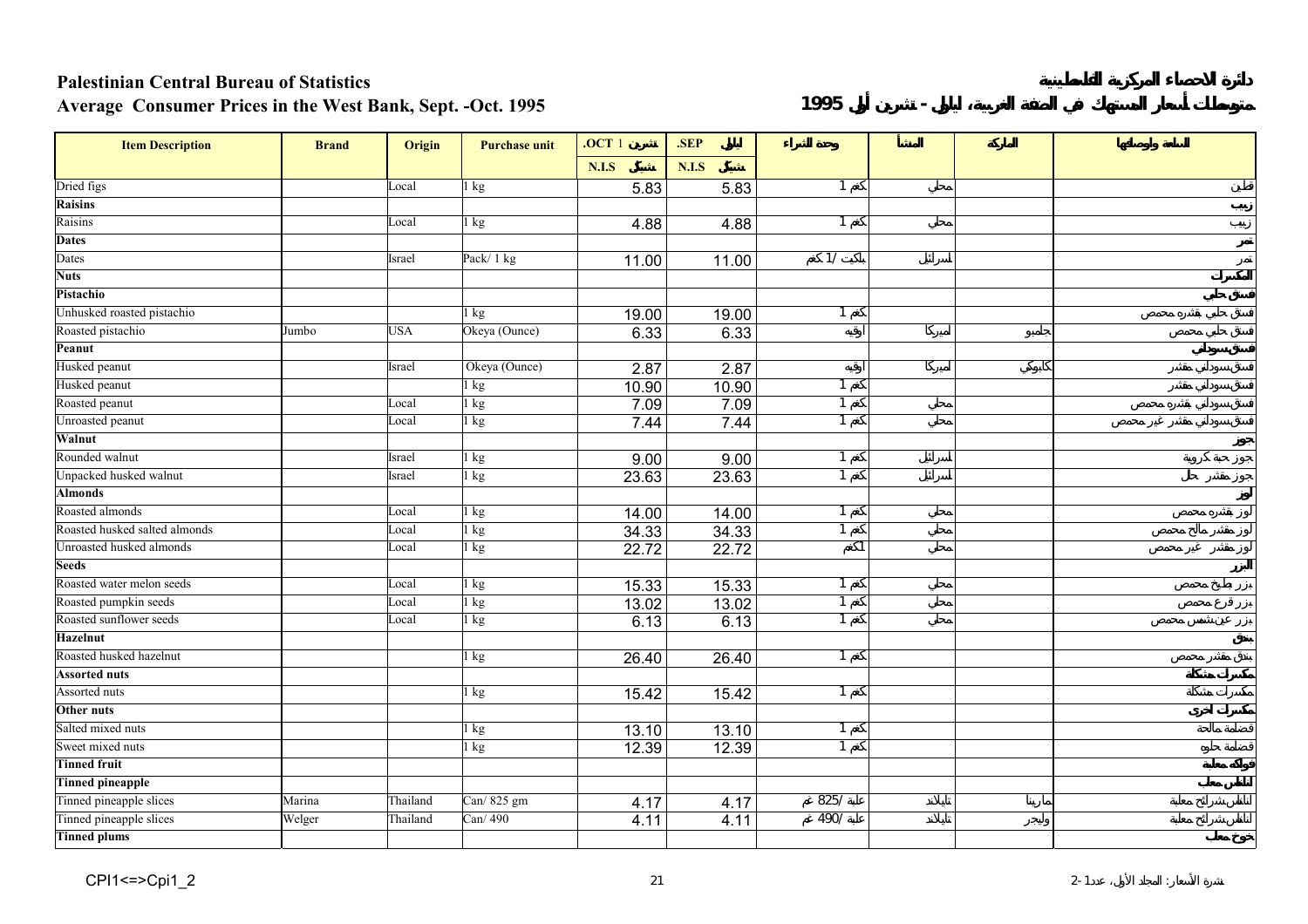# Palestinian Central Bureau of Statistics

## Average Consumer Prices in the West Bank, Sept. -Oct. 1995

# دائرة الاحصاء المركزية الفلسطينية

## متوسطات أسعار المستهلك في الضفة الغربية، أيلول - تشرين أول 1995

| Item Description | Brand | Origin | Purchase unit | .OCT تشرين 1 | .SEP أيلول | وحدة الشراء | المنشأ | الماركة | السلعة ومواصفاتها |
|---|---|---|---|---|---|---|---|---|---|
| | | | | N.I.S شيكل | N.I.S شيكل | | | | |
| Dried figs | | Local | 1 kg | 5.83 | 5.83 | 1 كغم | محلي | | قطين |
| **Raisins** | | | | | | | | | **زبيب** |
| Raisins | | Local | 1 kg | 4.88 | 4.88 | 1 كغم | محلي | | زبيب |
| **Dates** | | | | | | | | | **تمر** |
| Dates | | Israel | Pack/ 1 kg | 11.00 | 11.00 | باكيت /1 كغم | اسرائيل | | تمر |
| **Nuts** | | | | | | | | | **المكسرات** |
| **Pistachio** | | | | | | | | | **فستق حلبي** |
| Unhusked roasted pistachio | | | 1 kg | 19.00 | 19.00 | 1 كغم | | | فستق حلبي بقشره محمص |
| Roasted pistachio | Jumbo | USA | Okeya (Ounce) | 6.33 | 6.33 | اوقيه | اميركا | جامبو | فستق حلبي محمص |
| **Peanut** | | | | | | | | | **فستق سوداني** |
| Husked peanut | | Israel | Okeya (Ounce) | 2.87 | 2.87 | اوقيه | اميركا | كابوكي | فستق سوداني مقشر |
| Husked peanut | | | 1 kg | 10.90 | 10.90 | 1 كغم | | | فستق سوداني مقشر |
| Roasted peanut | | Local | 1 kg | 7.09 | 7.09 | 1 كغم | محلي | | فستق سوداني بقشره محمص |
| Unroasted peanut | | Local | 1 kg | 7.44 | 7.44 | 1 كغم | محلي | | فستق سوداني مقشر غير محمص |
| **Walnut** | | | | | | | | | **جوز** |
| Rounded walnut | | Israel | 1 kg | 9.00 | 9.00 | 1 كغم | اسرائيل | | جوز حبة كروية |
| Unpacked husked walnut | | Israel | 1 kg | 23.63 | 23.63 | 1 كغم | اسرائيل | | جوز مقشر حل |
| **Almonds** | | | | | | | | | **لوز** |
| Roasted almonds | | Local | 1 kg | 14.00 | 14.00 | 1 كغم | محلي | | لوز بقشره محمص |
| Roasted husked salted almonds | | Local | 1 kg | 34.33 | 34.33 | 1 كغم | محلي | | لوز مقشر مالح محمص |
| Unroasted husked almonds | | Local | 1 kg | 22.72 | 22.72 | 1كغم | محلي | | لوز مقشر غير محمص |
| **Seeds** | | | | | | | | | **البزر** |
| Roasted water melon seeds | | Local | 1 kg | 15.33 | 15.33 | 1 كغم | محلي | | بزر بطيخ محمص |
| Roasted pumpkin seeds | | Local | 1 kg | 13.02 | 13.02 | 1 كغم | محلي | | بزر قرع محمص |
| Roasted sunflower seeds | | Local | 1 kg | 6.13 | 6.13 | 1 كغم | محلي | | بزر عين شمس محمص |
| **Hazelnut** | | | | | | | | | **بندق** |
| Roasted husked hazelnut | | | 1 kg | 26.40 | 26.40 | 1 كغم | | | بندق مقشر محمص |
| **Assorted nuts** | | | | | | | | | **مكسرات مشكلة** |
| Assorted nuts | | | 1 kg | 15.42 | 15.42 | 1 كغم | | | مكسرات مشكلة |
| **Other nuts** | | | | | | | | | **مكسرات اخرى** |
| Salted mixed nuts | | | 1 kg | 13.10 | 13.10 | 1 كغم | | | قضامة مالحة |
| Sweet mixed nuts | | | 1 kg | 12.39 | 12.39 | 1 كغم | | | قضامة حلوة |
| **Tinned fruit** | | | | | | | | | **فواكه معلبة** |
| **Tinned pineapple** | | | | | | | | | **اناناس معلب** |
| Tinned pineapple slices | Marina | Thailand | Can/ 825 gm | 4.17 | 4.17 | علبة /825 غم | تايلاند | مارينا | اناناس شرائح معلبة |
| Tinned pineapple slices | Welger | Thailand | Can/ 490 | 4.11 | 4.11 | علبة /490 غم | تايلاند | ويلجر | اناناس شرائح معلبة |
| **Tinned plums** | | | | | | | | | **خوخ معلب** |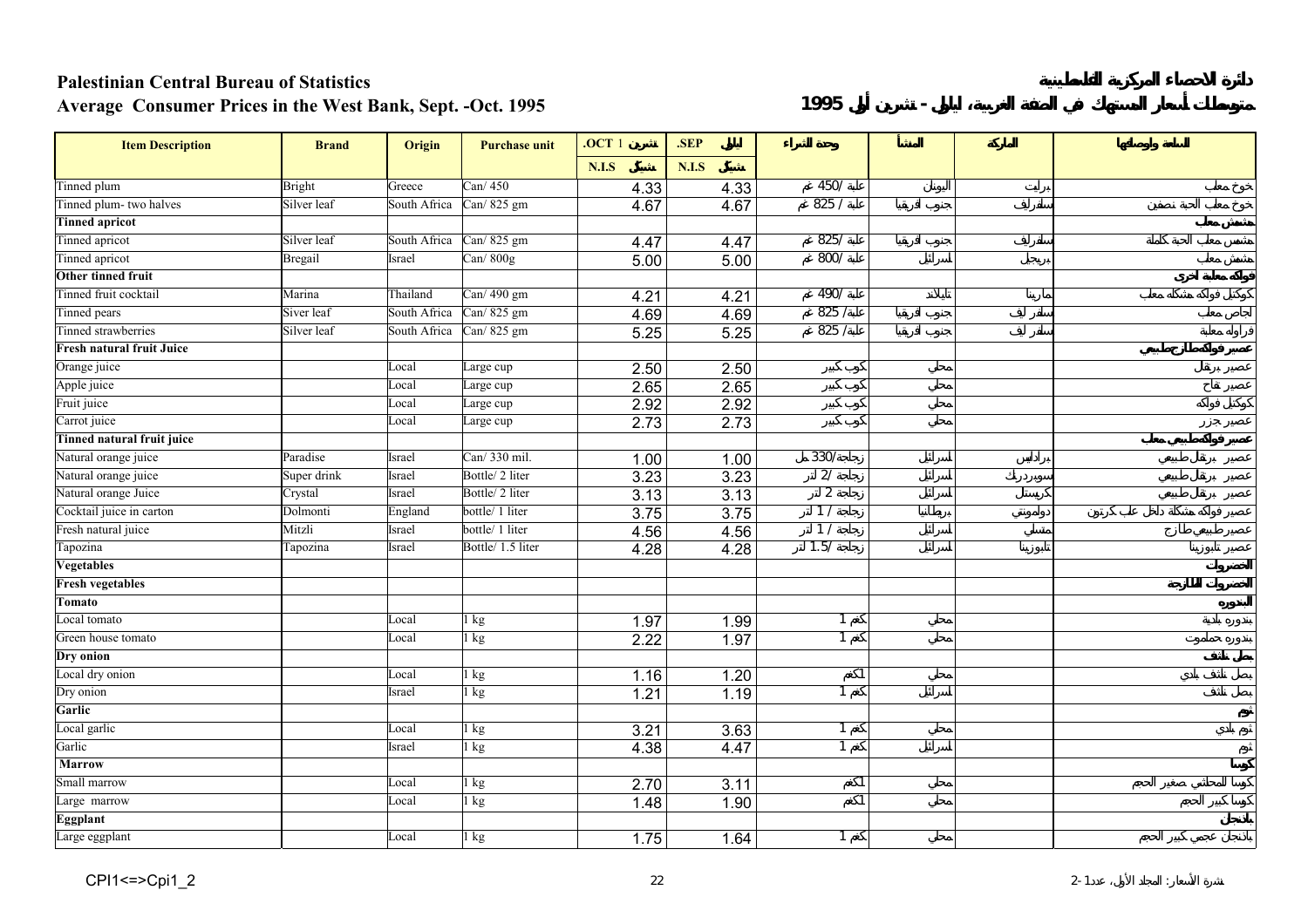**Palestinian Central Bureau of Statistics** | **دائرة الاحصاء المركزية الفلسطينية**

**Average Consumer Prices in the West Bank, Sept. -Oct. 1995** | **متوسطات أسعار المستهلك في الضفة الغربية، أيلول - تشرين أول 1995**

| Item Description | Brand | Origin | Purchase unit | .OCT تشرين 1 | .SEP أيلول | وحدة الشراء | المنشأ | الماركة | السلعة ووصفها |
|---|---|---|---|---|---|---|---|---|---|
| | | | | N.I.S شيكل | N.I.S شيكل | | | | |
| Tinned plum | Bright | Greece | Can/ 450 | 4.33 | 4.33 | علبة /450 غم | اليونان | برايت | خوخ معلب |
| Tinned plum- two halves | Silver leaf | South Africa | Can/ 825 gm | 4.67 | 4.67 | علبة / 825 غم | جنوب افريقيا | سلفرليف | خوخ معلب نصفين الحبة |
| **Tinned apricot** | | | | | | | | | **مشمش معلب** |
| Tinned apricot | Silver leaf | South Africa | Can/ 825 gm | 4.47 | 4.47 | علبة /825 غم | جنوب افريقيا | سلفرليف | مشمش معلب الحبة كاملة |
| Tinned apricot | Bregail | Israel | Can/ 800g | 5.00 | 5.00 | علبة /800 غم | اسرائيل | بريجيل | مشمش معلب |
| **Other tinned fruit** | | | | | | | | | **فواكه معلبة أخرى** |
| Tinned fruit cocktail | Marina | Thailand | Can/ 490 gm | 4.21 | 4.21 | علبة /490 غم | تايلاند | مارينا | كوكتيل فواكه مشكلة معلب |
| Tinned pears | Siver leaf | South Africa | Can/ 825 gm | 4.69 | 4.69 | علبة/ 825 غم | جنوب افريقيا | سلفر ليف | اجاص معلب |
| Tinned strawberries | Silver leaf | South Africa | Can/ 825 gm | 5.25 | 5.25 | علبة/ 825 غم | جنوب افريقيا | سلفر ليف | فراولة معلبة |
| **Fresh natural fruit Juice** | | | | | | | | | **عصير فواكه طبيعي طازج** |
| Orange juice | | Local | Large cup | 2.50 | 2.50 | كوب كبير | محلي | | عصير برتقال |
| Apple juice | | Local | Large cup | 2.65 | 2.65 | كوب كبير | محلي | | عصير تفاح |
| Fruit juice | | Local | Large cup | 2.92 | 2.92 | كوب كبير | محلي | | كوكتيل فواكه |
| Carrot juice | | Local | Large cup | 2.73 | 2.73 | كوب كبير | محلي | | عصير جزر |
| **Tinned natural fruit juice** | | | | | | | | | **عصير فواكه طبيعي معلب** |
| Natural orange juice | Paradise | Israel | Can/ 330 mil. | 1.00 | 1.00 | زجاجة/330 مل | اسرائيل | برادايس | عصير برتقال طبيعي |
| Natural orange juice | Super drink | Israel | Bottle/ 2 liter | 3.23 | 3.23 | زجاجة /2 لتر | اسرائيل | سوبردرنك | عصير برتقال طبيعي |
| Natural orange Juice | Crystal | Israel | Bottle/ 2 liter | 3.13 | 3.13 | زجاجة 2 لتر | اسرائيل | كريستال | عصير برتقال طبيعي |
| Cocktail juice in carton | Dolmonti | England | bottle/ 1 liter | 3.75 | 3.75 | زجاجة / 1 لتر | بريطانيا | دولمونتي | عصير فواكه مشكلة داخل علب كرتون |
| Fresh natural juice | Mitzli | Israel | bottle/ 1 liter | 4.56 | 4.56 | زجاجة / 1 لتر | اسرائيل | متسلي | عصير طبيعي طازج |
| Tapozina | Tapozina | Israel | Bottle/ 1.5 liter | 4.28 | 4.28 | زجاجة /1.5 لتر | اسرائيل | تابوزينا | عصير تابوزينا |
| **Vegetables** | | | | | | | | | **الخضروات** |
| **Fresh vegetables** | | | | | | | | | **الخضروات الطازجة** |
| **Tomato** | | | | | | | | | **البندورة** |
| Local tomato | | Local | 1 kg | 1.97 | 1.99 | 1 كغم | محلي | | بندورة بلدية |
| Green house tomato | | Local | 1 kg | 2.22 | 1.97 | 1 كغم | محلي | | بندورة حمامون |
| **Dry onion** | | | | | | | | | **بصل ناشف** |
| Local dry onion | | Local | 1 kg | 1.16 | 1.20 | 1كغم | محلي | | بصل ناشف بلدي |
| Dry onion | | Israel | 1 kg | 1.21 | 1.19 | 1 كغم | اسرائيل | | بصل ناشف |
| **Garlic** | | | | | | | | | **ثوم** |
| Local garlic | | Local | 1 kg | 3.21 | 3.63 | 1 كغم | محلي | | ثوم بلدي |
| Garlic | | Israel | 1 kg | 4.38 | 4.47 | 1 كغم | اسرائيل | | ثوم |
| **Marrow** | | | | | | | | | **كوسا** |
| Small marrow | | Local | 1 kg | 2.70 | 3.11 | 1كغم | محلي | | كوسا المحاشي صغير الحجم |
| Large marrow | | Local | 1 kg | 1.48 | 1.90 | 1كغم | محلي | | كوسا كبير الحجم |
| **Eggplant** | | | | | | | | | **باذنجان** |
| Large eggplant | | Local | 1 kg | 1.75 | 1.64 | 1 كغم | محلي | | باذنجان عجمي كبير الحجم |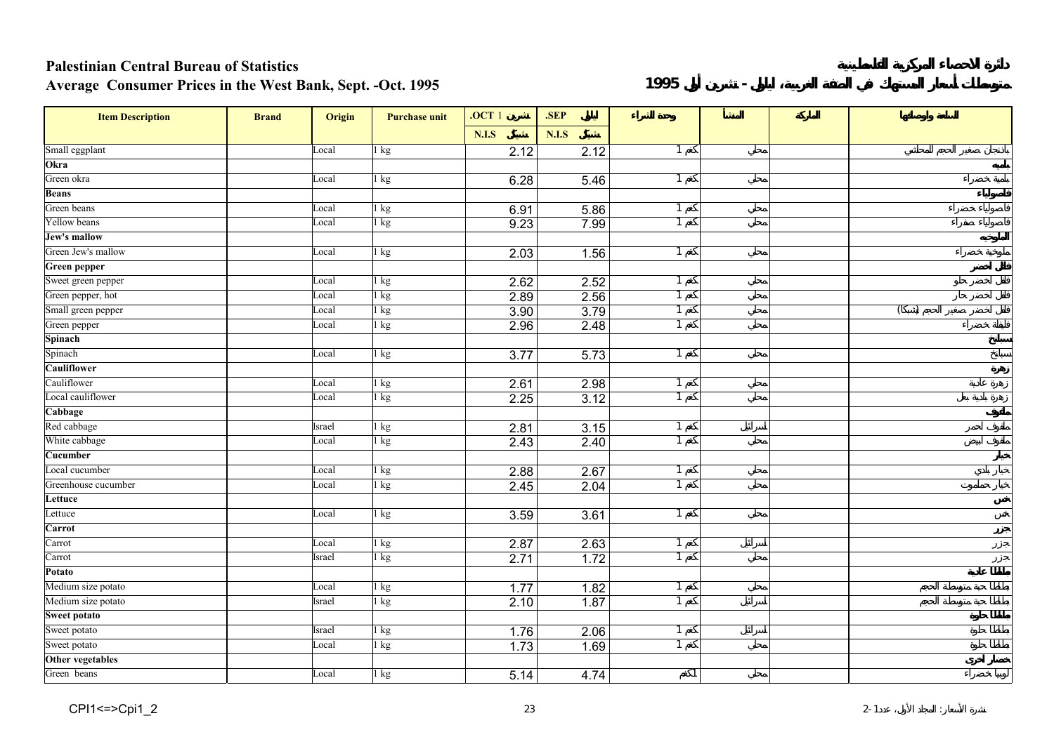**Palestinian Central Bureau of Statistics**

**Average Consumer Prices in the West Bank, Sept. -Oct. 1995**

**دائرة الاحصاء المركزية الفلسطينية**

**متوسطات أسعار المستهلك في الضفة الغربية، أيلول - تشرين أول 1995**

| Item Description | Brand | Origin | Purchase unit | .OCT 1 تشرين | .SEP أيلول | وحدة الشراء | المنشأ | الماركة | السلعة وأصنافها |
|---|---|---|---|---|---|---|---|---|---|
| | | | | N.I.S شيكل | N.I.S شيكل | | | | |
| Small eggplant | | Local | 1 kg | 2.12 | 2.12 | 1 كغم | محلي | | باذنجان صغير الحجم للمحاشي |
| **Okra** | | | | | | | | | **بامية** |
| Green okra | | Local | 1 kg | 6.28 | 5.46 | 1 كغم | محلي | | بامية خضراء |
| **Beans** | | | | | | | | | **فاصولياء** |
| Green beans | | Local | 1 kg | 6.91 | 5.86 | 1 كغم | محلي | | فاصولياء خضراء |
| Yellow beans | | Local | 1 kg | 9.23 | 7.99 | 1 كغم | محلي | | فاصولياء صفراء |
| **Jew's mallow** | | | | | | | | | **ملوخية** |
| Green Jew's mallow | | Local | 1 kg | 2.03 | 1.56 | 1 كغم | محلي | | ملوخية خضراء |
| **Green pepper** | | | | | | | | | **فلفل أخضر** |
| Sweet green pepper | | Local | 1 kg | 2.62 | 2.52 | 1 كغم | محلي | | فلفل أخضر حلو |
| Green pepper, hot | | Local | 1 kg | 2.89 | 2.56 | 1 كغم | محلي | | فلفل أخضر حار |
| Small green pepper | | Local | 1 kg | 3.90 | 3.79 | 1 كغم | محلي | | فلفل أخضر صغير الحجم (شيكا) |
| Green pepper | | Local | 1 kg | 2.96 | 2.48 | 1 كغم | محلي | | فليفلة خضراء |
| **Spinach** | | | | | | | | | **سبانخ** |
| Spinach | | Local | 1 kg | 3.77 | 5.73 | 1 كغم | محلي | | سبانخ |
| **Cauliflower** | | | | | | | | | **زهرة** |
| Cauliflower | | Local | 1 kg | 2.61 | 2.98 | 1 كغم | محلي | | زهرة عادية |
| Local cauliflower | | Local | 1 kg | 2.25 | 3.12 | 1 كغم | محلي | | زهرة بلدية بعل |
| **Cabbage** | | | | | | | | | **ملفوف** |
| Red cabbage | | Israel | 1 kg | 2.81 | 3.15 | 1 كغم | اسرائيل | | ملفوف أحمر |
| White cabbage | | Local | 1 kg | 2.43 | 2.40 | 1 كغم | محلي | | ملفوف أبيض |
| **Cucumber** | | | | | | | | | **خيار** |
| Local cucumber | | Local | 1 kg | 2.88 | 2.67 | 1 كغم | محلي | | خيار بلدي |
| Greenhouse cucumber | | Local | 1 kg | 2.45 | 2.04 | 1 كغم | محلي | | خيار حمامات |
| **Lettuce** | | | | | | | | | **خس** |
| Lettuce | | Local | 1 kg | 3.59 | 3.61 | 1 كغم | محلي | | خس |
| **Carrot** | | | | | | | | | **جزر** |
| Carrot | | Local | 1 kg | 2.87 | 2.63 | 1 كغم | اسرائيل | | جزر |
| Carrot | | Israel | 1 kg | 2.71 | 1.72 | 1 كغم | محلي | | جزر |
| **Potato** | | | | | | | | | **بطاطا عادية** |
| Medium size potato | | Local | 1 kg | 1.77 | 1.82 | 1 كغم | محلي | | بطاطا حبة متوسطة الحجم |
| Medium size potato | | Israel | 1 kg | 2.10 | 1.87 | 1 كغم | اسرائيل | | بطاطا حبة متوسطة الحجم |
| **Sweet potato** | | | | | | | | | **بطاطا حلوة** |
| Sweet potato | | Israel | 1 kg | 1.76 | 2.06 | 1 كغم | اسرائيل | | بطاطا حلوة |
| Sweet potato | | Local | 1 kg | 1.73 | 1.69 | 1 كغم | محلي | | بطاطا حلوة |
| **Other vegetables** | | | | | | | | | **خضار أخرى** |
| Green beans | | Local | 1 kg | 5.14 | 4.74 | 1 كغم | محلي | | لوبيا خضراء |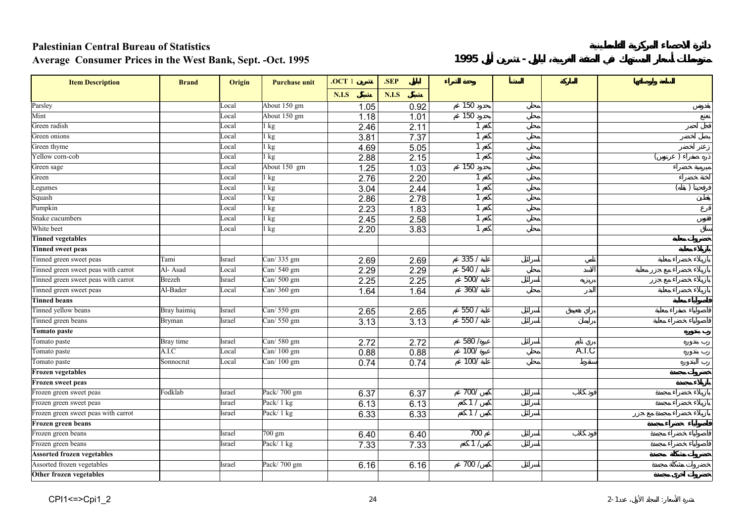# Palestinian Central Bureau of Statistics

# دائرة الاحصاء المركزية الفلسطينية

## Average Consumer Prices in the West Bank, Sept. -Oct. 1995

## متوسط أسعار المستهلك في الضفة الغربية، أيلول - تشرين أول 1995

| Item Description | Brand | Origin | Purchase unit | .OCT 1 تشرين | .SEP أيلول | وحدة الشراء | المنشأ | الماركة | السلعة ووصفها |
|---|---|---|---|---|---|---|---|---|---|
| | | | | N.I.S شيكل | N.I.S شيكل | | | | |
| Parsley | | Local | About 150 gm | 1.05 | 0.92 | بحدود 150 غم | محلي | | بقدونس |
| Mint | | Local | About 150 gm | 1.18 | 1.01 | بحدود 150 غم | محلي | | نعنع |
| Green radish | | Local | 1 kg | 2.46 | 2.11 | 1 كغم | محلي | | فجل احمر |
| Green onions | | Local | 1 kg | 3.81 | 7.37 | 1 كغم | محلي | | بصل اخضر |
| Green thyme | | Local | 1 kg | 4.69 | 5.05 | 1 كغم | محلي | | زعتر اخضر |
| Yellow corn-cob | | Local | 1 kg | 2.88 | 2.15 | 1 كغم | محلي | | ذره صفراء ( عرنوس) |
| Green sage | | Local | About 150 gm | 1.25 | 1.03 | بحدود 150 غم | محلي | | ميرمية خضراء |
| Green | | Local | 1 kg | 2.76 | 2.20 | 1 كغم | محلي | | لخنة خضراء |
| Legumes | | Local | 1 kg | 3.04 | 2.44 | 1 كغم | محلي | | فرفحينا ( بقلة) |
| Squash | | Local | 1 kg | 2.86 | 2.78 | 1 كغم | محلي | | يقطين |
| Pumpkin | | Local | 1 kg | 2.23 | 1.83 | 1 كغم | محلي | | قرع |
| Snake cucumbers | | Local | 1 kg | 2.45 | 2.58 | 1 كغم | محلي | | فقوس |
| White beet | | Local | 1 kg | 2.20 | 3.83 | 1 كغم | محلي | | سلق |
| **Tinned vegetables** | | | | | | | | | **خضروات معلبة** |
| **Tinned sweet peas** | | | | | | | | | **بازيلاء معلبة** |
| Tinned green sweet peas | Tami | Israel | Can/ 335 gm | 2.69 | 2.69 | علبة / 335 غم | اسرائيل | تامي | بازيلاء خضراء معلبة |
| Tinned green sweet peas with carrot | Al- Asad | Local | Can/ 540 gm | 2.29 | 2.29 | علبة / 540 غم | محلي | الاسد | بازيلاء خضراء مع جزر معلبة |
| Tinned green sweet peas with carrot | Brezeh | Israel | Can/ 500 gm | 2.25 | 2.25 | علبة /500 غم | اسرائيل | بريزه | بازيلاء خضراء مع جزر |
| Tinned green sweet peas | Al-Bader | Local | Can/ 360 gm | 1.64 | 1.64 | علبة /360 غم | محلي | البدر | بازيلاء خضراء معلبة |
| **Tinned beans** | | | | | | | | | **فاصولياء معلبة** |
| Tinned yellow beans | Bray haimiq | Israel | Can/ 550 gm | 2.65 | 2.65 | علبة / 550 غم | اسرائيل | براي هعيمق | فاصولياء صفراء معلبة |
| Tinned green beans | Bryman | Israel | Can/ 550 gm | 3.13 | 3.13 | علبة / 550 غم | اسرائيل | بريمان | فاصولياء خضراء معلبة |
| **Tomato paste** | | | | | | | | | **رب بندوره** |
| Tomato paste | Bray time | Israel | Can/ 580 gm | 2.72 | 2.72 | عبوة/ 580 غم | اسرائيل | بري تايم | رب بندوره |
| Tomato paste | A.I.C | Local | Can/ 100 gm | 0.88 | 0.88 | عبوة/ 100 غم | محلي | A.I.C | رب بندوره |
| Tomato paste | Sonnocrut | Local | Can/ 100 gm | 0.74 | 0.74 | علبة/ 100 غم | محلي | سنقرط | رب البندوره |
| **Frozen vegetables** | | | | | | | | | **خضروات مجمدة** |
| **Frozen sweet peas** | | | | | | | | | **بازيلاء مجمدة** |
| Frozen green sweet peas | Fodklab | Israel | Pack/ 700 gm | 6.37 | 6.37 | كيس/ 700 غم | اسرائيل | فود كلاب | بازيلاء خضراء مجمدة |
| Frozen green sweet peas | | Israel | Pack/ 1 kg | 6.13 | 6.13 | كيس / 1 كغم | اسرائيل | | بازيلاء خضراء مجمدة |
| Frozen green sweet peas with carrot | | Israel | Pack/ 1 kg | 6.33 | 6.33 | كيس / 1 كغم | اسرائيل | | بازيلاء خضراء مجمدة مع جزر |
| **Frozen green beans** | | | | | | | | | **فاصولياء خضراء مجمدة** |
| Frozen green beans | | Israel | 700 gm | 6.40 | 6.40 | 700 غم | اسرائيل | فود كلاب | فاصولياء خضراء مجمدة |
| Frozen green beans | | Israel | Pack/ 1 kg | 7.33 | 7.33 | كيس/ 1 كغم | اسرائيل | | فاصولياء خضراء مجمدة |
| **Assorted frozen vegetables** | | | | | | | | | **خضروات مشكلة مجمدة** |
| Assorted frozen vegetables | | Israel | Pack/ 700 gm | 6.16 | 6.16 | كيس/ 700 غم | اسرائيل | | خضروات مشكلة مجمدة |
| **Other frozen vegetables** | | | | | | | | | **خضروات اخرى مجمدة** |

CPI1<=>Cpi1_2

نشرة الأسعار: المجلد الأول، عدد 1-2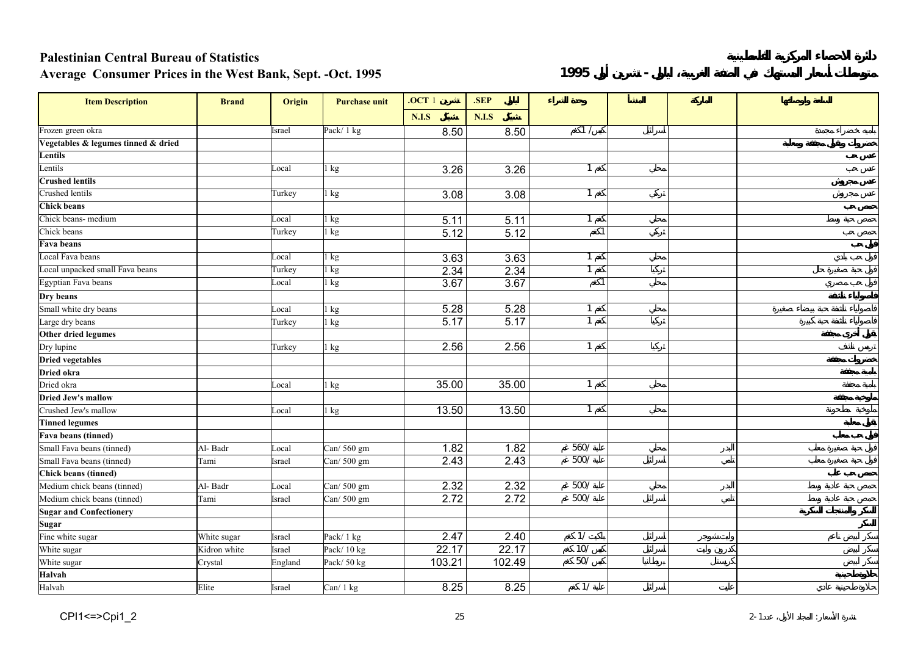**Palestinian Central Bureau of Statistics**

**Average Consumer Prices in the West Bank, Sept. -Oct. 1995**

**دائرة الاحصاء المركزية الفلسطينية**

**متوسطات أسعار المستهلك في الضفة الغربية، أيلول - تشرين أول 1995**

| Item Description | Brand | Origin | Purchase unit | .OCT تشرين 1 | .SEP أيلول | وحدة الشراء | المنشأ | الماركة | السلعة وأوصافها |
|---|---|---|---|---|---|---|---|---|---|
| | | | | N.I.S شيكل | N.I.S شيكل | | | | |
| Frozen green okra | | Israel | Pack/ 1 kg | 8.50 | 8.50 | كيس/ 1 كغم | إسرائيل | | بامية خضراء مجمدة |
| **Vegetables & legumes tinned & dried** | | | | | | | | | **خضروات وبقول مجففة ومعلبة** |
| **Lentils** | | | | | | | | | **عدس حب** |
| Lentils | | Local | 1 kg | 3.26 | 3.26 | 1 كغم | محلي | | عدس حب |
| **Crushed lentils** | | | | | | | | | **عدس مجروش** |
| Crushed lentils | | Turkey | 1 kg | 3.08 | 3.08 | 1 كغم | تركي | | عدس مجروش |
| **Chick beans** | | | | | | | | | **حمص حب** |
| Chick beans- medium | | Local | 1 kg | 5.11 | 5.11 | 1 كغم | محلي | | حمص حبة وسط |
| Chick beans | | Turkey | 1 kg | 5.12 | 5.12 | 1كغم | تركي | | حمص حب |
| **Fava beans** | | | | | | | | | **فول حب** |
| Local Fava beans | | Local | 1 kg | 3.63 | 3.63 | 1 كغم | محلي | | فول حب بلدي |
| Local unpacked small Fava beans | | Turkey | 1 kg | 2.34 | 2.34 | 1 كغم | تركيا | | فول حبة صغيرة حل |
| Egyptian Fava beans | | Local | 1 kg | 3.67 | 3.67 | 1كغم | محلي | | فول حب مصري |
| **Dry beans** | | | | | | | | | **فاصولياء ناشفة** |
| Small white dry beans | | Local | 1 kg | 5.28 | 5.28 | 1 كغم | محلي | | فاصولياء ناشفة حبة بيضاء صغيرة |
| Large dry beans | | Turkey | 1 kg | 5.17 | 5.17 | 1 كغم | تركيا | | فاصولياء ناشفة حبة كبيرة |
| **Other dried legumes** | | | | | | | | | **بقول أخرى مجففة** |
| Dry lupine | | Turkey | 1 kg | 2.56 | 2.56 | 1 كغم | تركيا | | ترمس ناشف |
| **Dried vegetables** | | | | | | | | | **خضروات مجففة** |
| **Dried okra** | | | | | | | | | **بامية مجففة** |
| Dried okra | | Local | 1 kg | 35.00 | 35.00 | 1 كغم | محلي | | بامية مجففة |
| **Dried Jew's mallow** | | | | | | | | | **ملوخية مجففة** |
| Crushed Jew's mallow | | Local | 1 kg | 13.50 | 13.50 | 1 كغم | محلي | | ملوخية مطحونة |
| **Tinned legumes** | | | | | | | | | **بقول معلبة** |
| **Fava beans (tinned)** | | | | | | | | | **فول حب معلب** |
| Small Fava beans (tinned) | Al- Badr | Local | Can/ 560 gm | 1.82 | 1.82 | علبة/ 560 غم | محلي | البدر | فول حبة صغيرة معلب |
| Small Fava beans (tinned) | Tami | Israel | Can/ 500 gm | 2.43 | 2.43 | علبة/ 500 غم | إسرائيل | تامي | فول حبة صغيرة معلب |
| **Chick beans (tinned)** | | | | | | | | | **حمص حب معلب** |
| Medium chick beans (tinned) | Al- Badr | Local | Can/ 500 gm | 2.32 | 2.32 | علبة/ 500 غم | محلي | البدر | حمص حبة عادية وسط |
| Medium chick beans (tinned) | Tami | Israel | Can/ 500 gm | 2.72 | 2.72 | علبة/ 500 غم | إسرائيل | تامي | حمص حبة عادية وسط |
| **Sugar and Confectionery** | | | | | | | | | **السكر والمنتجات السكرية** |
| **Sugar** | | | | | | | | | **السكر** |
| Fine white sugar | White sugar | Israel | Pack/ 1 kg | 2.47 | 2.40 | باكيت/ 1 كغم | إسرائيل | وايت شوجر | سكر ابيض ناعم |
| White sugar | Kidron white | Israel | Pack/ 10 kg | 22.17 | 22.17 | كيس/ 10 كغم | إسرائيل | وايت كدرون | سكر ابيض |
| White sugar | Crystal | England | Pack/ 50 kg | 103.21 | 102.49 | كيس/ 50 كغم | بريطانيا | كريستال | سكر ابيض |
| **Halvah** | | | | | | | | | **حلاوة طحينية** |
| Halvah | Elite | Israel | Can/ 1 kg | 8.25 | 8.25 | علبة/ 1 كغم | إسرائيل | عليت | حلاوة طحينية عادي |

CPI1<=>Cpi1_2

نشرة الأسعار: المجلد الأول، عدد 1-2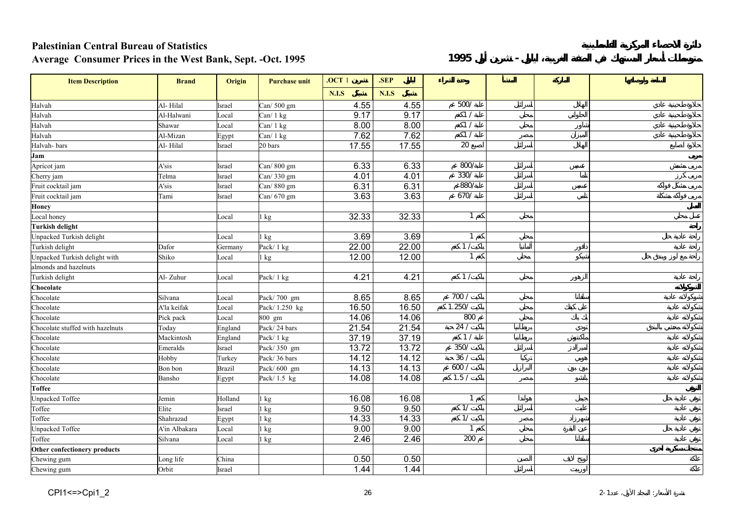# Palestinian Central Bureau of Statistics

دائرة الاحصاء المركزية الفلسطينية

## Average Consumer Prices in the West Bank, Sept. -Oct. 1995

متوسط أسعار المستهلك في الضفة الغربية، ايلول - تشرين أول 1995

| Item Description | Brand | Origin | Purchase unit | .OCT تشرين 1 | .SEP ايلول | وحدة الشراء | المنشأ | الماركة | السلعة وأوصافها |
|---|---|---|---|---|---|---|---|---|---|
| | | | | N.I.S شيكل | N.I.S شيكل | | | | |
| Halvah | Al- Hilal | Israel | Can/ 500 gm | 4.55 | 4.55 | علبة /500 غم | اسرائيل | الهلال | حلاوة طحينية عادي |
| Halvah | Al-Halwani | Local | Can/ 1 kg | 9.17 | 9.17 | علبة / 1كغم | محلي | الحلواني | حلاوة طحينية عادي |
| Halvah | Shawar | Local | Can/ 1 kg | 8.00 | 8.00 | علبة / 1كغم | محلي | شاور | حلاوة طحينية عادي |
| Halvah | Al-Mizan | Egypt | Can/ 1 kg | 7.62 | 7.62 | علبة / 1كغم | مصر | الميزان | حلاوة طحينية عادي |
| Halvah- bars | Al- Hilal | Israel | 20 bars | 17.55 | 17.55 | 20 اصبع | اسرائيل | الهلال | حلاوة اصابع |
| **Jam** | | | | | | | | | **مربى** |
| Apricot jam | A'sis | Israel | Can/ 800 gm | 6.33 | 6.33 | علبة/800 غم | اسرائيل | عسيس | مربى مشمش |
| Cherry jam | Telma | Israel | Can/ 330 gm | 4.01 | 4.01 | علبة /330 غم | اسرائيل | تلما | مربى كرز |
| Fruit cocktail jam | A'sis | Israel | Can/ 880 gm | 6.31 | 6.31 | علبة/880غم | اسرائيل | عسيس | مربى مشكل فواكه |
| Fruit cocktail jam | Tami | Israel | Can/ 670 gm | 3.63 | 3.63 | علبة /670 غم | اسرائيل | تامي | مربى فواكه مشكلة |
| **Honey** | | | | | | | | | **العسل** |
| Local honey | | Local | 1 kg | 32.33 | 32.33 | 1 كغم | محلي | | عسل محلي |
| **Turkish delight** | | | | | | | | | **راحة** |
| Unpacked Turkish delight | | Local | 1 kg | 3.69 | 3.69 | 1 كغم | محلي | | راحة عادية جل |
| Turkish delight | Dafor | Germany | Pack/ 1 kg | 22.00 | 22.00 | باكيت/ 1 كغم | المانيا | دافور | راحة عادية |
| Unpacked Turkish delight with almonds and hazelnuts | Shiko | Local | 1 kg | 12.00 | 12.00 | 1 كغم | محلي | شيكو | راحة مع لوز وبندق جل |
| Turkish delight | Al- Zuhur | Local | Pack/ 1 kg | 4.21 | 4.21 | باكيت/ 1 كغم | محلي | الزهور | راحة عادية |
| **Chocolate** | | | | | | | | | **الشوكولاتة** |
| Chocolate | Silvana | Local | Pack/ 700 gm | 8.65 | 8.65 | باكيت / 700 غم | محلي | سلفانا | شوكولاتة عادية |
| Chocolate | A'la keifak | Local | Pack/ 1.250 kg | 16.50 | 16.50 | باكيت /1.250 كغم | محلي | على كيفك | شوكولاتة عادية |
| Chocolate | Pick pack | Local | 800 gm | 14.06 | 14.06 | 800 غم | محلي | بك بك | شوكولاتة عادية |
| Chocolate stuffed with hazelnuts | Today | England | Pack/ 24 bars | 21.54 | 21.54 | باكيت / 24 حبة | بريطانيا | تودي | شوكولاتة محشى بالبندق |
| Chocolate | Mackintosh | England | Pack/ 1 kg | 37.19 | 37.19 | علبة / 1 كغم | بريطانيا | ماكنتوش | شوكولاتة عادية |
| Chocolate | Emeralds | Israel | Pack/ 350 gm | 13.72 | 13.72 | باكيت /350 غم | اسرائيل | اميرالدز | شوكولاتة عادية |
| Chocolate | Hobby | Turkey | Pack/ 36 bars | 14.12 | 14.12 | باكيت / 36 حبة | تركيا | هوبي | شوكولاتة عادية |
| Chocolate | Bon bon | Brazil | Pack/ 600 gm | 14.13 | 14.13 | باكيت / 600 غم | البرازيل | بون بون | شوكولاتة عادية |
| Chocolate | Bansho | Egypt | Pack/ 1.5 kg | 14.08 | 14.08 | باكيت / 1.5 كغم | مصر | بانشو | شوكولاتة عادية |
| **Toffee** | | | | | | | | | **التوفي** |
| Unpacked Toffee | Jemin | Holland | 1 kg | 16.08 | 16.08 | 1 كغم | هولندا | جيمين | توفي عادية جل |
| Toffee | Elite | Israel | 1 kg | 9.50 | 9.50 | باكيت /1 كغم | اسرائيل | عليت | توفي عادية |
| Toffee | Shahrazad | Egypt | 1 kg | 14.33 | 14.33 | باكيت /1 كغم | مصر | شهرزاد | توفي عادية |
| Unpacked Toffee | A'in Albakara | Local | 1 kg | 9.00 | 9.00 | 1 كغم | محلي | عين البقرة | توفي عادية جل |
| Toffee | Silvana | Local | 1 kg | 2.46 | 2.46 | 200 غم | محلي | سلفانا | توفي عادية |
| **Other confectionery products** | | | | | | | | | **منتجات سكرية أخرى** |
| Chewing gum | Long life | China | | 0.50 | 0.50 | | الصين | لونج لايف | علكة |
| Chewing gum | Orbit | Israel | | 1.44 | 1.44 | | اسرائيل | اوربيت | علكة |

CPI1<=>Cpi1_2

نشرة الأسعار: المجلد الأول، عدد 1-2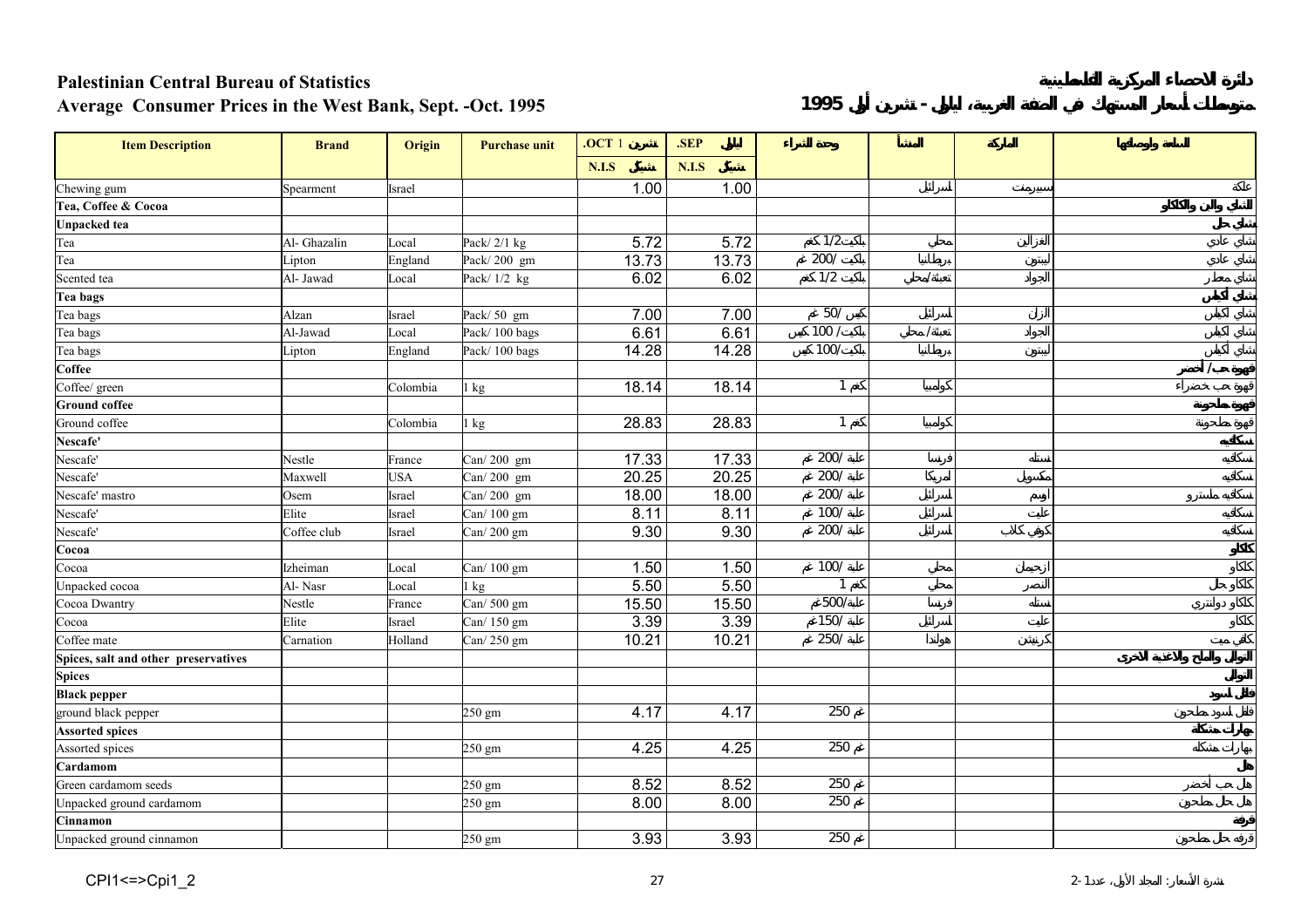**Palestinian Central Bureau of Statistics**

**Average Consumer Prices in the West Bank, Sept. -Oct. 1995**

**دائرة الاحصاء المركزية الفلسطينية**

**متوسط أسعار المستهلك في الضفة الغربية، أيلول - تشرين أول 1995**

| Item Description | Brand | Origin | Purchase unit | .OCT 1 تشرين | .SEP أيلول | وحدة الشراء | المنشأ | الماركة | السلعة وأصنافها |
|---|---|---|---|---|---|---|---|---|---|
| | | | | N.I.S شيكل | N.I.S شيكل | | | | |
| Chewing gum | Spearment | Israel | | 1.00 | 1.00 | | اسرائيل | سبيرمنت | علكة |
| **Tea, Coffee & Cocoa** | | | | | | | | | **الشاي والبن والكاكاو** |
| **Unpacked tea** | | | | | | | | | **شاي حب** |
| Tea | Al- Ghazalin | Local | Pack/ 2/1 kg | 5.72 | 5.72 | باكيت/ 1/2 كغم | محلي | الغزالين | شاي عادي |
| Tea | Lipton | England | Pack/ 200 gm | 13.73 | 13.73 | باكيت/ 200 غم | بريطانيا | ليبتون | شاي عادي |
| Scented tea | Al- Jawad | Local | Pack/ 1/2 kg | 6.02 | 6.02 | باكيت/ 1/2 كغم | تعبئة/محلي | الجواد | شاي معطر |
| **Tea bags** | | | | | | | | | **شاي أكياس** |
| Tea bags | Alzan | Israel | Pack/ 50 gm | 7.00 | 7.00 | كيس/ 50 غم | اسرائيل | الزان | شاي أكياس |
| Tea bags | Al-Jawad | Local | Pack/ 100 bags | 6.61 | 6.61 | باكيت/ 100 كيس | تعبئة/ محلي | الجواد | شاي أكياس |
| Tea bags | Lipton | England | Pack/ 100 bags | 14.28 | 14.28 | باكيت/100 كيس | بريطانيا | ليبتون | شاي أكياس |
| **Coffee** | | | | | | | | | **قهوة حب/ أخضر** |
| Coffee/ green | | Colombia | 1 kg | 18.14 | 18.14 | 1 كغم | كولومبيا | | قهوة حب خضراء |
| **Ground coffee** | | | | | | | | | **قهوة مطحونة** |
| Ground coffee | | Colombia | 1 kg | 28.83 | 28.83 | 1 كغم | كولومبيا | | قهوة مطحونة |
| **Nescafe'** | | | | | | | | | **نسكافيه** |
| Nescafe' | Nestle | France | Can/ 200 gm | 17.33 | 17.33 | علبة/ 200 غم | فرنسا | نستله | نسكافيه |
| Nescafe' | Maxwell | USA | Can/ 200 gm | 20.25 | 20.25 | علبة/ 200 غم | امريكا | مكسويل | نسكافيه |
| Nescafe' mastro | Osem | Israel | Can/ 200 gm | 18.00 | 18.00 | علبة/ 200 غم | اسرائيل | أوسم | نسكافيه ماسترو |
| Nescafe' | Elite | Israel | Can/ 100 gm | 8.11 | 8.11 | علبة/ 100 غم | اسرائيل | عليت | نسكافيه |
| Nescafe' | Coffee club | Israel | Can/ 200 gm | 9.30 | 9.30 | علبة/ 200 غم | اسرائيل | كوفي كلاب | نسكافيه |
| **Cocoa** | | | | | | | | | **كاكاو** |
| Cocoa | Izheiman | Local | Can/ 100 gm | 1.50 | 1.50 | علبة/ 100 غم | محلي | ازحيمان | كاكاو |
| Unpacked cocoa | Al- Nasr | Local | 1 kg | 5.50 | 5.50 | 1 كغم | محلي | النصر | كاكاو حب |
| Cocoa Dwantry | Nestle | France | Can/ 500 gm | 15.50 | 15.50 | علبة/500غم | فرنسا | نستله | كاكاو دوانتري |
| Cocoa | Elite | Israel | Can/ 150 gm | 3.39 | 3.39 | علبة/ 150غم | اسرائيل | عليت | كاكاو |
| Coffee mate | Carnation | Holland | Can/ 250 gm | 10.21 | 10.21 | علبة/ 250 غم | هولندا | كرنيشن | كافي ميت |
| **Spices, salt and other preservatives** | | | | | | | | | **التوابل والملح والاغذية الاخرى** |
| **Spices** | | | | | | | | | **التوابل** |
| **Black pepper** | | | | | | | | | **فلفل اسود** |
| ground black pepper | | | 250 gm | 4.17 | 4.17 | 250 غم | | | فلفل اسود مطحون |
| **Assorted spices** | | | | | | | | | **بهارات مشكلة** |
| Assorted spices | | | 250 gm | 4.25 | 4.25 | 250 غم | | | بهارات مشكلة |
| **Cardamom** | | | | | | | | | **هال** |
| Green cardamom seeds | | | 250 gm | 8.52 | 8.52 | 250 غم | | | هال حب أخضر |
| Unpacked ground cardamom | | | 250 gm | 8.00 | 8.00 | 250 غم | | | هال حب مطحون |
| **Cinnamon** | | | | | | | | | **قرفة** |
| Unpacked ground cinnamon | | | 250 gm | 3.93 | 3.93 | 250 غم | | | قرفة حب مطحون |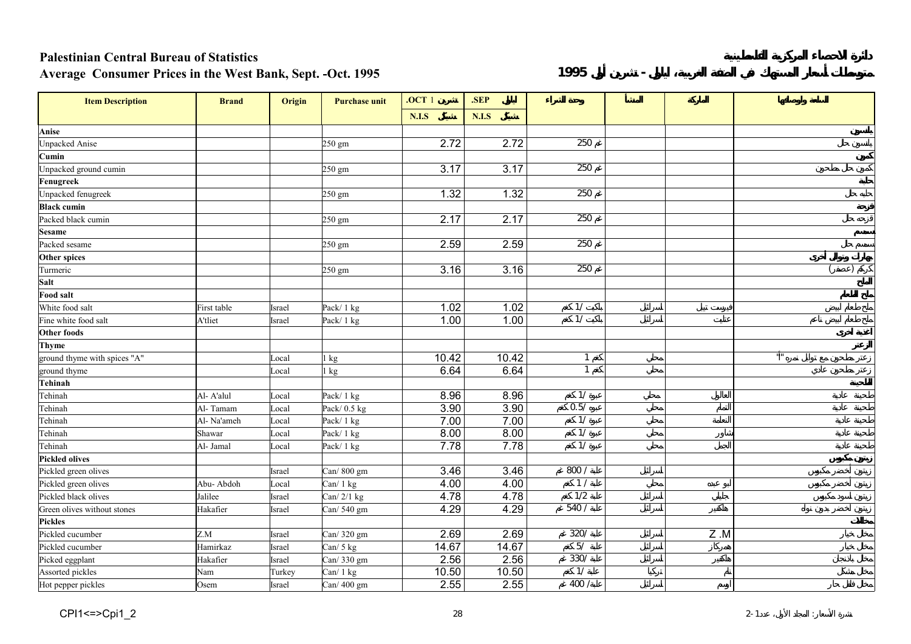# Palestinian Central Bureau of Statistics

## Average Consumer Prices in the West Bank, Sept. -Oct. 1995

دائرة الاحصاء المركزية الفلسطينية

متوسطات أسعار المستهلك في الضفة الغربية، أيلول - تشرين أول 1995

| Item Description | Brand | Origin | Purchase unit | .OCT 1 تشرين | .SEP أيلول | وحدة الشراء | المنشأ | الماركة | السلعة ومواصفاتها |
|---|---|---|---|---|---|---|---|---|---|
| | | | | N.I.S شيكل | N.I.S شيكل | | | | |
| **Anise** | | | | | | | | | **يانسون** |
| Unpacked Anise | | | 250 gm | 2.72 | 2.72 | 250 غم | | | يانسون حب |
| **Cumin** | | | | | | | | | **كمون** |
| Unpacked ground cumin | | | 250 gm | 3.17 | 3.17 | 250 غم | | | كمون حب مطحون |
| **Fenugreek** | | | | | | | | | **حلبة** |
| Unpacked fenugreek | | | 250 gm | 1.32 | 1.32 | 250 غم | | | حلبة حب |
| **Black cumin** | | | | | | | | | **قزحة** |
| Packed black cumin | | | 250 gm | 2.17 | 2.17 | 250 غم | | | قزحة حب |
| **Sesame** | | | | | | | | | **سمسم** |
| Packed sesame | | | 250 gm | 2.59 | 2.59 | 250 غم | | | سمسم حب |
| **Other spices** | | | | | | | | | **بهارات وتوابل أخرى** |
| Turmeric | | | 250 gm | 3.16 | 3.16 | 250 غم | | | كركم (عصفر) |
| **Salt** | | | | | | | | | **الملح** |
| **Food salt** | | | | | | | | | **ملح الطعام** |
| White food salt | First table | Israel | Pack/ 1 kg | 1.02 | 1.02 | باكيت /1 كغم | إسرائيل | فيرست تيبل | ملح طعام أبيض |
| Fine white food salt | A'tliet | Israel | Pack/ 1 kg | 1.00 | 1.00 | باكيت /1 كغم | إسرائيل | عتليت | ملح طعام أبيض ناعم |
| **Other foods** | | | | | | | | | **أغذية أخرى** |
| **Thyme** | | | | | | | | | **الزعتر** |
| ground thyme with spices "A" | | Local | 1 kg | 10.42 | 10.42 | 1 كغم | محلي | | زعتر مطحون مع توابل نمرة "أ" |
| ground thyme | | Local | 1 kg | 6.64 | 6.64 | 1 كغم | محلي | | زعتر مطحون عادي |
| **Tehinah** | | | | | | | | | **الطحينة** |
| Tehinah | Al- A'alul | Local | Pack/ 1 kg | 8.96 | 8.96 | عبوة /1 كغم | محلي | العالول | طحينة عادية |
| Tehinah | Al- Tamam | Local | Pack/ 0.5 kg | 3.90 | 3.90 | عبوة /0.5 كغم | محلي | التمام | طحينة عادية |
| Tehinah | Al- Na'ameh | Local | Pack/ 1 kg | 7.00 | 7.00 | عبوة /1 كغم | محلي | النعامة | طحينة عادية |
| Tehinah | Shawar | Local | Pack/ 1 kg | 8.00 | 8.00 | عبوة /1 كغم | محلي | شاور | طحينة عادية |
| Tehinah | Al- Jamal | Local | Pack/ 1 kg | 7.78 | 7.78 | عبوة /1 كغم | محلي | الجمل | طحينة عادية |
| **Pickled olives** | | | | | | | | | **زيتون مكبوس** |
| Pickled green olives | | Israel | Can/ 800 gm | 3.46 | 3.46 | علبة / 800 غم | إسرائيل | | زيتون أخضر مكبوس |
| Pickled green olives | Abu- Abdoh | Local | Can/ 1 kg | 4.00 | 4.00 | علبة / 1 كغم | محلي | أبو عبده | زيتون أخضر مكبوس |
| Pickled black olives | Jalilee | Israel | Can/ 2/1 kg | 4.78 | 4.78 | علبة 1/2 كغم | إسرائيل | جليلي | زيتون أسود مكبوس |
| Green olives without stones | Hakafier | Israel | Can/ 540 gm | 4.29 | 4.29 | علبة / 540 غم | إسرائيل | هاكفير | زيتون أخضر بدون نوى |
| **Pickles** | | | | | | | | | **المخللات** |
| Pickled cucumber | Z.M | Israel | Can/ 320 gm | 2.69 | 2.69 | علبة /320 غم | إسرائيل | Z .M | مخلل خيار |
| Pickled cucumber | Hamirkaz | Israel | Can/ 5 kg | 14.67 | 14.67 | علبة /5 كغم | إسرائيل | همركاز | مخلل خيار |
| Picked eggplant | Hakafier | Israel | Can/ 330 gm | 2.56 | 2.56 | علبة /330 غم | إسرائيل | هاكفير | مخلل باذنجان |
| Assorted pickles | Nam | Turkey | Can/ 1 kg | 10.50 | 10.50 | علبة /1 كغم | تركيا | نام | مخلل مشكل |
| Hot pepper pickles | Osem | Israel | Can/ 400 gm | 2.55 | 2.55 | علبة/ 400 غم | إسرائيل | أوسم | مخلل فلفل حار |

CPI1<=>Cpi1_2

نشرة الأسعار: المجلد الأول، عدد 1-2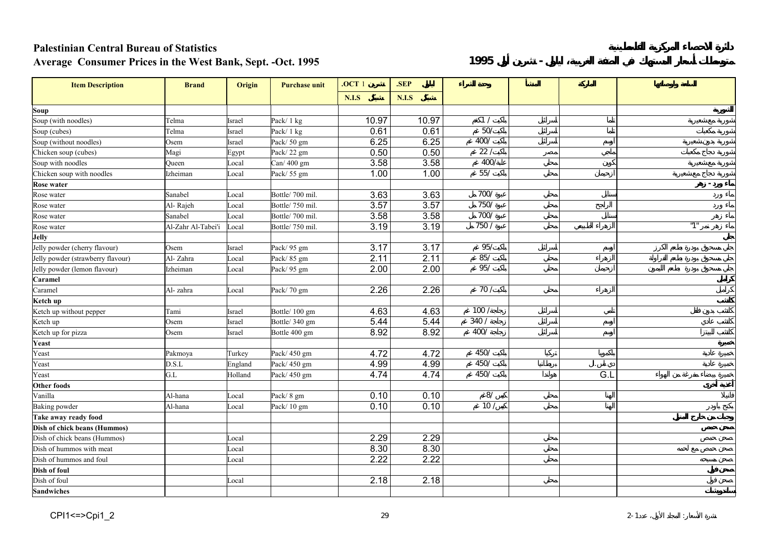# Palestinian Central Bureau of Statistics

## Average Consumer Prices in the West Bank, Sept. -Oct. 1995

دائرة الاحصاء المركزية الفلسطينية

متوسط أسعار المستهلك في الضفة الغربية، أيلول - تشرين أول 1995

| Item Description | Brand | Origin | Purchase unit | .OCT 1 تشرين | .SEP أيلول | وحدة الشراء | المنشأ | الماركة | السلعة ومواصفاتها |
|---|---|---|---|---|---|---|---|---|---|
| | | | | N.I.S شيكل | N.I.S شيكل | | | | |
| **Soup** | | | | | | | | | **الشوربة** |
| Soup (with noodles) | Telma | Israel | Pack/ 1 kg | 10.97 | 10.97 | باكيت / 1كغم | اسرائيل | تلما | شوربة مع شعيرية |
| Soup (cubes) | Telma | Israel | Pack/ 1 kg | 0.61 | 0.61 | باكيت/50 غم | اسرائيل | تلما | شوربة مكعبات |
| Soup (without noodles) | Osem | Israel | Pack/ 50 gm | 6.25 | 6.25 | باكيت/ 400 غم | اسرائيل | اوسم | شوربة بدون شعيرية |
| Chicken soup (cubes) | Magi | Egypt | Pack/ 22 gm | 0.50 | 0.50 | باكيت/ 22 غم | مصر | ماجي | شوربة دجاج مكعبات |
| Soup with noodles | Queen | Local | Can/ 400 gm | 3.58 | 3.58 | علبة/400 غم | محلي | كوين | شوربة مع شعيرية |
| Chicken soup with noodles | Izheiman | Local | Pack/ 55 gm | 1.00 | 1.00 | باكيت /55 غم | محلي | ازحيمان | شوربة دجاج مع شعيرية |
| **Rose water** | | | | | | | | | **ماء ورد - زهر** |
| Rose water | Sanabel | Local | Bottle/ 700 mil. | 3.63 | 3.63 | عبوة /700 مل | محلي | سنابل | ماء ورد |
| Rose water | Al- Rajeh | Local | Bottle/ 750 mil. | 3.57 | 3.57 | عبوة /750 مل | محلي | الراجح | ماء ورد |
| Rose water | Sanabel | Local | Bottle/ 700 mil. | 3.58 | 3.58 | عبوة /700 مل | محلي | سنابل | ماء زهر |
| Rose water | Al-Zahr Al-Tabei'i | Local | Bottle/ 750 mil. | 3.19 | 3.19 | عبوة / 750 مل | محلي | الزهراء الطبيعي | ماء زهر نمر "1" |
| **Jelly** | | | | | | | | | **جلي** |
| Jelly powder (cherry flavour) | Osem | Israel | Pack/ 95 gm | 3.17 | 3.17 | باكيت/95 غم | اسرائيل | اوسم | جلي مسحوق بودرة طعم الكرز |
| Jelly powder (strawberry flavour) | Al- Zahra | Local | Pack/ 85 gm | 2.11 | 2.11 | باكيت/ 85 غم | محلي | الزهراء | جلي مسحوق بودرة طعم الفراولة |
| Jelly powder (lemon flavour) | Izheiman | Local | Pack/ 95 gm | 2.00 | 2.00 | باكيت/ 95 غم | محلي | ازحيمان | جلي مسحوق بودرة طعم الليمون |
| **Caramel** | | | | | | | | | **كراميل** |
| Caramel | Al- zahra | Local | Pack/ 70 gm | 2.26 | 2.26 | باكيت/ 70 غم | محلي | الزهراء | كراميل |
| **Ketch up** | | | | | | | | | **كاتشب** |
| Ketch up without pepper | Tami | Israel | Bottle/ 100 gm | 4.63 | 4.63 | زجاجة/ 100 غم | اسرائيل | تامي | كاتشب بدون فلفل |
| Ketch up | Osem | Israel | Bottle/ 340 gm | 5.44 | 5.44 | زجاجة / 340 غم | اسرائيل | اوسم | كاتشب عادي |
| Ketch up for pizza | Osem | Israel | Bottle 400 gm | 8.92 | 8.92 | زجاجة /400 غم | اسرائيل | اوسم | كاتشب للبيتزا |
| **Yeast** | | | | | | | | | **خميرة** |
| Yeast | Pakmoya | Turkey | Pack/ 450 gm | 4.72 | 4.72 | باكيت /450 غم | تركيا | باكمويا | خميرة عادية |
| Yeast | D.S.L | England | Pack/ 450 gm | 4.99 | 4.99 | باكيت /450 غم | بريطانيا | دي.اس.ال | خميرة عادية |
| Yeast | G.L | Holland | Pack/ 450 gm | 4.74 | 4.74 | باكيت /450 غم | هولندا | G.L | خميرة بيضاء مفرغة من الهواء |
| **Other foods** | | | | | | | | | **أغذية أخرى** |
| Vanilla | Al-hana | Local | Pack/ 8 gm | 0.10 | 0.10 | كيس/ 8غم | محلي | الهنا | فانيلا |
| Baking powder | Al-hana | Local | Pack/ 10 gm | 0.10 | 0.10 | كيس/ 10 غم | محلي | الهنا | بكنج باودر |
| **Take away ready food** | | | | | | | | | **وجبات من خارج المنزل** |
| **Dish of chick beans (Hummos)** | | | | | | | | | **صحن حمص** |
| Dish of chick beans (Hummos) | | Local | | 2.29 | 2.29 | | محلي | | صحن حمص |
| Dish of hummos with meat | | Local | | 8.30 | 8.30 | | محلي | | صحن حمص مع لحمة |
| Dish of hummos and foul | | Local | | 2.22 | 2.22 | | محلي | | صحن مسبحة |
| **Dish of foul** | | | | | | | | | **صحن فول** |
| Dish of foul | | Local | | 2.18 | 2.18 | | محلي | | صحن فول |
| **Sandwiches** | | | | | | | | | **ساندويتشات** |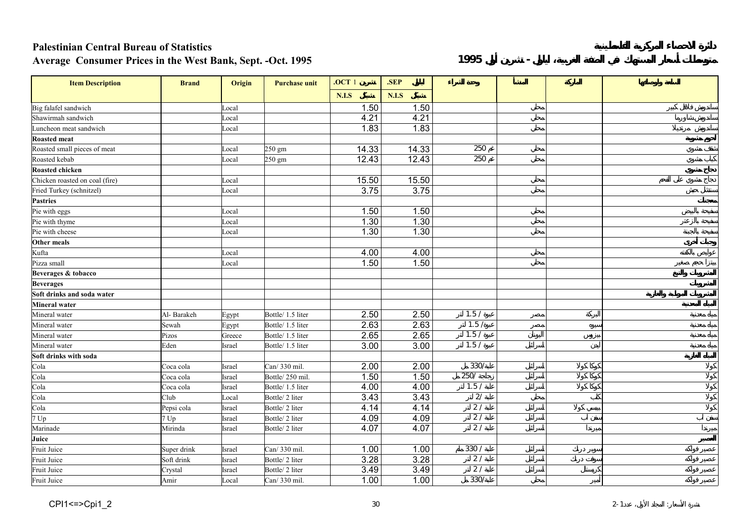**Palestinian Central Bureau of Statistics**

**دائرة الاحصاء المركزية الفلسطينية**

**Average Consumer Prices in the West Bank, Sept. -Oct. 1995**

**متوسطات أسعار المستهلك في الضفة الغربية، ايلول - تشرين أول 1995**

| Item Description | Brand | Origin | Purchase unit | .OCT 1 تشرين | .SEP ايلول | وحدة الشراء | المنشأ | الماركة | السلعة ومواصفاتها |
|---|---|---|---|---|---|---|---|---|---|
| | | | | N.I.S شيكل | N.I.S شيكل | | | | |
| Big falafel sandwich | | Local | | 1.50 | 1.50 | | محلي | | ساندويش فلافل كبير |
| Shawirmah sandwich | | Local | | 4.21 | 4.21 | | محلي | | ساندويش شاورما |
| Luncheon meat sandwich | | Local | | 1.83 | 1.83 | | محلي | | ساندويش مرتديلا |
| **Roasted meat** | | | | | | | | | **لحوم مشوية** |
| Roasted small pieces of meat | | Local | 250 gm | 14.33 | 14.33 | 250 غم | محلي | | شقف مشوي |
| Roasted kebab | | Local | 250 gm | 12.43 | 12.43 | 250 غم | محلي | | كباب مشوي |
| **Roasted chicken** | | | | | | | | | **دجاج مشوي** |
| Chicken roasted on coal (fire) | | Local | | 15.50 | 15.50 | | محلي | | دجاج مشوي على الفحم |
| Fried Turkey (schnitzel) | | Local | | 3.75 | 3.75 | | محلي | | شنيتسل حبش |
| **Pastries** | | | | | | | | | **معجنات** |
| Pie with eggs | | Local | | 1.50 | 1.50 | | محلي | | سفيحة بالبيض |
| Pie with thyme | | Local | | 1.30 | 1.30 | | محلي | | سفيحة بالزعتر |
| Pie with cheese | | Local | | 1.30 | 1.30 | | محلي | | سفيحة بالجبنة |
| **Other meals** | | | | | | | | | **وجبات أخرى** |
| Kufta | | Local | | 4.00 | 4.00 | | محلي | | عرايس بالكفته |
| Pizza small | | Local | | 1.50 | 1.50 | | محلي | | بيتزا حجم صغير |
| **Beverages & tobacco** | | | | | | | | | **المشروبات والتبغ** |
| **Beverages** | | | | | | | | | **المشروبات** |
| **Soft drinks and soda water** | | | | | | | | | **المشروبات الغازية والمعدنية** |
| **Mineral water** | | | | | | | | | **المياه المعدنية** |
| Mineral water | Al- Barakeh | Egypt | Bottle/ 1.5 liter | 2.50 | 2.50 | عبوة / 1.5 لتر | مصر | البركة | مياه معدنية |
| Mineral water | Sewah | Egypt | Bottle/ 1.5 liter | 2.63 | 2.63 | عبوة/ 1.5 لتر | مصر | سيوه | مياه معدنية |
| Mineral water | Pizos | Greece | Bottle/ 1.5 liter | 2.65 | 2.65 | عبوة / 1.5 لتر | اليونان | بيزوس | مياه معدنية |
| Mineral water | Eden | Israel | Bottle/ 1.5 liter | 3.00 | 3.00 | عبوة / 1.5 لتر | اسرائيل | ايدن | مياه معدنية |
| **Soft drinks with soda** | | | | | | | | | **المياه الغازية** |
| Cola | Coca cola | Israel | Can/ 330 mil. | 2.00 | 2.00 | علبة/330 مل | اسرائيل | كوكا كولا | كولا |
| Cola | Coca cola | Israel | Bottle/ 250 mil. | 1.50 | 1.50 | زجاجة /250 مل | اسرائيل | كوكا كولا | كولا |
| Cola | Coca cola | Israel | Bottle/ 1.5 liter | 4.00 | 4.00 | علبة / 1.5 لتر | اسرائيل | كوكا كولا | كولا |
| Cola | Club | Local | Bottle/ 2 liter | 3.43 | 3.43 | علبة /2 لتر | محلي | كلب | كولا |
| Cola | Pepsi cola | Israel | Bottle/ 2 liter | 4.14 | 4.14 | علبة / 2 لتر | اسرائيل | بيبسي كولا | كولا |
| 7 Up | 7 Up | Israel | Bottle/ 2 liter | 4.09 | 4.09 | علبة / 2 لتر | اسرائيل | سفن اب | سفن اب |
| Marinade | Mirinda | Israel | Bottle/ 2 liter | 4.07 | 4.07 | علبة / 2 لتر | اسرائيل | ميرندا | ميرندا |
| **Juice** | | | | | | | | | **العصير** |
| Fruit Juice | Super drink | Israel | Can/ 330 mil. | 1.00 | 1.00 | علبة / 330 ملم | اسرائيل | سوبر درنك | عصير فواكه |
| Fruit Juice | Soft drink | Israel | Bottle/ 2 liter | 3.28 | 3.28 | علبة / 2 لتر | اسرائيل | سوفت درنك | عصير فواكه |
| Fruit Juice | Crystal | Israel | Bottle/ 2 liter | 3.49 | 3.49 | علبة / 2 لتر | اسرائيل | كريستال | عصير فواكه |
| Fruit Juice | Amir | Local | Can/ 330 mil. | 1.00 | 1.00 | علبة/330 مل | محلي | أمير | عصير فواكه |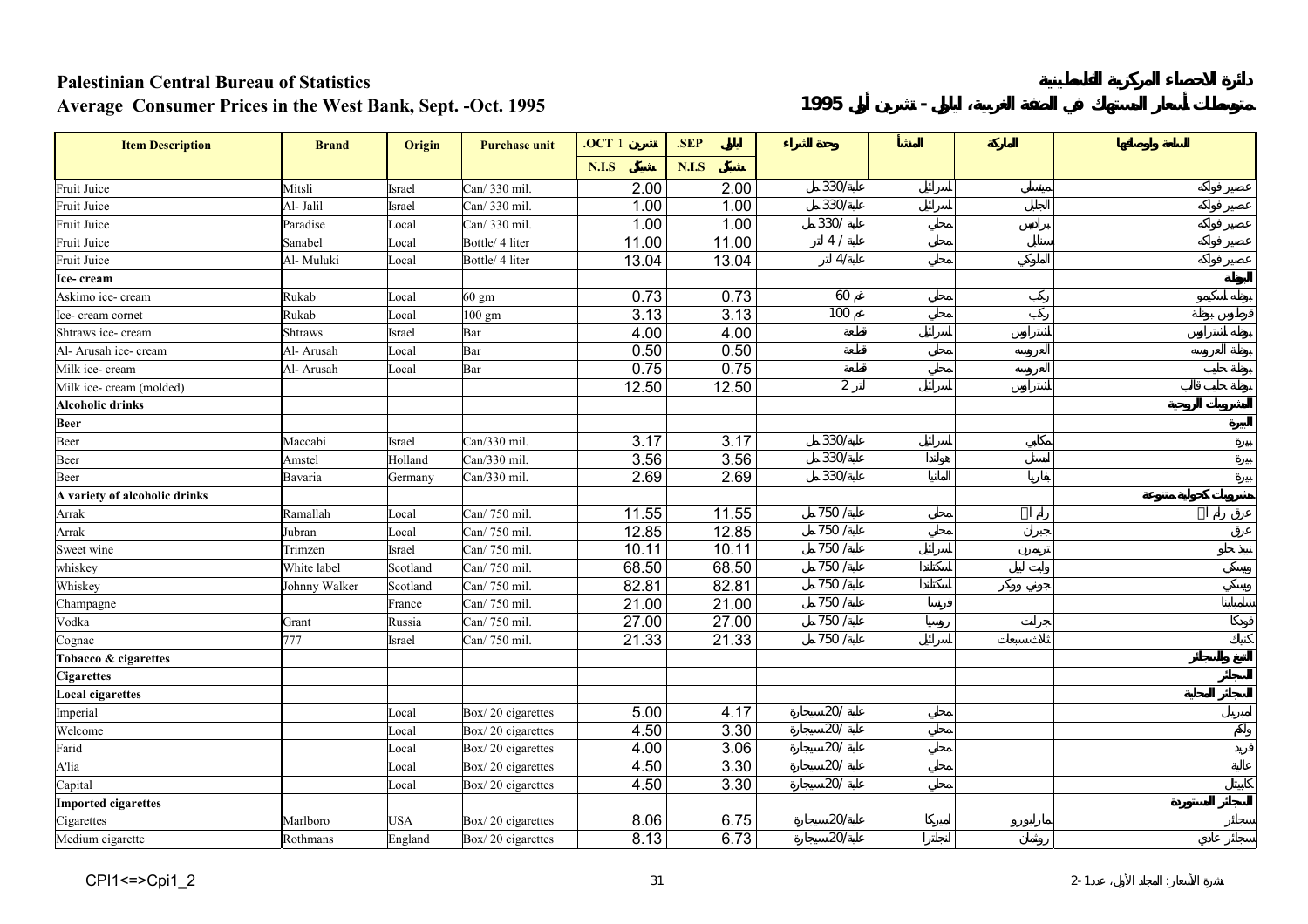# Palestinian Central Bureau of Statistics

## Average Consumer Prices in the West Bank, Sept. -Oct. 1995

دائرة الاحصاء المركزية الفلسطينية

متوسطات أسعار المستهلك في الضفة الغربية، أيلول - تشرين أول 1995

| Item Description | Brand | Origin | Purchase unit | .OCT 1 تشرين | .SEP أيلول | وحدة الشراء | المنشأ | الماركة | السلعة ومواصفاتها |
|---|---|---|---|---|---|---|---|---|---|
| | | | | N.I.S شيكل | N.I.S شيكل | | | | |
| Fruit Juice | Mitsli | Israel | Can/ 330 mil. | 2.00 | 2.00 | علبة/330 مل | إسرائيل | ميتسلي | عصير فواكه |
| Fruit Juice | Al- Jalil | Israel | Can/ 330 mil. | 1.00 | 1.00 | علبة/330 مل | إسرائيل | الجليل | عصير فواكه |
| Fruit Juice | Paradise | Local | Can/ 330 mil. | 1.00 | 1.00 | علبة /330 مل | محلي | برادايس | عصير فواكه |
| Fruit Juice | Sanabel | Local | Bottle/ 4 liter | 11.00 | 11.00 | علبة / 4 لتر | محلي | سنابل | عصير فواكه |
| Fruit Juice | Al- Muluki | Local | Bottle/ 4 liter | 13.04 | 13.04 | علبة/4 لتر | محلي | الملوكي | عصير فواكه |
| **Ice- cream** | | | | | | | | | **البوظة** |
| Askimo ice- cream | Rukab | Local | 60 gm | 0.73 | 0.73 | 60 غم | محلي | ركب | بوظة اسكيمو |
| Ice- cream cornet | Rukab | Local | 100 gm | 3.13 | 3.13 | 100 غم | محلي | ركب | قرطوس بوظة |
| Shtraws ice- cream | Shtraws | Israel | Bar | 4.00 | 4.00 | قطعة | إسرائيل | شتراوس | بوظة شتراوس |
| Al- Arusah ice- cream | Al- Arusah | Local | Bar | 0.50 | 0.50 | قطعة | محلي | العروسة | بوظة العروسة |
| Milk ice- cream | Al- Arusah | Local | Bar | 0.75 | 0.75 | قطعة | محلي | العروسة | بوظة حليب |
| Milk ice- cream (molded) | | | | 12.50 | 12.50 | 2 لتر | إسرائيل | شتراوس | بوظة حليب قالب |
| **Alcoholic drinks** | | | | | | | | | **المشروبات الروحية** |
| **Beer** | | | | | | | | | **البيرة** |
| Beer | Maccabi | Israel | Can/330 mil. | 3.17 | 3.17 | علبة/330 مل | إسرائيل | مكابي | بيرة |
| Beer | Amstel | Holland | Can/330 mil. | 3.56 | 3.56 | علبة/330 مل | هولندا | امستل | بيرة |
| Beer | Bavaria | Germany | Can/330 mil. | 2.69 | 2.69 | علبة/330 مل | المانيا | بافاريا | بيرة |
| **A variety of alcoholic drinks** | | | | | | | | | **مشروبات كحولية متنوعة** |
| Arrak | Ramallah | Local | Can/ 750 mil. | 11.55 | 11.55 | علبة/ 750 مل | محلي | رام الله | عرق رام الله |
| Arrak | Jubran | Local | Can/ 750 mil. | 12.85 | 12.85 | علبة/ 750 مل | محلي | جبران | عرق |
| Sweet wine | Trimzen | Israel | Can/ 750 mil. | 10.11 | 10.11 | علبة/ 750 مل | إسرائيل | تريمزن | نبيذ حلو |
| whiskey | White label | Scotland | Can/ 750 mil. | 68.50 | 68.50 | علبة/ 750 مل | اسكتلندا | وايت ليبل | ويسكي |
| Whiskey | Johnny Walker | Scotland | Can/ 750 mil. | 82.81 | 82.81 | علبة/ 750 مل | اسكتلندا | جوني ووكر | ويسكي |
| Champagne | | France | Can/ 750 mil. | 21.00 | 21.00 | علبة/ 750 مل | فرنسا | | شامبانيا |
| Vodka | Grant | Russia | Can/ 750 mil. | 27.00 | 27.00 | علبة/ 750 مل | روسيا | جرانت | فودكا |
| Cognac | 777 | Israel | Can/ 750 mil. | 21.33 | 21.33 | علبة/ 750 مل | إسرائيل | ثلاث سبعات | كنياك |
| **Tobacco & cigarettes** | | | | | | | | | **التبغ والسجائر** |
| **Cigarettes** | | | | | | | | | **السجائر** |
| **Local cigarettes** | | | | | | | | | **السجائر المحلية** |
| Imperial | | Local | Box/ 20 cigarettes | 5.00 | 4.17 | علبة/ 20سيجارة | محلي | | امبريال |
| Welcome | | Local | Box/ 20 cigarettes | 4.50 | 3.30 | علبة/ 20سيجارة | محلي | | ولكم |
| Farid | | Local | Box/ 20 cigarettes | 4.00 | 3.06 | علبة/ 20سيجارة | محلي | | فريد |
| A'lia | | Local | Box/ 20 cigarettes | 4.50 | 3.30 | علبة/ 20سيجارة | محلي | | عالية |
| Capital | | Local | Box/ 20 cigarettes | 4.50 | 3.30 | علبة/ 20سيجارة | محلي | | كابيتال |
| **Imported cigarettes** | | | | | | | | | **السجائر المستوردة** |
| Cigarettes | Marlboro | USA | Box/ 20 cigarettes | 8.06 | 6.75 | علبة/20سيجارة | أمريكا | مارلبورو | سجائر |
| Medium cigarette | Rothmans | England | Box/ 20 cigarettes | 8.13 | 6.73 | علبة/20سيجارة | انجلترا | روثمان | سجائر عادي |

CPI1<=>Cpi1_2

نشرة الأسعار: المجلد الأول، عدد 1-2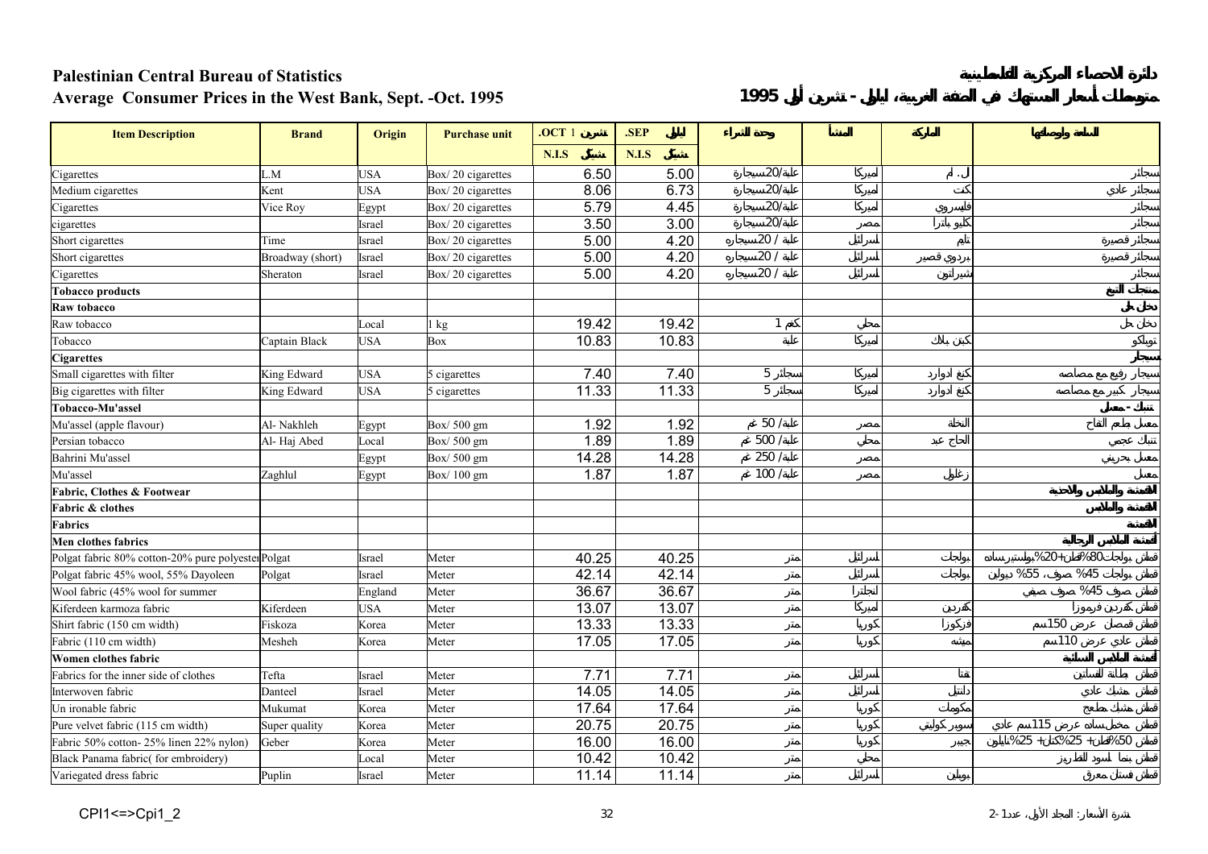**Palestinian Central Bureau of Statistics**

**Average Consumer Prices in the West Bank, Sept. -Oct. 1995**

**دائرة الاحصاء المركزية الفلسطينية**

**متوسط أسعار المستهلك في الضفة الغربية، أيلول - تشرين أول 1995**

| Item Description | Brand | Origin | Purchase unit | OCT. تشرين 1 | SEP. أيلول | وحدة الشراء | المنشأ | الماركة | السلعة ومواصفاتها |
|---|---|---|---|---|---|---|---|---|---|
| | | | | N.I.S شيكل | N.I.S شيكل | | | | |
| Cigarettes | L.M | USA | Box/ 20 cigarettes | 6.50 | 5.00 | علبة/20سيجارة | أميركا | ل. م | سجائر |
| Medium cigarettes | Kent | USA | Box/ 20 cigarettes | 8.06 | 6.73 | علبة/20سيجارة | أميركا | كنت | سجائر عادي |
| Cigarettes | Vice Roy | Egypt | Box/ 20 cigarettes | 5.79 | 4.45 | علبة/20سيجارة | أميركا | فايسروي | سجائر |
| cigarettes | | Israel | Box/ 20 cigarettes | 3.50 | 3.00 | علبة/20سيجارة | مصر | كليوباترا | سجائر |
| Short cigarettes | Time | Israel | Box/ 20 cigarettes | 5.00 | 4.20 | علبة / 20سيجاره | اسرائيل | تايم | سجائر قصيرة |
| Short cigarettes | Broadway (short) | Israel | Box/ 20 cigarettes | 5.00 | 4.20 | علبة / 20سيجاره | اسرائيل | برودوي قصير | سجائر قصيرة |
| Cigarettes | Sheraton | Israel | Box/ 20 cigarettes | 5.00 | 4.20 | علبة / 20سيجاره | اسرائيل | شيراتون | سجائر |
| **Tobacco products** | | | | | | | | | **منتجات التبغ** |
| **Raw tobacco** | | | | | | | | | **دخان عربي** |
| Raw tobacco | | Local | 1 kg | 19.42 | 19.42 | 1 كغم | محلي | | دخان عربي |
| Tobacco | Captain Black | USA | Box | 10.83 | 10.83 | علبة | أميركا | كبتن بلاك | توباكو |
| **Cigarettes** | | | | | | | | | **سيجار** |
| Small cigarettes with filter | King Edward | USA | 5 cigarettes | 7.40 | 7.40 | 5 سجائر | أميركا | كنغ ادوارد | سيجار رفيع مع مصاصه |
| Big cigarettes with filter | King Edward | USA | 5 cigarettes | 11.33 | 11.33 | 5 سجائر | أميركا | كنغ ادوارد | سيجار كبير مع مصاصه |
| **Tobacco-Mu'assel** | | | | | | | | | **تنباك - معسل** |
| Mu'assel (apple flavour) | Al- Nakhleh | Egypt | Box/ 500 gm | 1.92 | 1.92 | علبة/ 50 غم | مصر | النخلة | معسل طعم التفاح |
| Persian tobacco | Al- Haj Abed | Local | Box/ 500 gm | 1.89 | 1.89 | علبة/ 500 غم | محلي | الحاج عبد | تنباك عجمي |
| Bahrini Mu'assel | | Egypt | Box/ 500 gm | 14.28 | 14.28 | علبة/ 250 غم | مصر | | معسل بحريني |
| Mu'assel | Zaghlul | Egypt | Box/ 100 gm | 1.87 | 1.87 | علبة/ 100 غم | مصر | زغلول | معسل |
| **Fabric, Clothes & Footwear** | | | | | | | | | **الأقمشة والملابس والأحذية** |
| **Fabric & clothes** | | | | | | | | | **الأقمشة والملابس** |
| **Fabrics** | | | | | | | | | **الأقمشة** |
| **Men clothes fabrics** | | | | | | | | | **أقمشة الملابس الرجالية** |
| Polgat fabric 80% cotton-20% pure polyester | Polgat | Israel | Meter | 40.25 | 40.25 | متر | اسرائيل | بولجات | قماش بولجات 80%قطن+20%بوليستر ساده |
| Polgat fabric 45% wool, 55% Dayoleen | Polgat | Israel | Meter | 42.14 | 42.14 | متر | اسرائيل | بولجات | قماش بولجات 45% صوف، 55% ديولين |
| Wool fabric (45% wool for summer | | England | Meter | 36.67 | 36.67 | متر | انجلترا | | قماش صوف 45% صوف صيفي |
| Kiferdeen karmoza fabric | Kiferdeen | USA | Meter | 13.07 | 13.07 | متر | أميركا | كفردين | قماش كفردين قرموزا |
| Shirt fabric (150 cm width) | Fiskoza | Korea | Meter | 13.33 | 13.33 | متر | كوريا | فزكوزا | قماش قمصان عرض 150سم |
| Fabric (110 cm width) | Mesheh | Korea | Meter | 17.05 | 17.05 | متر | كوريا | ميشه | قماش عادي عرض 110سم |
| **Women clothes fabric** | | | | | | | | | **أقمشة الملابس النسائية** |
| Fabrics for the inner side of clothes | Tefta | Israel | Meter | 7.71 | 7.71 | متر | اسرائيل | تفتا | قماش بطانة فساتين |
| Interwoven fabric | Danteel | Israel | Meter | 14.05 | 14.05 | متر | اسرائيل | دانتيل | قماش مشبك عادي |
| Un ironable fabric | Mukumat | Korea | Meter | 17.64 | 17.64 | متر | كوريا | مكومات | قماش مشبك مطعج |
| Pure velvet fabric (115 cm width) | Super quality | Korea | Meter | 20.75 | 20.75 | متر | كوريا | سوبر كواليتي | قماش مخمل ساده عرض 115سم عادي |
| Fabric 50% cotton- 25% linen 22% nylon) | Geber | Korea | Meter | 16.00 | 16.00 | متر | كوريا | جيبر | قماش 50%قطن+ 25%كتان+ 25%نايلون |
| Black Panama fabric( for embroidery) | | Local | Meter | 10.42 | 10.42 | متر | محلي | | قماش بنما أسود للتطريز |
| Variegated dress fabric | Puplin | Israel | Meter | 11.14 | 11.14 | متر | اسرائيل | بوبلين | قماش فستان معرق |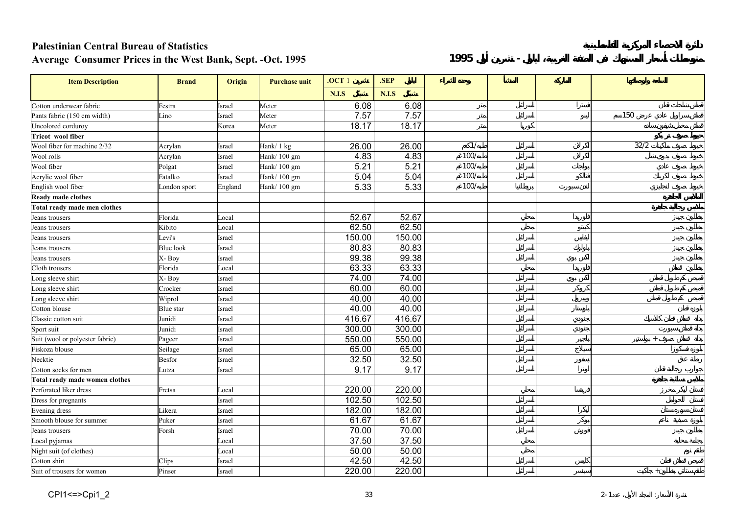**Palestinian Central Bureau of Statistics** — دائرة الإحصاء المركزية الفلسطينية

**Average Consumer Prices in the West Bank, Sept. -Oct. 1995** — متوسط أسعار المستهلك في الضفة الغربية، أيلول - تشرين أول 1995

| Item Description | Brand | Origin | Purchase unit | .OCT تشرين 1 | .SEP أيلول | وحدة الشراء | المنشأ | الماركة | السلعة والمواصفات |
|---|---|---|---|---|---|---|---|---|---|
| | | | | N.I.S شيكل | N.I.S شيكل | | | | |
| Cotton underwear fabric | Festra | Israel | Meter | 6.08 | 6.08 | متر | إسرائيل | فسترا | قماش شلحات قطن |
| Pants fabric (150 cm width) | Lino | Israel | Meter | 7.57 | 7.57 | متر | إسرائيل | لينو | قماش سراويل عادي عرض 150سم |
| Uncolored corduroy | | Korea | Meter | 18.17 | 18.17 | متر | كوريا | | قماش مخمل سادة |
| **Tricot wool fiber** | | | | | | | | | **خيوط صوف تريكو** |
| Wool fiber for machine 2/32 | Acrylan | Israel | Hank/ 1 kg | 26.00 | 26.00 | ربطة/1كغم | إسرائيل | اكرلان | خيوط صوف ماكينات 32/2 |
| Wool rolls | Acrylan | Israel | Hank/ 100 gm | 4.83 | 4.83 | ربطة/100غم | إسرائيل | اكرلان | خيوط صوف يدوي شلل |
| Wool fiber | Polgat | Israel | Hank/ 100 gm | 5.21 | 5.21 | ربطة/100غم | إسرائيل | بولجات | خيوط صوف عادي |
| Acrylic wool fiber | Fatalko | Israel | Hank/ 100 gm | 5.04 | 5.04 | ربطة/100غم | إسرائيل | فتالكو | خيوط صوف اكريلك |
| English wool fiber | London sport | England | Hank/ 100 gm | 5.33 | 5.33 | ربطة/100غم | بريطانيا | لندن سبورت | خيوط صوف انجليزي |
| **Ready made clothes** | | | | | | | | | **الملابس الجاهزة** |
| **Total ready made men clothes** | | | | | | | | | **ملابس رجالية جاهزة** |
| Jeans trousers | Florida | Local | | 52.67 | 52.67 | | محلي | فلوريدا | بنطلون جينز |
| Jeans trousers | Kibito | Local | | 62.50 | 62.50 | | محلي | كيبتو | بنطلون جينز |
| Jeans trousers | Levi's | Israel | | 150.00 | 150.00 | | إسرائيل | ليفايس | بنطلون جينز |
| Jeans trousers | Blue look | Israel | | 80.83 | 80.83 | | إسرائيل | بلولوك | بنطلون جينز |
| Jeans trousers | X- Boy | Israel | | 99.38 | 99.38 | | إسرائيل | اكس بوي | بنطلون جينز |
| Cloth trousers | Florida | Local | | 63.33 | 63.33 | | محلي | فلوريدا | بنطلون قماش |
| Long sleeve shirt | X- Boy | Israel | | 74.00 | 74.00 | | إسرائيل | اكس بوي | قميص كم طويل قماش |
| Long sleeve shirt | Crocker | Israel | | 60.00 | 60.00 | | إسرائيل | كروكر | قميص كم طويل قماش |
| Long sleeve shirt | Wiprol | Israel | | 40.00 | 40.00 | | إسرائيل | ويبرول | قميص كم طويل قماش |
| Cotton blouse | Blue star | Israel | | 40.00 | 40.00 | | إسرائيل | بلوستار | بلوزة قطن |
| Classic cotton suit | Junidi | Israel | | 416.67 | 416.67 | | إسرائيل | جنودي | بدلة قماش كلاسيك |
| Sport suit | Junidi | Israel | | 300.00 | 300.00 | | إسرائيل | جنودي | بدلة قماش سبورت |
| Suit (wool or polyester fabric) | Pageer | Israel | | 550.00 | 550.00 | | إسرائيل | باجير | بدلة قماش صوف + بوليستير |
| Fiskoza blouse | Seilage | Israel | | 65.00 | 65.00 | | إسرائيل | سيلاج | بلوزة فسكوزا |
| Necktie | Besfor | Israel | | 32.50 | 32.50 | | إسرائيل | بيسفور | ربطة عنق |
| Cotton socks for men | Lutza | Israel | | 9.17 | 9.17 | | إسرائيل | لوتزا | جوارب رجالية قطن |
| **Total ready made women clothes** | | | | | | | | | **ملابس نسائية جاهزة** |
| Perforated liker dress | Fretsa | Local | | 220.00 | 220.00 | | محلي | فريتسا | فستان ليكر مخرز |
| Dress for pregnants | | Israel | | 102.50 | 102.50 | | إسرائيل | | فستان للحوامل |
| Evening dress | Likera | Israel | | 182.00 | 182.00 | | إسرائيل | ليكرا | فستان سهرة |
| Smooth blouse for summer | Puker | Israel | | 61.67 | 61.67 | | إسرائيل | بوكر | بلوزة صيفية ناعم |
| Jeans trousers | Forsh | Israel | | 70.00 | 70.00 | | إسرائيل | فورش | بنطلون جينز |
| Local pyjamas | | Local | | 37.50 | 37.50 | | محلي | | بجامة محلية |
| Night suit (of clothes) | | Local | | 50.00 | 50.00 | | محلي | | طقم نوم |
| Cotton shirt | Clips | Israel | | 42.50 | 42.50 | | إسرائيل | كليبس | قميص قماش قطن |
| Suit of trousers for women | Pinser | Israel | | 220.00 | 220.00 | | إسرائيل | بينسر | طقم بنطلون نسائي + جاكيت |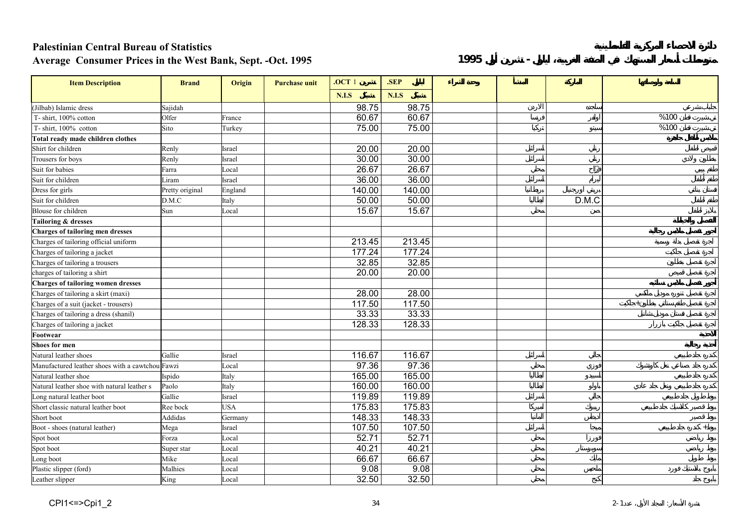# Palestinian Central Bureau of Statistics

## Average Consumer Prices in the West Bank, Sept. -Oct. 1995

دائرة الاحصاء المركزية الفلسطينية

متوسط أسعار المستهلك في الضفة الغربية، أيلول - تشرين أول 1995

| Item Description | Brand | Origin | Purchase unit | .OCT 1 تشرين | .SEP أيلول | وحدة الشراء | المنشأ | الماركة | السلعة ومواصفاتها |
|---|---|---|---|---|---|---|---|---|---|
| | | | | N.I.S شيكل | N.I.S شيكل | | | | |
| (Jilbab) Islamic dress | Sajidah | | | 98.75 | 98.75 | | الاردن | ساجدة | جلباب شرعي |
| T- shirt, 100% cotton | Olfer | France | | 60.67 | 60.67 | | فرنسا | اولفر | تي شيرت قطن 100% |
| T- shirt, 100% cotton | Sito | Turkey | | 75.00 | 75.00 | | تركيا | سيتو | تي شيرت قطن 100% |
| **Total ready made children clothes** | | | | | | | | | **ملابس اطفال جاهزة** |
| Shirt for children | Renly | Israel | | 20.00 | 20.00 | | اسرائيل | رنلي | قميص اطفال |
| Trousers for boys | Renly | Israel | | 30.00 | 30.00 | | اسرائيل | رنلي | بنطلون ولادي |
| Suit for babies | Farra | Local | | 26.67 | 26.67 | | محلي | فراح | طقم بيبي |
| Suit for children | Liram | Israel | | 36.00 | 36.00 | | اسرائيل | ليرام | طقم اطفال |
| Dress for girls | Pretty original | England | | 140.00 | 140.00 | | بريطانيا | بريتي اورجينال | فستان بناتي |
| Suit for children | D.M.C | Italy | | 50.00 | 50.00 | | ايطاليا | D.M.C | طقم اطفال |
| Blouse for children | Sun | Local | | 15.67 | 15.67 | | محلي | صن | بلايز اطفال |
| **Tailoring & dresses** | | | | | | | | | **التفصيل والخياطة** |
| **Charges of tailoring men dresses** | | | | | | | | | **أجور تفصيل ملابس رجالية** |
| Charges of tailoring official uniform | | | | 213.45 | 213.45 | | | | اجرة تفصيل بدلة رسمية |
| Charges of tailoring a jacket | | | | 177.24 | 177.24 | | | | اجرة تفصيل جاكيت |
| Charges of tailoring a trousers | | | | 32.85 | 32.85 | | | | اجرة تفصيل بنطلون |
| charges of tailoring a shirt | | | | 20.00 | 20.00 | | | | اجرة تفصيل قميص |
| **Charges of tailoring women dresses** | | | | | | | | | **أجور تفصيل ملابس نسائية** |
| Charges of tailoring a skirt (maxi) | | | | 28.00 | 28.00 | | | | اجرة تفصيل تنورة موديل ماكسي |
| Charges of a suit (jacket - trousers) | | | | 117.50 | 117.50 | | | | اجرة تفصيل طقم نسائي بنطلون+جاكيت |
| Charges of tailoring a dress (shanil) | | | | 33.33 | 33.33 | | | | اجرة تفصيل فستان موديل شانيل |
| Charges of tailoring a jacket | | | | 128.33 | 128.33 | | | | اجرة تفصيل جاكيت بأزرار |
| **Footwear** | | | | | | | | | **الأحذية** |
| **Shoes for men** | | | | | | | | | **أحذية رجالية** |
| Natural leather shoes | Gallie | Israel | | 116.67 | 116.67 | | اسرائيل | جالي | كندرة جلد طبيعي |
| Manufactured leather shoes with a cawtchou | Fawzi | Local | | 97.36 | 97.36 | | محلي | فوزي | كندرة جلد صناعي نعل كاوتشوك |
| Natural leather shoe | Ispido | Italy | | 165.00 | 165.00 | | ايطاليا | اسبيدو | كندرة جلد طبيعي |
| Natural leather shoe with natural leather s | Paolo | Italy | | 160.00 | 160.00 | | ايطاليا | باولو | كندرة جلد طبيعي ونعل جلد عادي |
| Long natural leather boot | Gallie | Israel | | 119.89 | 119.89 | | اسرائيل | جالي | بوط طويل جلد طبيعي |
| Short classic natural leather boot | Ree bock | USA | | 175.83 | 175.83 | | امريكا | ريبوك | بوط قصير كلاسيك جلد طبيعي |
| Short boot | Addidas | Germany | | 148.33 | 148.33 | | المانيا | اديداس | بوط قصير |
| Boot - shoes (natural leather) | Mega | Israel | | 107.50 | 107.50 | | اسرائيل | ميجا | بوط+كندرة جلد طبيعي |
| Spot boot | Forza | Local | | 52.71 | 52.71 | | محلي | فورزا | بوط رياضي |
| Spot boot | Super star | Local | | 40.21 | 40.21 | | محلي | سوبرستار | بوط رياضي |
| Long boot | Mike | Local | | 66.67 | 66.67 | | محلي | مايك | بوط طويل |
| Plastic slipper (ford) | Malhies | Local | | 9.08 | 9.08 | | محلي | ملحيس | بابوج بلاستيك فورد |
| Leather slipper | King | Local | | 32.50 | 32.50 | | محلي | كنج | بابوج جلد |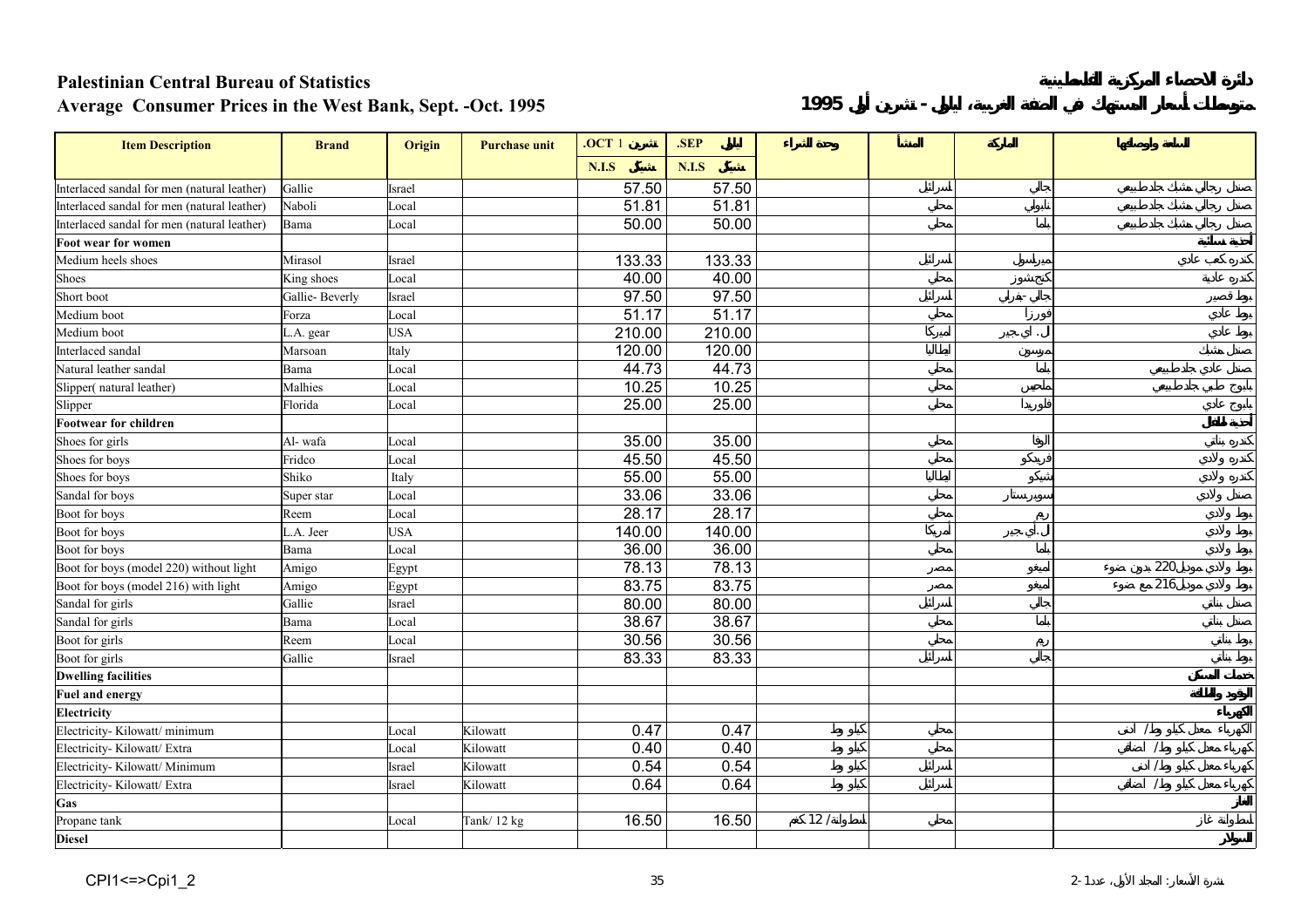# Palestinian Central Bureau of Statistics

## Average Consumer Prices in the West Bank, Sept. -Oct. 1995

دائرة الاحصاء المركزية الفلسطينية

متوسطات أسعار المستهلك في الضفة الغربية، أيلول - تشرين أول 1995

| Item Description | Brand | Origin | Purchase unit | .OCT 1 تشرين | .SEP أيلول | وحدة الشراء | المنشأ | الماركة | السلعة والمواصفات |
|---|---|---|---|---|---|---|---|---|---|
| | | | | N.I.S شيكل | N.I.S شيكل | | | | |
| Interlaced sandal for men (natural leather) | Gallie | Israel | | 57.50 | 57.50 | | اسرائيل | جالي | صندل رجالي مشبك جلد طبيعي |
| Interlaced sandal for men (natural leather) | Naboli | Local | | 51.81 | 51.81 | | محلي | نابولي | صندل رجالي مشبك جلد طبيعي |
| Interlaced sandal for men (natural leather) | Bama | Local | | 50.00 | 50.00 | | محلي | باما | صندل رجالي مشبك جلد طبيعي |
| **Foot wear for women** | | | | | | | | | **أحذية نسائية** |
| Medium heels shoes | Mirasol | Israel | | 133.33 | 133.33 | | اسرائيل | ميراسول | كندره كعب عادي |
| Shoes | King shoes | Local | | 40.00 | 40.00 | | محلي | كينج شوز | كندره عادية |
| Short boot | Gallie- Beverly | Israel | | 97.50 | 97.50 | | اسرائيل | جالي- بفرلي | بوط قصير |
| Medium boot | Forza | Local | | 51.17 | 51.17 | | محلي | فورزا | بوط عادي |
| Medium boot | L.A. gear | USA | | 210.00 | 210.00 | | امريكا | ل. اي جير | بوط عادي |
| Interlaced sandal | Marsoan | Italy | | 120.00 | 120.00 | | ايطاليا | مرسون | صندل مشبك |
| Natural leather sandal | Bama | Local | | 44.73 | 44.73 | | محلي | باما | صندل عادي جلد طبيعي |
| Slipper( natural leather) | Malhies | Local | | 10.25 | 10.25 | | محلي | ملحيس | بابوج طبي جلد طبيعي |
| Slipper | Florida | Local | | 25.00 | 25.00 | | محلي | فلوريدا | بابوج عادي |
| **Footwear for children** | | | | | | | | | **أحذية أطفال** |
| Shoes for girls | Al- wafa | Local | | 35.00 | 35.00 | | محلي | الوفا | كندره بناتي |
| Shoes for boys | Fridco | Local | | 45.50 | 45.50 | | محلي | فريدكو | كندره ولادي |
| Shoes for boys | Shiko | Italy | | 55.00 | 55.00 | | ايطاليا | شيكو | كندره ولادي |
| Sandal for boys | Super star | Local | | 33.06 | 33.06 | | محلي | سوبرستار | صندل ولادي |
| Boot for boys | Reem | Local | | 28.17 | 28.17 | | محلي | ريم | بوط ولادي |
| Boot for boys | L.A. Jeer | USA | | 140.00 | 140.00 | | امريكا | ل.أي جير | بوط ولادي |
| Boot for boys | Bama | Local | | 36.00 | 36.00 | | محلي | باما | بوط ولادي |
| Boot for boys (model 220) without light | Amigo | Egypt | | 78.13 | 78.13 | | مصر | اميغو | بوط ولادي موديل220 بدون ضوء |
| Boot for boys (model 216) with light | Amigo | Egypt | | 83.75 | 83.75 | | مصر | اميغو | بوط ولادي موديل216 مع ضوء |
| Sandal for girls | Gallie | Israel | | 80.00 | 80.00 | | اسرائيل | جالي | صندل بناتي |
| Sandal for girls | Bama | Local | | 38.67 | 38.67 | | محلي | باما | صندل بناتي |
| Boot for girls | Reem | Local | | 30.56 | 30.56 | | محلي | ريم | بوط بناتي |
| Boot for girls | Gallie | Israel | | 83.33 | 83.33 | | اسرائيل | جالي | بوط بناتي |
| **Dwelling facilities** | | | | | | | | | **خدمات المسكن** |
| **Fuel and energy** | | | | | | | | | **الوقود والطاقة** |
| **Electricity** | | | | | | | | | **الكهرباء** |
| Electricity- Kilowatt/ minimum | | Local | Kilowatt | 0.47 | 0.47 | كيلو واط | محلي | | الكهرباء معدل كيلو واط/ ادنى |
| Electricity- Kilowatt/ Extra | | Local | Kilowatt | 0.40 | 0.40 | كيلو واط | محلي | | كهرباء معدل كيلو واط/ اضافي |
| Electricity- Kilowatt/ Minimum | | Israel | Kilowatt | 0.54 | 0.54 | كيلو واط | اسرائيل | | كهرباء معدل كيلو واط/ ادنى |
| Electricity- Kilowatt/ Extra | | Israel | Kilowatt | 0.64 | 0.64 | كيلو واط | اسرائيل | | كهرباء معدل كيلو واط/ اضافي |
| **Gas** | | | | | | | | | **الغاز** |
| Propane tank | | Local | Tank/ 12 kg | 16.50 | 16.50 | اسطوانة/ 12 كغم | محلي | | اسطوانة غاز |
| **Diesel** | | | | | | | | | **السولار** |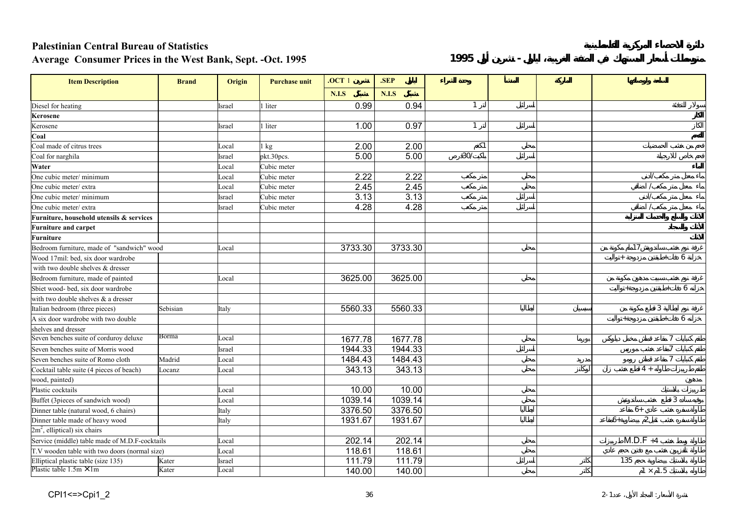**Palestinian Central Bureau of Statistics**

**Average Consumer Prices in the West Bank, Sept. -Oct. 1995**

**دائرة الاحصاء المركزية الفلسطينية**

**متوسطات أسعار المستهلك في الضفة الغربية، أيلول - تشرين أول 1995**

| Item Description | Brand | Origin | Purchase unit | .OCT 1 تشرين | .SEP أيلول | وحدة الشراء | المنشأ | الماركة | السلعة وأوصافها |
|---|---|---|---|---|---|---|---|---|---|
| | | | | N.I.S شيكل | N.I.S شيكل | | | | |
| Diesel for heating | | Israel | 1 liter | 0.99 | 0.94 | 1 لتر | اسرائيل | | سولار للتدفئة |
| **Kerosene** | | | | | | | | | **الكاز** |
| Kerosene | | Israel | 1 liter | 1.00 | 0.97 | 1 لتر | اسرائيل | | الكاز |
| **Coal** | | | | | | | | | **فحم** |
| Coal made of citrus trees | | Local | 1 kg | 2.00 | 2.00 | 1كغم | محلي | | فحم من خشب الحمضيات |
| Coal for narghila | | Israel | pkt.30pcs. | 5.00 | 5.00 | باكيت/30قرص | اسرائيل | | فحم خاص للارجيلة |
| **Water** | | Local | Cubic meter | | | | | | **الماء** |
| One cubic meter/ minimum | | Local | Cubic meter | 2.22 | 2.22 | متر مكعب | محلي | | ماء معدل متر مكعب/ادنى |
| One cubic meter/ extra | | Local | Cubic meter | 2.45 | 2.45 | متر مكعب | محلي | | ماء معدل متر مكعب/ اضافي |
| One cubic meter/ minimum | | Israel | Cubic meter | 3.13 | 3.13 | متر مكعب | اسرائيل | | ماء معدل متر مكعب/ادنى |
| One cubic meter/ extra | | Israel | Cubic meter | 4.28 | 4.28 | متر مكعب | اسرائيل | | ماء معدل متر مكعب/ اضافي |
| **Furniture, household utensils & services** | | | | | | | | | **الاثاث والسلع والخدمات المنزلية** |
| **Furniture and carpet** | | | | | | | | | **الاثاث والسجاد** |
| **Furniture** | | | | | | | | | **الاثاث** |
| Bedroom furniture, made of "sandwich" wood | | Local | | 3733.30 | 3733.30 | | محلي | | غرفة نوم خشب سندويش 17ملم مكونة من |
| Wood 17mil: bed, six door wardrobe | | | | | | | | | خزانة 6 دفات+طاولتين مزدوجة+تواليت |
| with two double shelves & dresser | | | | | | | | | |
| Bedroom furniture, made of painted | | Local | | 3625.00 | 3625.00 | | محلي | | غرفة نوم خشب سبيت مدهون مكونة من |
| Sbiet wood- bed, six door wardrobe | | | | | | | | | خزانة 6 دفات+طاولتين مزدوجة+تواليت |
| with two double shelves & a dresser | | | | | | | | | |
| Italian bedroom (three pieces) | Sebisian | Italy | | 5560.33 | 5560.33 | | ايطاليا | سبيسيان | غرفة نوم ايطالية 3 قطع مكونة من |
| A six door wardrobe with two double | | | | | | | | | خزانة 6 دفات+طاولتين مزدوجة+تواليت |
| shelves and dresser | | | | | | | | | |
| Seven benches suite of corduroy deluxe | Borma | Local | | 1677.78 | 1677.78 | | محلي | بورما | طقم كنبايات 7 مقاعد قماش مخمل دولوكس |
| Seven benches suite of Morris wood | | Israel | | 1944.33 | 1944.33 | | اسرائيل | | طقم كنبايات 7مقاعد خشب موريس |
| Seven benches suite of Romo cloth | Madrid | Local | | 1484.43 | 1484.43 | | محلي | مدريد | طقم كنبايات 7 مقاعد قماش رومو |
| Cocktail table suite (4 pieces of beach) | Locanz | Local | | 343.13 | 343.13 | | محلي | لوكانز | طقم طاولة طربيزات 4 + 4 قطع خشب زان |
| wood, painted) | | | | | | | | | مدهون |
| Plastic cocktails | | Local | | 10.00 | 10.00 | | محلي | | طربيزات بلاستيك |
| Buffet (3pieces of sandwich wood) | | Local | | 1039.14 | 1039.14 | | محلي | | بوفيه ساده 3 قطع خشب سندويش |
| Dinner table (natural wood, 6 chairs) | | Italy | | 3376.50 | 3376.50 | | ايطاليا | | طاولة سفرة خشب عادي +6 مقاعد |
| Dinner table made of heavy wood | | Italy | | 1931.67 | 1931.67 | | ايطاليا | | طاولة سفرة خشب ثقيل 2م بيضاوية+6مقاعد |
| $2m^2$, elliptical) six chairs | | | | | | | | | |
| Service (middle) table made of M.D.F-cocktails | | Local | | 202.14 | 202.14 | | محلي | | طاولة وسط خشب M.D.F +4 طربيزات |
| T.V wooden table with two doors (normal size) | | Local | | 118.61 | 118.61 | | محلي | | طاولة تلفزيون خشب مع دفتين حجم عادي |
| Elliptical plastic table (size 135) | Kater | Israel | | 111.79 | 111.79 | | اسرائيل | كاتر | طاولة بلاستيك بيضاوية حجم 135 |
| Plastic table 1.5m × 1m | Kater | Local | | 140.00 | 140.00 | | محلي | كاتر | طاولة بلاستيك 1.5م × 1م |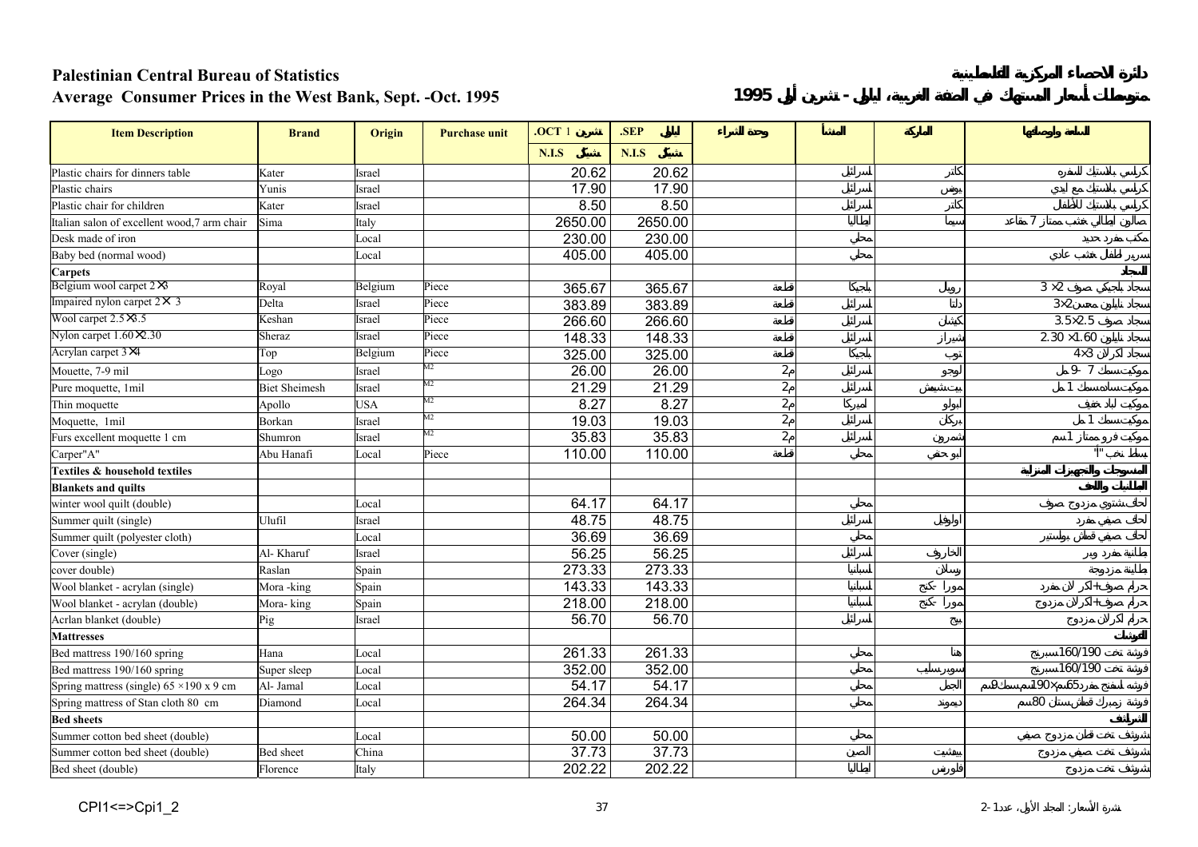# Palestinian Central Bureau of Statistics

## Average Consumer Prices in the West Bank, Sept. -Oct. 1995

| Item Description | Brand | Origin | Purchase unit | .OCT | .SEP |
|---|---|---|---|---|---|
| | | | | N.I.S | N.I.S |
| Plastic chairs for dinners table | Kater | Israel | | 20.62 | 20.62 |
| Plastic chairs | Yunis | Israel | | 17.90 | 17.90 |
| Plastic chair for children | Kater | Israel | | 8.50 | 8.50 |
| Italian salon of excellent wood,7 arm chair | Sima | Italy | | 2650.00 | 2650.00 |
| Desk made of iron | | Local | | 230.00 | 230.00 |
| Baby bed (normal wood) | | Local | | 405.00 | 405.00 |
| **Carpets** | | | | | |
| Belgium wool carpet 2×3 | Royal | Belgium | Piece | 365.67 | 365.67 |
| Impaired nylon carpet 2× 3 | Delta | Israel | Piece | 383.89 | 383.89 |
| Wool carpet 2.5×3.5 | Keshan | Israel | Piece | 266.60 | 266.60 |
| Nylon carpet 1.60×2.30 | Sheraz | Israel | Piece | 148.33 | 148.33 |
| Acrylan carpet 3×4 | Top | Belgium | Piece | 325.00 | 325.00 |
| Mouette, 7-9 mil | Logo | Israel | M2 | 26.00 | 26.00 |
| Pure moquette, 1mil | Biet Sheimesh | Israel | M2 | 21.29 | 21.29 |
| Thin moquette | Apollo | USA | M2 | 8.27 | 8.27 |
| Moquette, 1mil | Borkan | Israel | M2 | 19.03 | 19.03 |
| Furs excellent moquette 1 cm | Shumron | Israel | M2 | 35.83 | 35.83 |
| Carper"A" | Abu Hanafi | Local | Piece | 110.00 | 110.00 |
| **Textiles & household textiles** | | | | | |
| **Blankets and quilts** | | | | | |
| winter wool quilt (double) | | Local | | 64.17 | 64.17 |
| Summer quilt (single) | Ulufil | Israel | | 48.75 | 48.75 |
| Summer quilt (polyester cloth) | | Local | | 36.69 | 36.69 |
| Cover (single) | Al- Kharuf | Israel | | 56.25 | 56.25 |
| cover double) | Raslan | Spain | | 273.33 | 273.33 |
| Wool blanket - acrylan (single) | Mora -king | Spain | | 143.33 | 143.33 |
| Wool blanket - acrylan (double) | Mora- king | Spain | | 218.00 | 218.00 |
| Acrlan blanket (double) | Pig | Israel | | 56.70 | 56.70 |
| **Mattresses** | | | | | |
| Bed mattress 190/160 spring | Hana | Local | | 261.33 | 261.33 |
| Bed mattress 190/160 spring | Super sleep | Local | | 352.00 | 352.00 |
| Spring mattress (single) 65 ×190 x 9 cm | Al- Jamal | Local | | 54.17 | 54.17 |
| Spring mattress of Stan cloth 80 cm | Diamond | Local | | 264.34 | 264.34 |
| **Bed sheets** | | | | | |
| Summer cotton bed sheet (double) | | Local | | 50.00 | 50.00 |
| Summer cotton bed sheet (double) | Bed sheet | China | | 37.73 | 37.73 |
| Bed sheet (double) | Florence | Italy | | 202.22 | 202.22 |

CPI1<=>Cpi1_2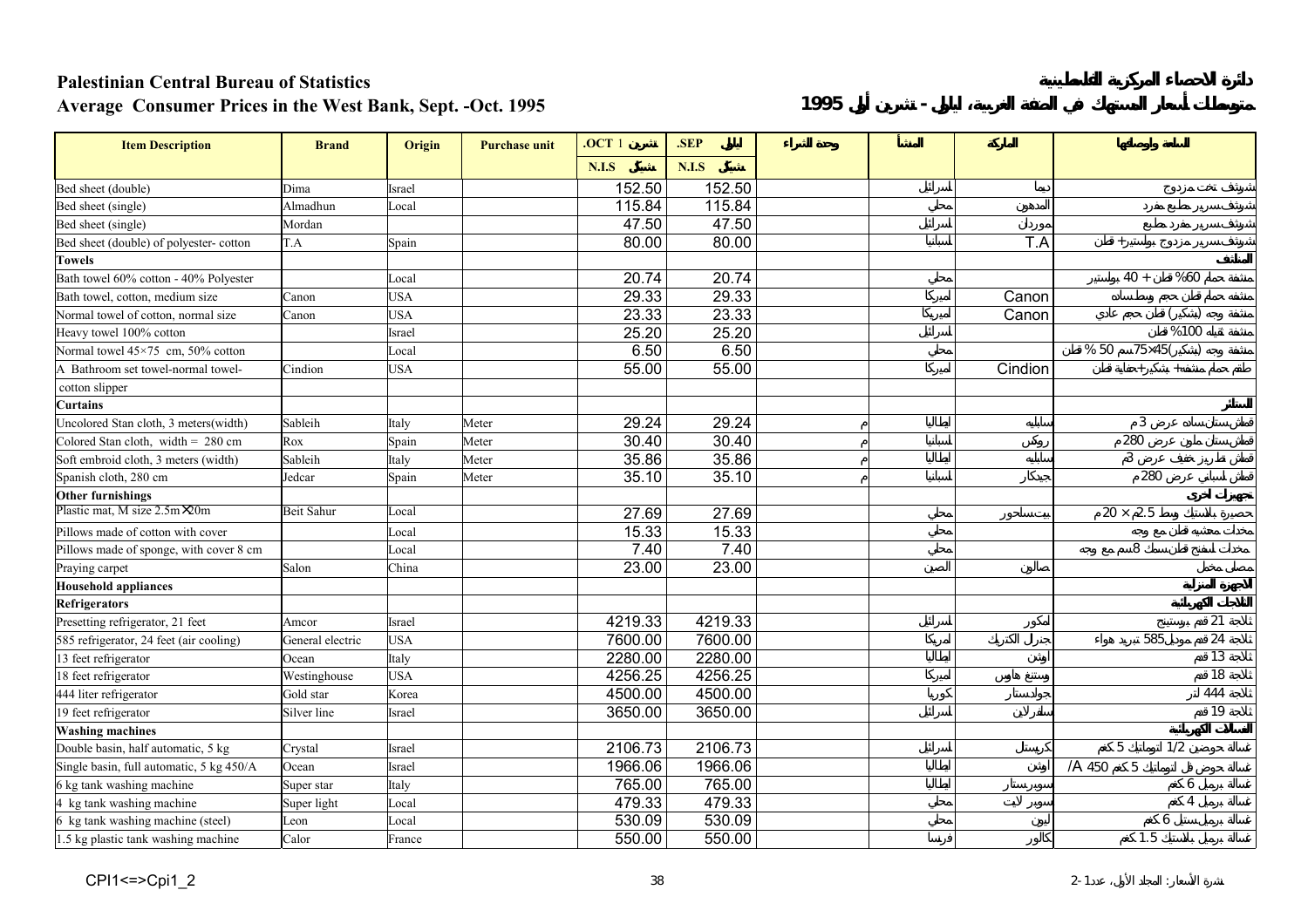**Palestinian Central Bureau of Statistics** | **دائرة الاحصاء المركزية الفلسطينية**

**Average Consumer Prices in the West Bank, Sept. -Oct. 1995** | **متوسطات أسعار المستهلك في الضفة الغربية، أيلول - تشرين أول 1995**

| Item Description | Brand | Origin | Purchase unit | .OCT تشرين 1 | .SEP أيلول | وحدة الشراء | المنشأ | الماركة | السلعة ومواصفاتها |
|---|---|---|---|---|---|---|---|---|---|
| | | | | N.I.S شيكل | N.I.S شيكل | | | | |
| Bed sheet (double) | Dima | Israel | | 152.50 | 152.50 | | اسرائيل | ديما | شرشف تخت مزدوج |
| Bed sheet (single) | Almadhun | Local | | 115.84 | 115.84 | | محلي | المدهون | شرشف سرير طبع مفرد |
| Bed sheet (single) | Mordan | | | 47.50 | 47.50 | | اسرائيل | موردان | شرشف سرير مفرد طبع |
| Bed sheet (double) of polyester- cotton | T.A | Spain | | 80.00 | 80.00 | | اسبانيا | T.A | شرشف سرير مزدوج بوليستر+ قطن |
| **Towels** | | | | | | | | | **المناشف** |
| Bath towel 60% cotton - 40% Polyester | | Local | | 20.74 | 20.74 | | محلي | | منشفة حمام 60% قطن + 40 بوليستر |
| Bath towel, cotton, medium size | Canon | USA | | 29.33 | 29.33 | | امريكا | Canon | منشفة حمام قطن حجم وسط |
| Normal towel of cotton, normal size | Canon | USA | | 23.33 | 23.33 | | امريكا | Canon | منشفة وجه (بشكير) قطن حجم عادي |
| Heavy towel 100% cotton | | Israel | | 25.20 | 25.20 | | اسرائيل | | منشفة ثقيلة 100% قطن |
| Normal towel 45×75 cm, 50% cotton | | Local | | 6.50 | 6.50 | | محلي | | منشفة وجه (بشكير)45×75سم 50 % قطن |
| A Bathroom set towel-normal towel-cotton slipper | Cindion | USA | | 55.00 | 55.00 | | امريكا | Cindion | طقم حمام منشفة+ بشكير+حفاية قطن |
| **Curtains** | | | | | | | | | **الستائر** |
| Uncolored Stan cloth, 3 meters(width) | Sableih | Italy | Meter | 29.24 | 29.24 | م | ايطاليا | سابليه | قماش ستان سادة عرض 3 م |
| Colored Stan cloth, width = 280 cm | Rox | Spain | Meter | 30.40 | 30.40 | م | اسبانيا | روكس | قماش ستان ملون عرض 280 م |
| Soft embroid cloth, 3 meters (width) | Sableih | Italy | Meter | 35.86 | 35.86 | م | ايطاليا | سابليه | قماش تطريز خفيف عرض 3م |
| Spanish cloth, 280 cm | Jedcar | Spain | Meter | 35.10 | 35.10 | م | اسبانيا | جيدكار | قماش اسباني عرض 280 م |
| **Other furnishings** | | | | | | | | | **تجهيزات أخرى** |
| Plastic mat, M size 2.5m×20m | Beit Sahur | Local | | 27.69 | 27.69 | | محلي | بيت ساحور | حصيرة بلاستيك وسط 2.5م × 20 م |
| Pillows made of cotton with cover | | Local | | 15.33 | 15.33 | | محلي | | مخدات محشية قطن مع وجه |
| Pillows made of sponge, with cover 8 cm | | Local | | 7.40 | 7.40 | | محلي | | مخدات اسفنج قطن سمك 8سم مع وجه |
| Praying carpet | Salon | China | | 23.00 | 23.00 | | الصين | صالون | مصلى مخمل |
| **Household appliances** | | | | | | | | | **الأجهزة المنزلية** |
| **Refrigerators** | | | | | | | | | **الثلاجات الكهربائية** |
| Presetting refrigerator, 21 feet | Amcor | Israel | | 4219.33 | 4219.33 | | اسرائيل | امكور | ثلاجة 21 قدم بريستينج |
| 585 refrigerator, 24 feet (air cooling) | General electric | USA | | 7600.00 | 7600.00 | | امريكا | جنرال الكتريك | ثلاجة 24 قدم موديل585 تبريد هواء |
| 13 feet refrigerator | Ocean | Italy | | 2280.00 | 2280.00 | | ايطاليا | اوشن | ثلاجة 13 قدم |
| 18 feet refrigerator | Westinghouse | USA | | 4256.25 | 4256.25 | | امريكا | وستنج هاوس | ثلاجة 18 قدم |
| 444 liter refrigerator | Gold star | Korea | | 4500.00 | 4500.00 | | كوريا | جولدستار | ثلاجة 444 لتر |
| 19 feet refrigerator | Silver line | Israel | | 3650.00 | 3650.00 | | اسرائيل | سلفرلاين | ثلاجة 19 قدم |
| **Washing machines** | | | | | | | | | **الغسالات الكهربائية** |
| Double basin, half automatic, 5 kg | Crystal | Israel | | 2106.73 | 2106.73 | | اسرائيل | كريستال | غسالة حوضين 1/2 اتوماتيك 5 كغم |
| Single basin, full automatic, 5 kg 450/A | Ocean | Israel | | 1966.06 | 1966.06 | | ايطاليا | اوشن | غسالة حوض فل اتوماتيك 5 كغم 450 /A |
| 6 kg tank washing machine | Super star | Italy | | 765.00 | 765.00 | | ايطاليا | سوبرستار | غسالة برميل 6 كغم |
| 4 kg tank washing machine | Super light | Local | | 479.33 | 479.33 | | محلي | سوبر لايت | غسالة برميل 4 كغم |
| 6 kg tank washing machine (steel) | Leon | Local | | 530.09 | 530.09 | | محلي | ليون | غسالة برميل ستيل 6 كغم |
| 1.5 kg plastic tank washing machine | Calor | France | | 550.00 | 550.00 | | فرنسا | كالور | غسالة برميل بلاستيك 1.5 كغم |

CPI1<=>Cpi1_2 | نشرة الأسعار: المجلد الأول، عدد1-2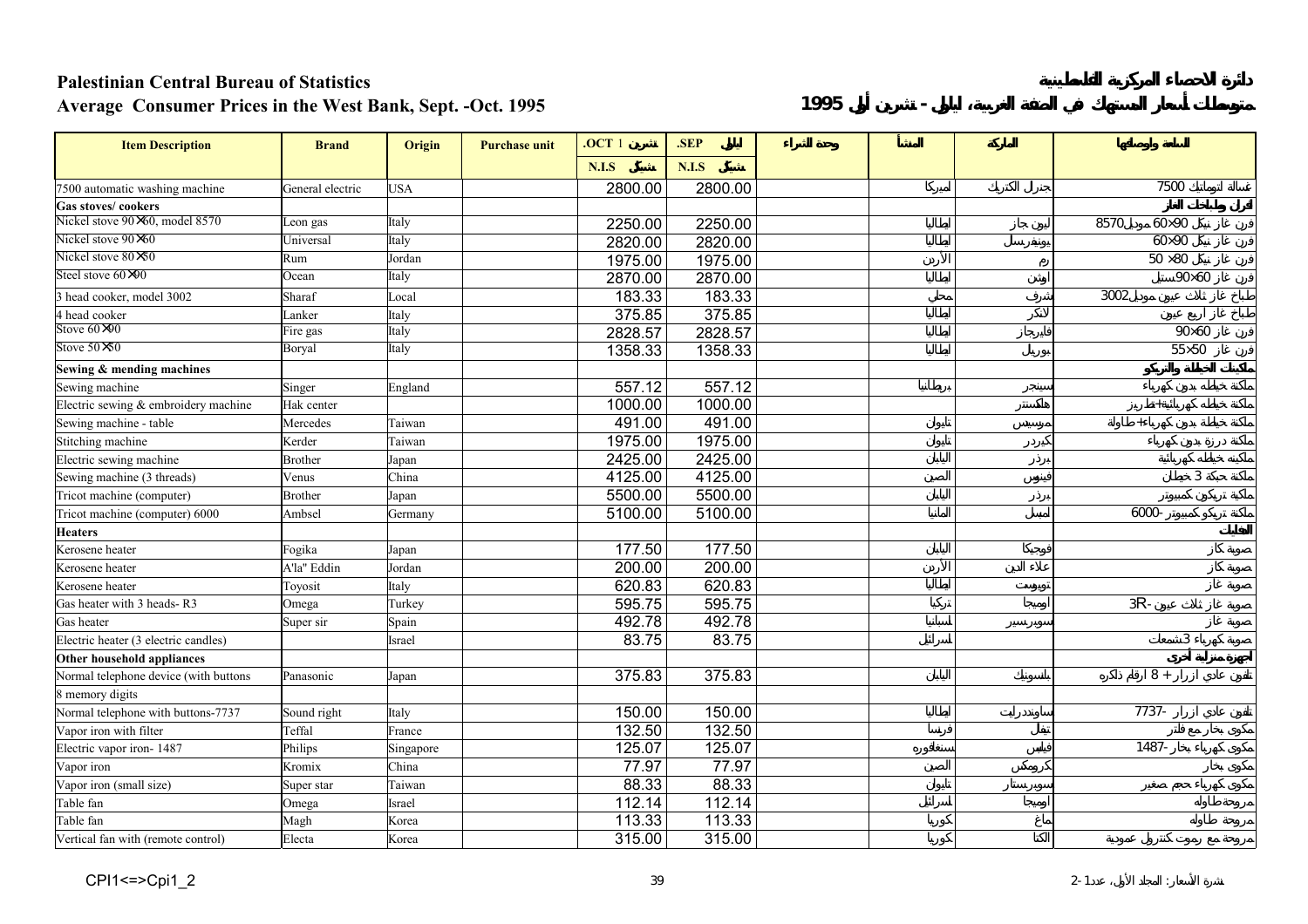# Palestinian Central Bureau of Statistics

## Average Consumer Prices in the West Bank, Sept. -Oct. 1995

دائرة الإحصاء المركزية الفلسطينية

متوسطات أسعار المستهلك في الضفة الغربية، أيلول - تشرين أول 1995

| Item Description | Brand | Origin | Purchase unit | OCT. تشرين 1 | SEP. أيلول | وحدة الشراء | المنشأ | الماركة | السلعة ومواصفاتها |
|---|---|---|---|---|---|---|---|---|---|
| | | | | N.I.S شيكل | N.I.S شيكل | | | | |
| 7500 automatic washing machine | General electric | USA | | 2800.00 | 2800.00 | | أمريكا | جنرال الكتريك | غسالة أتوماتيك 7500 |
| **Gas stoves/ cookers** | | | | | | | | | **أفران وطباخات غاز** |
| Nickel stove 90×60, model 8570 | Leon gas | Italy | | 2250.00 | 2250.00 | | إيطاليا | ليون جاز | فرن غاز نيكل 90×60 موديل 8570 |
| Nickel stove 90×60 | Universal | Italy | | 2820.00 | 2820.00 | | إيطاليا | يونيفرسل | فرن غاز نيكل 90×60 |
| Nickel stove 80×50 | Rum | Jordan | | 1975.00 | 1975.00 | | الأردن | رم | فرن غاز نيكل 80× 50 |
| Steel stove 60×90 | Ocean | Italy | | 2870.00 | 2870.00 | | إيطاليا | أوشن | فرن غاز 60×90ستيل |
| 3 head cooker, model 3002 | Sharaf | Local | | 183.33 | 183.33 | | محلي | شرف | طباخ غاز ثلاث عيون موديل 3002 |
| 4 head cooker | Lanker | Italy | | 375.85 | 375.85 | | إيطاليا | لانكر | طباخ غاز اربع عيون |
| Stove 60×90 | Fire gas | Italy | | 2828.57 | 2828.57 | | إيطاليا | فايرجاز | فرن غاز 60×90 |
| Stove 50×50 | Boryal | Italy | | 1358.33 | 1358.33 | | إيطاليا | بوريال | فرن غاز 50×55 |
| **Sewing & mending machines** | | | | | | | | | **ماكينات الخياطة والتريكو** |
| Sewing machine | Singer | England | | 557.12 | 557.12 | | بريطانيا | سينجر | ماكنة خياطة بدون كهرباء |
| Electric sewing & embroidery machine | Hak center | | | 1000.00 | 1000.00 | | | هاكسنتر | ماكنة خياطة كهربائية+تطريز |
| Sewing machine - table | Mercedes | Taiwan | | 491.00 | 491.00 | | تايوان | مرسيدس | ماكنة خياطة بدون كهرباء+طاولة |
| Stitching machine | Kerder | Taiwan | | 1975.00 | 1975.00 | | تايوان | كيردر | ماكنة درزة بدون كهرباء |
| Electric sewing machine | Brother | Japan | | 2425.00 | 2425.00 | | اليابان | برذر | ماكنة خياطة كهربائية |
| Sewing machine (3 threads) | Venus | China | | 4125.00 | 4125.00 | | الصين | فينوس | ماكنة حبكة 3 خيطان |
| Tricot machine (computer) | Brother | Japan | | 5500.00 | 5500.00 | | اليابان | برذر | ماكنة تريكو كمبيوتر |
| Tricot machine (computer) 6000 | Ambsel | Germany | | 5100.00 | 5100.00 | | ألمانيا | امبسل | ماكنة تريكو كمبيوتر-6000 |
| **Heaters** | | | | | | | | | **الصوبات** |
| Kerosene heater | Fogika | Japan | | 177.50 | 177.50 | | اليابان | فوجيكا | صوبة كاز |
| Kerosene heater | A'la" Eddin | Jordan | | 200.00 | 200.00 | | الأردن | علاء الدين | صوبة كاز |
| Kerosene heater | Toyosit | Italy | | 620.83 | 620.83 | | إيطاليا | تويوسيت | صوبة غاز |
| Gas heater with 3 heads- R3 | Omega | Turkey | | 595.75 | 595.75 | | تركيا | أوميجا | صوبة غاز ثلاث عيون -3R |
| Gas heater | Super sir | Spain | | 492.78 | 492.78 | | إسبانيا | سوبرسير | صوبة غاز |
| Electric heater (3 electric candles) | | Israel | | 83.75 | 83.75 | | إسرائيل | | صوبة كهرباء 3شمعات |
| **Other household appliances** | | | | | | | | | **أجهزة منزلية أخرى** |
| Normal telephone device (with buttons 8 memory digits | Panasonic | Japan | | 375.83 | 375.83 | | اليابان | باناسونيك | تلفون عادي ازرار + 8 ارقام ذاكره |
| Normal telephone with buttons-7737 | Sound right | Italy | | 150.00 | 150.00 | | إيطاليا | ساوندرايت | تلفون عادي ازرار -7737 |
| Vapor iron with filter | Teffal | France | | 132.50 | 132.50 | | فرنسا | تيفال | مكوى بخار مع فلتر |
| Electric vapor iron- 1487 | Philips | Singapore | | 125.07 | 125.07 | | سنغافورة | فيلبس | مكوى كهرباء بخار -1487 |
| Vapor iron | Kromix | China | | 77.97 | 77.97 | | الصين | كرومكس | مكوى بخار |
| Vapor iron (small size) | Super star | Taiwan | | 88.33 | 88.33 | | تايوان | سوبرستار | مكوى كهرباء حجم صغير |
| Table fan | Omega | Israel | | 112.14 | 112.14 | | إسرائيل | أوميجا | مروحة طاولة |
| Table fan | Magh | Korea | | 113.33 | 113.33 | | كوريا | ماغ | مروحة طاولة |
| Vertical fan with (remote control) | Electa | Korea | | 315.00 | 315.00 | | كوريا | الكتا | مروحة مع ريموت كنترول عمودية |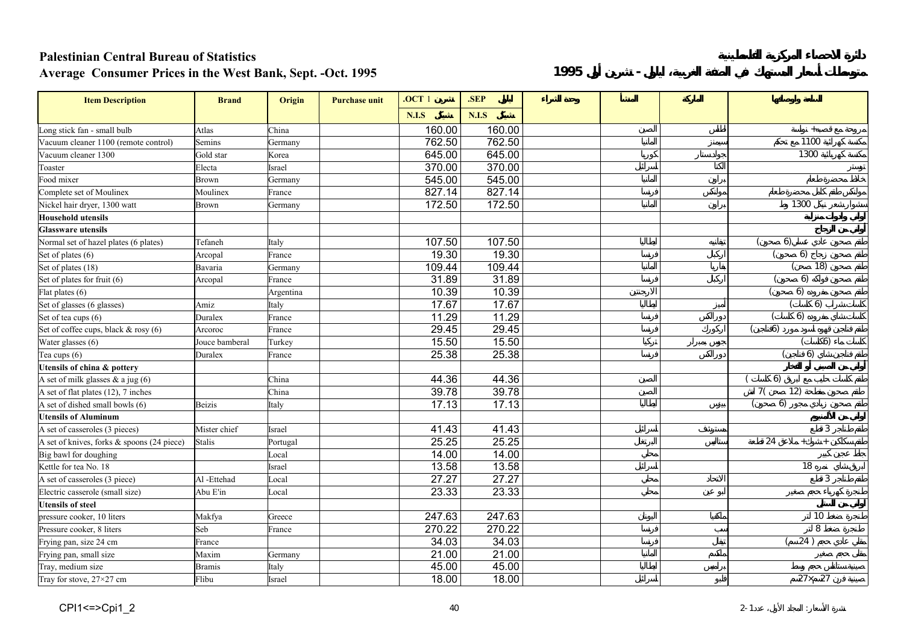**Palestinian Central Bureau of Statistics** | **دائرة الاحصاء المركزية الفلسطينية**

**Average Consumer Prices in the West Bank, Sept. -Oct. 1995** | **متوسطات أسعار المستهلك في الضفة الغربية، أيلول - تشرين أول 1995**

| Item Description | Brand | Origin | Purchase unit | OCT. تشرين 1 | SEP. أيلول | وحدة الشراء | المنشأ | الماركة | السلعة ومواصفاتها |
|---|---|---|---|---|---|---|---|---|---|
| | | | | N.I.S شيكل | N.I.S شيكل | | | | |
| Long stick fan - small bulb | Atlas | China | | 160.00 | 160.00 | | الصين | اطلس | مروحة مع قصبة + لمبة |
| Vacuum cleaner 1100 (remote control) | Semins | Germany | | 762.50 | 762.50 | | المانيا | سيمنز | مكنسة كهربائية 1100 مع تحكم |
| Vacuum cleaner 1300 | Gold star | Korea | | 645.00 | 645.00 | | كوريا | جولدستار | مكنسة كهربائية 1300 |
| Toaster | Electa | Israel | | 370.00 | 370.00 | | اسرائيل | الكتا | توستر |
| Food mixer | Brown | Germany | | 545.00 | 545.00 | | المانيا | براون | خلاط محضرة طعام |
| Complete set of Moulinex | Moulinex | France | | 827.14 | 827.14 | | فرنسا | مولنكس | مولنكس طقم كامل محضرة طعام |
| Nickel hair dryer, 1300 watt | Brown | Germany | | 172.50 | 172.50 | | المانيا | براون | سشوار شعر نيكل 1300 واط |
| **Household utensils** | | | | | | | | | **أواني وأدوات منزلية** |
| **Glassware utensils** | | | | | | | | | **أواني من الزجاج** |
| Normal set of hazel plates (6 plates) | Tefaneh | Italy | | 107.50 | 107.50 | | ايطاليا | تفانيه | طقم صحون عادي عسلي (6 صحون) |
| Set of plates (6) | Arcopal | France | | 19.30 | 19.30 | | فرنسا | اركبال | طقم صحون زجاج (6 صحون) |
| Set of plates (18) | Bavaria | Germany | | 109.44 | 109.44 | | المانيا | بفاريا | طقم صحون (18 صحن) |
| Set of plates for fruit (6) | Arcopal | France | | 31.89 | 31.89 | | فرنسا | اركبال | طقم صحون فواكه (6 صحون) |
| Flat plates (6) | | Argentina | | 10.39 | 10.39 | | الارجنتين | | طقم صحون مفروده (6 صحون) |
| Set of glasses (6 glasses) | Amiz | Italy | | 17.67 | 17.67 | | ايطاليا | أميز | كاسات شراب (6 كاسات) |
| Set of tea cups (6) | Duralex | France | | 11.29 | 11.29 | | فرنسا | دورالكس | كاسات شاي مفروده (6 كاسات) |
| Set of coffee cups, black & rosy (6) | Arcoroc | France | | 29.45 | 29.45 | | فرنسا | اركورك | طقم فناجين قهوة اسود مورد (6 فناجين) |
| Water glasses (6) | Jouce bamberal | Turkey | | 15.50 | 15.50 | | تركيا | جوس بمبرال | كاسات ماء (6 كاسات) |
| Tea cups (6) | Duralex | France | | 25.38 | 25.38 | | فرنسا | دورالكس | طقم فناجين شاي (6 فناجين) |
| **Utensils of china & pottery** | | | | | | | | | **أواني من الصيني أو الفخار** |
| A set of milk glasses & a jug (6) | | China | | 44.36 | 44.36 | | الصين | | طقم كاسات حليب مع ابريق (6 كاسات) |
| A set of flat plates (12), 7 inches | | China | | 39.78 | 39.78 | | الصين | | طقم صحون مفلطحة (12 صحن) 7 انش |
| A set of dished small bowls (6) | Beizis | Italy | | 17.13 | 17.13 | | ايطاليا | بيزيس | طقم صحون زبادي مجور (6 صحون) |
| **Utensils of Aluminum** | | | | | | | | | **أواني من الألمنيوم** |
| A set of casseroles (3 pieces) | Mister chief | Israel | | 41.43 | 41.43 | | اسرائيل | مستر شف | طقم طناجر 3 قطع |
| A set of knives, forks & spoons (24 piece) | Stalis | Portugal | | 25.25 | 25.25 | | البرتغال | ستاليس | طقم سكاكين + شوك + ملاعق 24 قطعة |
| Big bawl for doughing | | Local | | 14.00 | 14.00 | | محلي | | جاط عجين كبير |
| Kettle for tea No. 18 | | Israel | | 13.58 | 13.58 | | اسرائيل | | ابريق شاي نمرة 18 |
| A set of casseroles (3 piece) | Al -Ettehad | Local | | 27.27 | 27.27 | | محلي | الاتحاد | طقم طناجر 3 قطع |
| Electric casserole (small size) | Abu E'in | Local | | 23.33 | 23.33 | | محلي | أبو عين | طنجرة كهرباء حجم صغير |
| **Utensils of steel** | | | | | | | | | **أواني من الستانلس** |
| pressure cooker, 10 liters | Makfya | Greece | | 247.63 | 247.63 | | اليونان | ملكفيا | طنجرة ضغط 10 لتر |
| Pressure cooker, 8 liters | Seb | France | | 270.22 | 270.22 | | فرنسا | سب | طنجرة ضغط 8 لتر |
| Frying pan, size 24 cm | France | | | 34.03 | 34.03 | | فرنسا | تفال | مقلى حجم عادي (24سم) |
| Frying pan, small size | Maxim | Germany | | 21.00 | 21.00 | | المانيا | مكسيم | مقلى حجم صغير |
| Tray, medium size | Bramis | Italy | | 45.00 | 45.00 | | ايطاليا | براميس | صينية ستانلس حجم وسط |
| Tray for stove, 27×27 cm | Flibu | Israel | | 18.00 | 18.00 | | اسرائيل | فليبو | صينية فرن 27سم×27سم |

CPI1<=>Cpi1_2 | نشرة الأسعار: المجلد الأول، عدد 1-2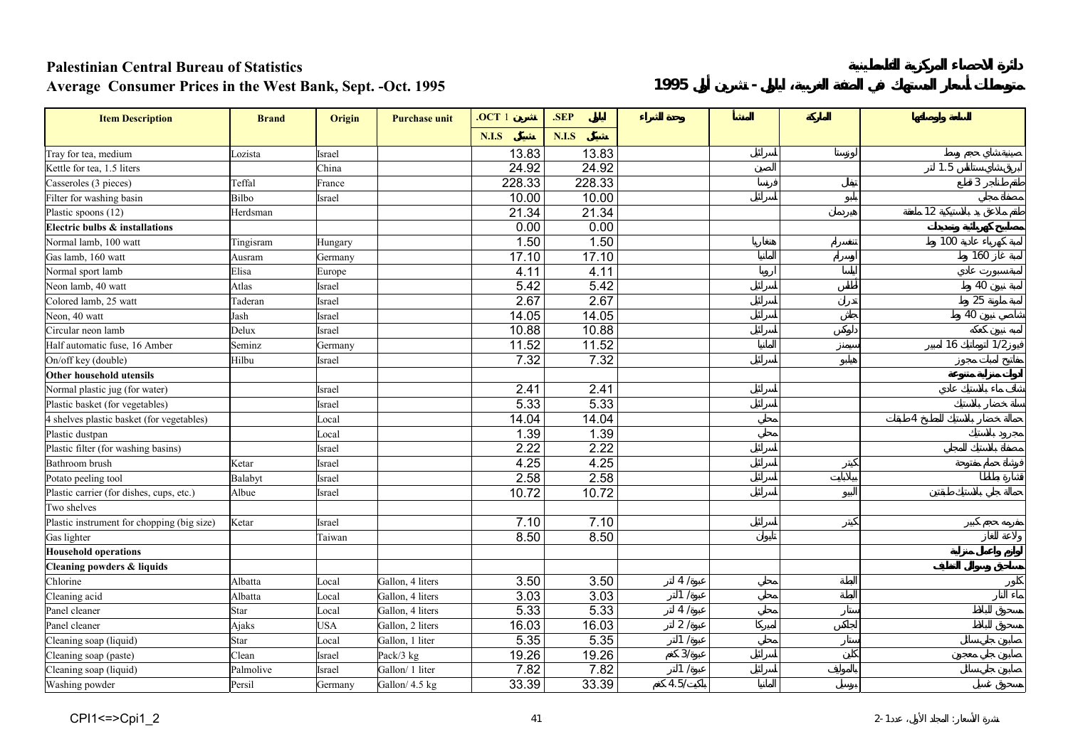**Palestinian Central Bureau of Statistics** — دائرة الاحصاء المركزية الفلسطينية

**Average Consumer Prices in the West Bank, Sept. -Oct. 1995** — متوسط أسعار المستهلك في الضفة الغربية، أيلول - تشرين أول 1995

| Item Description | Brand | Origin | Purchase unit | .OCT 1 تشرين | .SEP أيلول | وحدة الشراء | المنشأ | الماركة | السلعة ومواصفاتها |
|---|---|---|---|---|---|---|---|---|---|
| | | | | N.I.S شيكل | N.I.S شيكل | | | | |
| Tray for tea, medium | Lozista | Israel | | 13.83 | 13.83 | | اسرائيل | لوزيستا | صينية شاي حجم وسط |
| Kettle for tea, 1.5 liters | | China | | 24.92 | 24.92 | | الصين | | ابريق شاي ستانلس 1.5 لتر |
| Casseroles (3 pieces) | Teffal | France | | 228.33 | 228.33 | | فرنسا | تيفال | طقم طناجر 3 قطع |
| Filter for washing basin | Bilbo | Israel | | 10.00 | 10.00 | | اسرائيل | بلبو | مصفاة مجلى |
| Plastic spoons (12) | Herdsman | | | 21.34 | 21.34 | | | هيردسمان | طقم ملاعق يد بلاستيكية 12 ملعقة |
| **Electric bulbs & installations** | | | | 0.00 | 0.00 | | | | **مصابيح كهربائية وتمديدات** |
| Normal lamb, 100 watt | Tingisram | Hungary | | 1.50 | 1.50 | | هنغاريا | تنغسرام | لمبة كهرباء عادية 100 واط |
| Gas lamb, 160 watt | Ausram | Germany | | 17.10 | 17.10 | | المانيا | اوسرام | لمبة غاز 160 واط |
| Normal sport lamb | Elisa | Europe | | 4.11 | 4.11 | | اوروبا | اليسا | لمبة سبورت عادي |
| Neon lamb, 40 watt | Atlas | Israel | | 5.42 | 5.42 | | اسرائيل | اطلس | لمبة نيون 40 واط |
| Colored lamb, 25 watt | Taderan | Israel | | 2.67 | 2.67 | | اسرائيل | تدران | لمبة ملونة 25 واط |
| Neon, 40 watt | Jash | Israel | | 14.05 | 14.05 | | اسرائيل | جاش | شاصي نيون 40 واط |
| Circular neon lamb | Delux | Israel | | 10.88 | 10.88 | | اسرائيل | دلوكس | لمبة نيون كعكة |
| Half automatic fuse, 16 Amber | Seminz | Germany | | 11.52 | 11.52 | | المانيا | سيمنز | فيوز 1/2 اتوماتيك 16 امبير |
| On/off key (double) | Hilbu | Israel | | 7.32 | 7.32 | | اسرائيل | هيلبو | مفتاح لمبات مجوز |
| **Other household utensils** | | | | | | | | | **أدوات منزلية متنوعة** |
| Normal plastic jug (for water) | | Israel | | 2.41 | 2.41 | | اسرائيل | | شاف ماء بلاستيك عادي |
| Plastic basket (for vegetables) | | Israel | | 5.33 | 5.33 | | اسرائيل | | سلة خضار بلاستيك |
| 4 shelves plastic basket (for vegetables) | | Local | | 14.04 | 14.04 | | محلي | | حمالة خضار بلاستيك 4 طوابق |
| Plastic dustpan | | Local | | 1.39 | 1.39 | | محلي | | جاروف بلاستيك |
| Plastic filter (for washing basins) | | Israel | | 2.22 | 2.22 | | اسرائيل | | مصفاة بلاستيك للمجلى |
| Bathroom brush | Ketar | Israel | | 4.25 | 4.25 | | اسرائيل | كيتر | فرشاة حمام مفتوحة |
| Potato peeling tool | Balabyt | Israel | | 2.58 | 2.58 | | اسرائيل | بيلابايت | قشارة بطاطا |
| Plastic carrier (for dishes, cups, etc.) | Albue | Israel | | 10.72 | 10.72 | | اسرائيل | البو | حمالة جلي بلاستيك طبقتين |
| Two shelves | | | | | | | | | |
| Plastic instrument for chopping (big size) | Ketar | Israel | | 7.10 | 7.10 | | اسرائيل | كيتر | مفرمة حجم كبير |
| Gas lighter | | Taiwan | | 8.50 | 8.50 | | تايوان | | ولاعة للغاز |
| **Household operations** | | | | | | | | | **لوازم وأعمال منزلية** |
| **Cleaning powders & liquids** | | | | | | | | | **مساحيق وسوائل التنظيف** |
| Chlorine | Albatta | Local | Gallon, 4 liters | 3.50 | 3.50 | عبوة/ 4 لتر | محلي | البطة | كلور |
| Cleaning acid | Albatta | Local | Gallon, 4 liters | 3.03 | 3.03 | عبوة/ 1 لتر | محلي | البطة | ماء النار |
| Panel cleaner | Star | Local | Gallon, 4 liters | 5.33 | 5.33 | عبوة/ 4 لتر | محلي | ستار | مسحوق البلاط |
| Panel cleaner | Ajaks | USA | Gallon, 2 liters | 16.03 | 16.03 | عبوة/ 2 لتر | امريكا | اجاكس | مسحوق البلاط |
| Cleaning soap (liquid) | Star | Local | Gallon, 1 liter | 5.35 | 5.35 | عبوة/ 1 لتر | محلي | ستار | صابون جلي سائل |
| Cleaning soap (paste) | Clean | Israel | Pack/3 kg | 19.26 | 19.26 | عبوة/ 3 كغم | اسرائيل | كلن | صابون جلي معجون |
| Cleaning soap (liquid) | Palmolive | Israel | Gallon/ 1 liter | 7.82 | 7.82 | عبوة/ 1 لتر | اسرائيل | بالمولف | صابون جلي سائل |
| Washing powder | Persil | Germany | Gallon/ 4.5 kg | 33.39 | 33.39 | بكيت/ 4.5 كغم | المانيا | بيرسيل | مسحوق غسيل |

CPI1<=>Cpi1_2

نشرة الأسعار: المجلد الأول، عدد 1-2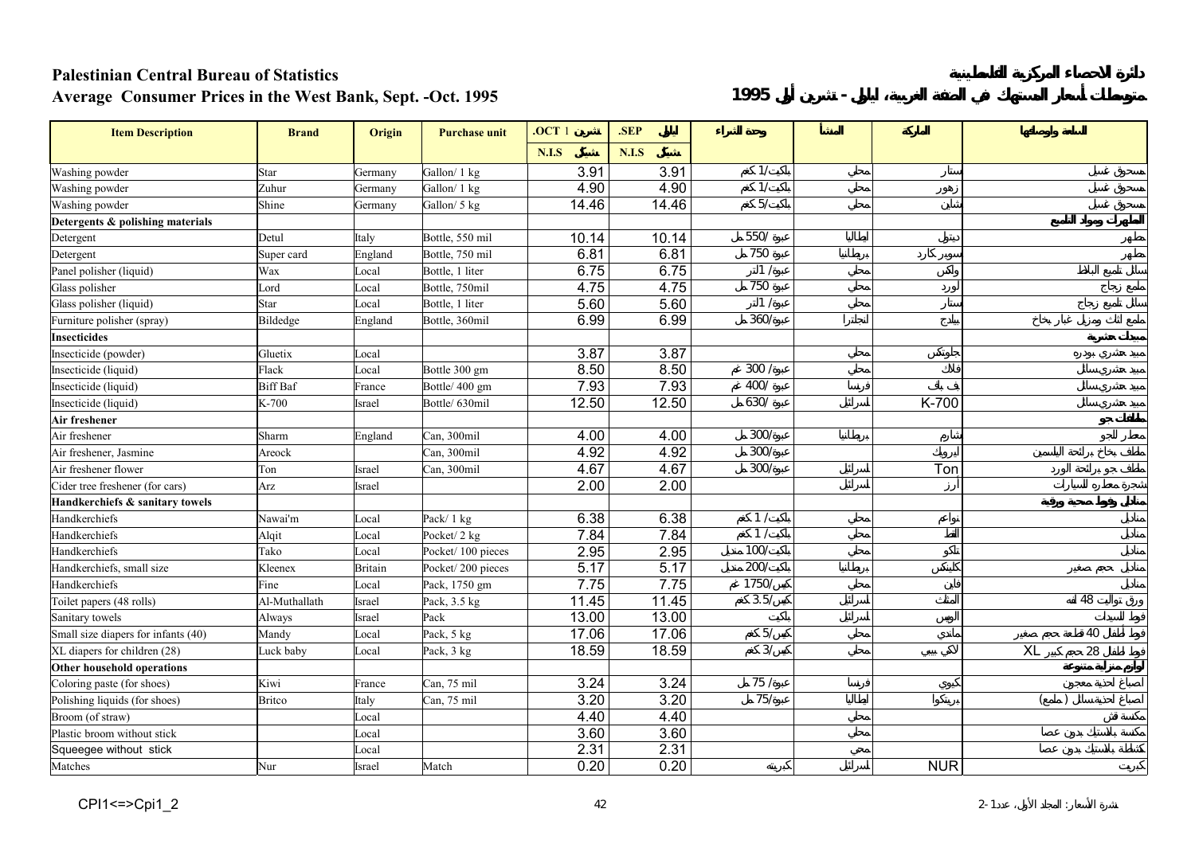**Palestinian Central Bureau of Statistics**

**Average Consumer Prices in the West Bank, Sept. -Oct. 1995**

**دائرة الاحصاء المركزية الفلسطينية**

**متوسط أسعار المستهلك في الضفة الغربية، أيلول - تشرين أول 1995**

| Item Description | Brand | Origin | Purchase unit | .OCT 1 تشرين | .SEP أيلول | وحدة الشراء | المنشأ | الماركة | السلعة والمواصفات |
|---|---|---|---|---|---|---|---|---|---|
| | | | | N.I.S شيكل | N.I.S شيكل | | | | |
| Washing powder | Star | Germany | Gallon/ 1 kg | 3.91 | 3.91 | باكيت/1 كغم | محلي | ستار | مسحوق غسيل |
| Washing powder | Zuhur | Germany | Gallon/ 1 kg | 4.90 | 4.90 | باكيت/1 كغم | محلي | زهور | مسحوق غسيل |
| Washing powder | Shine | Germany | Gallon/ 5 kg | 14.46 | 14.46 | باكيت/5 كغم | محلي | شاين | مسحوق غسيل |
| **Detergents & polishing materials** | | | | | | | | | **المطهرات ومواد التلميع** |
| Detergent | Detul | Italy | Bottle, 550 mil | 10.14 | 10.14 | عبوة/550 مل | ايطاليا | ديتول | مطهر |
| Detergent | Super card | England | Bottle, 750 mil | 6.81 | 6.81 | عبوة/ 750 مل | بريطانيا | سوبر كارد | مطهر |
| Panel polisher (liquid) | Wax | Local | Bottle, 1 liter | 6.75 | 6.75 | عبوة/1 لتر | محلي | واكس | سائل تلميع البلاط |
| Glass polisher | Lord | Local | Bottle, 750mil | 4.75 | 4.75 | عبوة/ 750 مل | محلي | لورد | ملمع زجاج |
| Glass polisher (liquid) | Star | Local | Bottle, 1 liter | 5.60 | 5.60 | عبوة/1 لتر | محلي | ستار | سائل تلميع زجاج |
| Furniture polisher (spray) | Bildedge | England | Bottle, 360mil | 6.99 | 6.99 | عبوة/360 مل | انجلترا | بيلدج | ملمع اثاث ومزيل غبار بخاخ |
| **Insecticides** | | | | | | | | | **مبيدات حشرية** |
| Insecticide (powder) | Gluetix | Local | | 3.87 | 3.87 | | محلي | جلوتكس | مبيد حشري بودره |
| Insecticide (liquid) | Flack | Local | Bottle 300 gm | 8.50 | 8.50 | عبوة/ 300 غم | محلي | فلاك | مبيد حشري سائل |
| Insecticide (liquid) | Biff Baf | France | Bottle/ 400 gm | 7.93 | 7.93 | عبوة/ 400 غم | فرنسا | بف باف | مبيد حشري سائل |
| Insecticide (liquid) | K-700 | Israel | Bottle/ 630mil | 12.50 | 12.50 | عبوة/ 630 مل | اسرائيل | K-700 | مبيد حشري سائل |
| **Air freshener** | | | | | | | | | **ملطف جو** |
| Air freshener | Sharm | England | Can, 300mil | 4.00 | 4.00 | عبوة/300 مل | بريطانيا | شارم | معطر للجو |
| Air freshener, Jasmine | Areock | | Can, 300mil | 4.92 | 4.92 | عبوة/300 مل | | ايروك | ملطف بخاخ برائحة الياسمين |
| Air freshener flower | Ton | Israel | Can, 300mil | 4.67 | 4.67 | عبوة/300 مل | اسرائيل | Ton | ملطف جو برائحة الورد |
| Cider tree freshener (for cars) | Arz | Israel | | 2.00 | 2.00 | | اسرائيل | أرز | شجرة معطره للسيارات |
| **Handkerchiefs & sanitary towels** | | | | | | | | | **مناديل وفوط صحية وورقية** |
| Handkerchiefs | Nawai'm | Local | Pack/ 1 kg | 6.38 | 6.38 | باكيت/ 1 كغم | محلي | نواعم | مناديل |
| Handkerchiefs | Alqit | Local | Pocket/ 2 kg | 7.84 | 7.84 | باكيت/ 1 كغم | محلي | القط | مناديل |
| Handkerchiefs | Tako | Local | Pocket/ 100 pieces | 2.95 | 2.95 | باكيت/100 منديل | محلي | تاكو | مناديل |
| Handkerchiefs, small size | Kleenex | Britain | Pocket/ 200 pieces | 5.17 | 5.17 | باكيت/200 منديل | بريطانيا | كلينكس | مناديل حجم صغير |
| Handkerchiefs | Fine | Local | Pack, 1750 gm | 7.75 | 7.75 | كيس/1750 غم | محلي | فاين | مناديل |
| Toilet papers (48 rolls) | Al-Muthallath | Israel | Pack, 3.5 kg | 11.45 | 11.45 | كيس/3.5 كغم | اسرائيل | المثلث | ورق تواليت 48 لفة |
| Sanitary towels | Always | Israel | Pack | 13.00 | 13.00 | باكيت | اسرائيل | الويس | فوط للسيدات |
| Small size diapers for infants (40) | Mandy | Local | Pack, 5 kg | 17.06 | 17.06 | كيس/5 كغم | محلي | ماندي | فوط اطفال 40 قطعة حجم صغير |
| XL diapers for children (28) | Luck baby | Local | Pack, 3 kg | 18.59 | 18.59 | كيس/3 كغم | محلي | لكي بيبي | فوط اطفال 28 حجم كبير XL |
| **Other household operations** | | | | | | | | | **لوازم منزلية متنوعة** |
| Coloring paste (for shoes) | Kiwi | France | Can, 75 mil | 3.24 | 3.24 | عبوة/ 75 مل | فرنسا | كيوي | اصباغ احذية معجون |
| Polishing liquids (for shoes) | Britco | Italy | Can, 75 mil | 3.20 | 3.20 | عبوة/75 مل | ايطاليا | بريتكو | اصباغ احذية سائل ( ملمع) |
| Broom (of straw) | | Local | | 4.40 | 4.40 | | محلي | | مكنسة قش |
| Plastic broom without stick | | Local | | 3.60 | 3.60 | | محلي | | مكنسة بلاستيك بدون عصا |
| Squeegee without stick | | Local | | 2.31 | 2.31 | | محلي | | كشاطة بلاستيك بدون عصا |
| Matches | Nur | Israel | Match | 0.20 | 0.20 | كبريته | اسرائيل | NUR | كبريت |

CPI1<=>Cpi1_2

نشرة الأسعار: المجلد الأول، عدد 1-2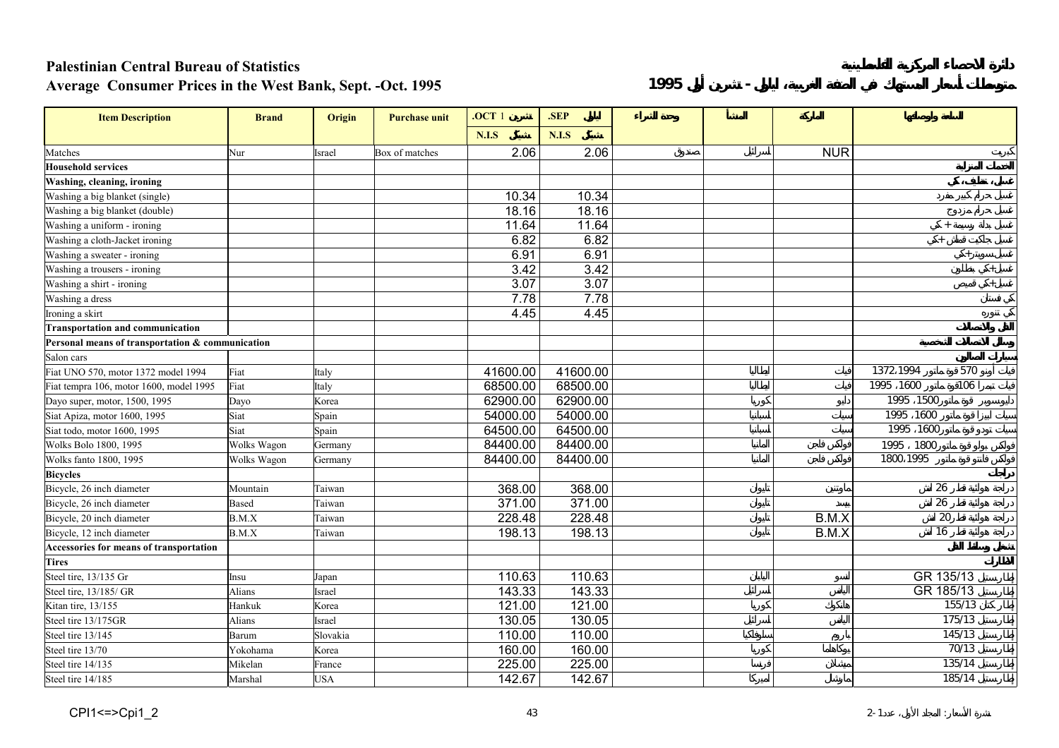# Palestinian Central Bureau of Statistics

## Average Consumer Prices in the West Bank, Sept. -Oct. 1995

دائرة الاحصاء المركزية الفلسطينية

متوسطات أسعار المستهلك في الضفة الغربية، أيلول - تشرين أول 1995

| Item Description | Brand | Origin | Purchase unit | .OCT 1 تشرين | .SEP أيلول | وحدة الشراء | المنشأ | الماركة | السلعة وأوصافها |
|---|---|---|---|---|---|---|---|---|---|
| | | | | N.I.S شيكل | N.I.S شيكل | | | | |
| Matches | Nur | Israel | Box of matches | 2.06 | 2.06 | صندوق | اسرائيل | NUR | كبريت |
| **Household services** | | | | | | | | | **الخدمات المنزلية** |
| **Washing, cleaning, ironing** | | | | | | | | | **غسيل، تنظيف، كي** |
| Washing a big blanket (single) | | | | 10.34 | 10.34 | | | | غسل حرام كبير مفرد |
| Washing a big blanket (double) | | | | 18.16 | 18.16 | | | | غسل حرام مزدوج |
| Washing a uniform - ironing | | | | 11.64 | 11.64 | | | | غسل بدلة رسمية + كي |
| Washing a cloth-Jacket ironing | | | | 6.82 | 6.82 | | | | غسل جاكيت قماش+كي |
| Washing a sweater - ironing | | | | 6.91 | 6.91 | | | | غسل سويتر+كي |
| Washing a trousers - ironing | | | | 3.42 | 3.42 | | | | غسل+كي بنطلون |
| Washing a shirt - ironing | | | | 3.07 | 3.07 | | | | غسل+كي قميص |
| Washing a dress | | | | 7.78 | 7.78 | | | | كي فستان |
| Ironing a skirt | | | | 4.45 | 4.45 | | | | كي تنوره |
| **Transportation and communication** | | | | | | | | | **النقل والاتصالات** |
| **Personal means of transportation & communication** | | | | | | | | | **وسائل الاتصالات الشخصية** |
| Salon cars | | | | | | | | | سيارات الصالون |
| Fiat UNO 570, motor 1372 model 1994 | Fiat | Italy | | 41600.00 | 41600.00 | | ايطاليا | فيات | فيات أونو 570 قوة ماتور 1372،1994 |
| Fiat tempra 106, motor 1600, model 1995 | Fiat | Italy | | 68500.00 | 68500.00 | | ايطاليا | فيات | فيات تمبرا 106قوة ماتور 1600، 1995 |
| Dayo super, motor, 1500, 1995 | Dayo | Korea | | 62900.00 | 62900.00 | | كوريا | دايو | دايوسوبر قوة ماتور1500، 1995 |
| Siat Apiza, motor 1600, 1995 | Siat | Spain | | 54000.00 | 54000.00 | | اسبانيا | سيات | سيات ابيزا قوة ماتور 1600، 1995 |
| Siat todo, motor 1600, 1995 | Siat | Spain | | 64500.00 | 64500.00 | | اسبانيا | سيات | سيات تودو قوة ماتور1600، 1995 |
| Wolks Bolo 1800, 1995 | Wolks Wagon | Germany | | 84400.00 | 84400.00 | | المانيا | فولكس فاجن | فولكس بولو قوة ماتور1800 ، 1995 |
| Wolks fanto 1800, 1995 | Wolks Wagon | Germany | | 84400.00 | 84400.00 | | المانيا | فولكس فاجن | فولكس فانتو قوة ماتور 1800،1995 |
| **Bicycles** | | | | | | | | | **دراجات** |
| Bicycle, 26 inch diameter | Mountain | Taiwan | | 368.00 | 368.00 | | تايوان | ماونتين | دراجة هوائية قطر 26 انش |
| Bicycle, 26 inch diameter | Based | Taiwan | | 371.00 | 371.00 | | تايوان | بيسد | دراجة هوائية قطر 26 انش |
| Bicycle, 20 inch diameter | B.M.X | Taiwan | | 228.48 | 228.48 | | تايوان | B.M.X | دراجة هوائية قطر20 انش |
| Bicycle, 12 inch diameter | B.M.X | Taiwan | | 198.13 | 198.13 | | تايوان | B.M.X | دراجة هوائية قطر 16 انش |
| **Accessories for means of transportation** | | | | | | | | | **ملحقات وسائل النقل** |
| **Tires** | | | | | | | | | **الاطارات** |
| Steel tire, 13/135 Gr | Insu | Japan | | 110.63 | 110.63 | | اليابان | انسو | اطار ستيل GR 135/13 |
| Steel tire, 13/185/ GR | Alians | Israel | | 143.33 | 143.33 | | اسرائيل | اليانس | اطار ستيل GR 185/13 |
| Kitan tire, 13/155 | Hankuk | Korea | | 121.00 | 121.00 | | كوريا | هانكوك | اطار كتان 155/13 |
| Steel tire 13/175GR | Alians | Israel | | 130.05 | 130.05 | | اسرائيل | اليانس | اطار ستيل 175/13 |
| Steel tire 13/145 | Barum | Slovakia | | 110.00 | 110.00 | | سلوفاكيا | باروم | اطار ستيل 145/13 |
| Steel tire 13/70 | Yokohama | Korea | | 160.00 | 160.00 | | كوريا | يوكاهاما | اطار ستيل 70/13 |
| Steel tire 14/135 | Mikelan | France | | 225.00 | 225.00 | | فرنسا | ميشلان | اطار ستيل 135/14 |
| Steel tire 14/185 | Marshal | USA | | 142.67 | 142.67 | | امريكا | مارشال | اطار ستيل 185/14 |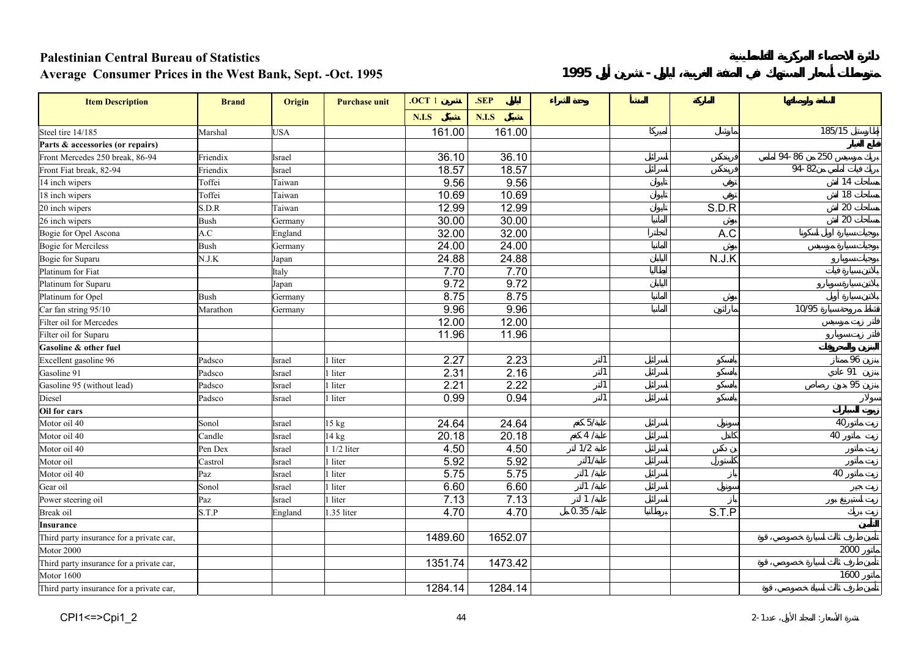**Palestinian Central Bureau of Statistics**

**Average Consumer Prices in the West Bank, Sept. -Oct. 1995**

دائرة الاحصاء المركزية الفلسطينية

متوسط أسعار المستهلك في الضفة الغربية، أيلول - تشرين أول 1995

| Item Description | Brand | Origin | Purchase unit | .OCT 1 تشرين | .SEP أيلول | وحدة الشراء | المنشأ | الماركة | السلعة ووصفها |
|---|---|---|---|---|---|---|---|---|---|
| | | | | N.I.S شيكل | N.I.S شيكل | | | | |
| Steel tire 14/185 | Marshal | USA | | 161.00 | 161.00 | | أميركا | مارشال | إطار فولاذ 185/15 |
| **Parts & accessories (or repairs)** | | | | | | | | | **قطع غيار** |
| Front Mercedes 250 break, 86-94 | Friendix | Israel | | 36.10 | 36.10 | | اسرائيل | فريندكس | بريك مرسيدس 250 من 86 -94 أمامي |
| Front Fiat break, 82-94 | Friendix | Israel | | 18.57 | 18.57 | | اسرائيل | فريندكس | بريك فيات أمامي من82 -94 |
| 14 inch wipers | Toffei | Taiwan | | 9.56 | 9.56 | | تايوان | توفي | مساحات 14 انش |
| 18 inch wipers | Toffei | Taiwan | | 10.69 | 10.69 | | تايوان | توفي | مساحات 18 انش |
| 20 inch wipers | S.D.R | Taiwan | | 12.99 | 12.99 | | تايوان | S.D.R | مساحات 20 انش |
| 26 inch wipers | Bush | Germany | | 30.00 | 30.00 | | المانيا | بوش | مساحات 20 انش |
| Bogie for Opel Ascona | A.C | England | | 32.00 | 32.00 | | انجلترا | A.C | بوجيات سيارة أوبل أسكونا |
| Bogie for Merciless | Bush | Germany | | 24.00 | 24.00 | | المانيا | بوش | بوجيات سيارة مرسيدس |
| Bogie for Suparu | N.J.K | Japan | | 24.88 | 24.88 | | اليابان | N.J.K | بوجيات سوبارو |
| Platinum for Fiat | | Italy | | 7.70 | 7.70 | | ايطاليا | | بلاتين سيارة فيات |
| Platinum for Suparu | | Japan | | 9.72 | 9.72 | | اليابان | | بلاتين سيارة سوبارو |
| Platinum for Opel | Bush | Germany | | 8.75 | 8.75 | | المانيا | بوش | بلاتين سيارة أوبل |
| Car fan string 95/10 | Marathon | Germany | | 9.96 | 9.96 | | المانيا | ماراثون | قشاط مروحة سيارة 10/95 |
| Filter oil for Mercedes | | | | 12.00 | 12.00 | | | | فلتر زيت مرسيدس |
| Filter oil for Suparu | | | | 11.96 | 11.96 | | | | فلتر زيت سوبارو |
| **Gasoline & other fuel** | | | | | | | | | **البنزين والمحروقات** |
| Excellent gasoline 96 | Padsco | Israel | 1 liter | 2.27 | 2.23 | 1لتر | اسرائيل | باسكو | بنزين 96 ممتاز |
| Gasoline 91 | Padsco | Israel | 1 liter | 2.31 | 2.16 | 1لتر | اسرائيل | باسكو | بنزين 91 عادي |
| Gasoline 95 (without lead) | Padsco | Israel | 1 liter | 2.21 | 2.22 | 1لتر | اسرائيل | باسكو | بنزين 95 بدون رصاص |
| Diesel | Padsco | Israel | 1 liter | 0.99 | 0.94 | 1لتر | اسرائيل | باسكو | سولار |
| **Oil for cars** | | | | | | | | | **زيوت السيارات** |
| Motor oil 40 | Sonol | Israel | 15 kg | 24.64 | 24.64 | علبة/5 كغم | اسرائيل | سونول | زيت ماتور40 |
| Motor oil 40 | Candle | Israel | 14 kg | 20.18 | 20.18 | علبة/ 4 كغم | اسرائيل | كاندل | زيت ماتور 40 |
| Motor oil 40 | Pen Dex | Israel | 1 1/2 liter | 4.50 | 4.50 | علبة 1/2 لتر | اسرائيل | بن دكس | زيت ماتور |
| Motor oil | Castrol | Israel | 1 liter | 5.92 | 5.92 | علبة/1لتر | اسرائيل | كاستورل | زيت ماتور |
| Motor oil 40 | Paz | Israel | 1 liter | 5.75 | 5.75 | علبة/ 1لتر | اسرائيل | باز | زيت ماتور 40 |
| Gear oil | Sonol | Israel | 1 liter | 6.60 | 6.60 | علبة/ 1لتر | اسرائيل | سونول | زيت جير |
| Power steering oil | Paz | Israel | 1 liter | 7.13 | 7.13 | علبة/ 1 لتر | اسرائيل | باز | زيت ستيرنغ بور |
| Break oil | S.T.P | England | 1.35 liter | 4.70 | 4.70 | علبة/ 0.35 لتر | بريطانيا | S.T.P | زيت بريك |
| **Insurance** | | | | | | | | | **التأمين** |
| Third party insurance for a private car, | | | | 1489.60 | 1652.07 | | | | تأمين طرف ثالث لسيارة خصوصي، قوة |
| Motor 2000 | | | | | | | | | ماتور 2000 |
| Third party insurance for a private car, | | | | 1351.74 | 1473.42 | | | | تأمين طرف ثالث لسيارة خصوصي، قوة |
| Motor 1600 | | | | | | | | | ماتور 1600 |
| Third party insurance for a private car, | | | | 1284.14 | 1284.14 | | | | تأمين طرف ثالث لسيارة خصوصي، قوة |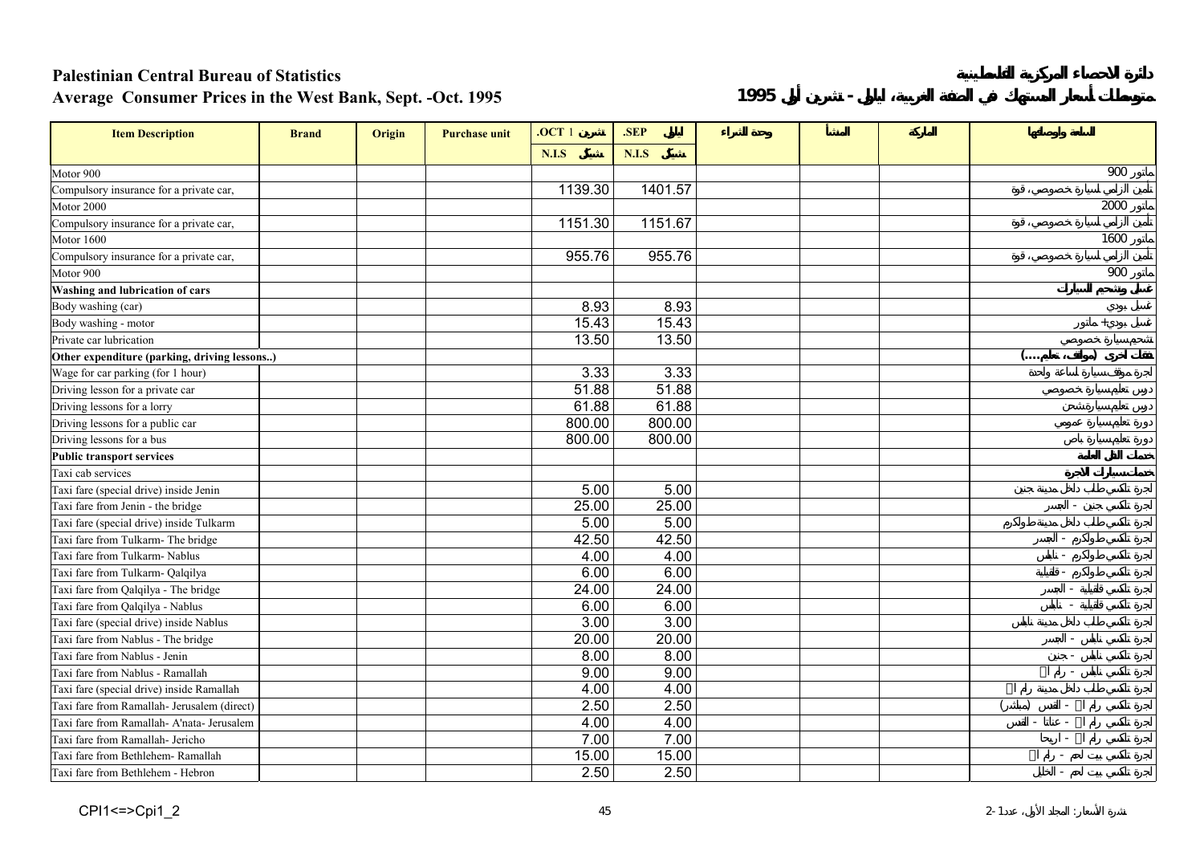**Palestinian Central Bureau of Statistics**

**Average Consumer Prices in the West Bank, Sept. -Oct. 1995**

**دائرة الاحصاء المركزية الفلسطينية**

**متوسط أسعار المستهلك في الضفة الغربية، أيلول - تشرين أول 1995**

| Item Description | Brand | Origin | Purchase unit | .OCT 1 تشرين | .SEP أيلول | وحدة الشراء | المنشأ | الماركة | السلعة وأوصافها |
|---|---|---|---|---|---|---|---|---|---|
| | | | | N.I.S شيكل | N.I.S شيكل | | | | |
| Motor 900 | | | | | | | | | ماتور 900 |
| Compulsory insurance for a private car, | | | | 1139.30 | 1401.57 | | | | تأمين الزامي لسيارة خصوصي، قوة |
| Motor 2000 | | | | | | | | | ماتور 2000 |
| Compulsory insurance for a private car, | | | | 1151.30 | 1151.67 | | | | تأمين الزامي لسيارة خصوصي، قوة |
| Motor 1600 | | | | | | | | | ماتور 1600 |
| Compulsory insurance for a private car, | | | | 955.76 | 955.76 | | | | تأمين الزامي لسيارة خصوصي، قوة |
| Motor 900 | | | | | | | | | ماتور 900 |
| **Washing and lubrication of cars** | | | | | | | | | **غسيل وتشحيم السيارات** |
| Body washing (car) | | | | 8.93 | 8.93 | | | | غسيل بودي |
| Body washing - motor | | | | 15.43 | 15.43 | | | | غسيل بودي + ماتور |
| Private car lubrication | | | | 13.50 | 13.50 | | | | تشحيم سيارة خصوصي |
| **Other expenditure (parking, driving lessons..)** | | | | | | | | | **نفقات أخرى (مواقف، تعليم....)** |
| Wage for car parking (for 1 hour) | | | | 3.33 | 3.33 | | | | أجرة موقف سيارة لساعة واحدة |
| Driving lesson for a private car | | | | 51.88 | 51.88 | | | | دروس تعليم سيارة خصوصي |
| Driving lessons for a lorry | | | | 61.88 | 61.88 | | | | دروس تعليم سيارة شحن |
| Driving lessons for a public car | | | | 800.00 | 800.00 | | | | دورة تعليم سيارة عمومي |
| Driving lessons for a bus | | | | 800.00 | 800.00 | | | | دورة تعليم سيارة باص |
| **Public transport services** | | | | | | | | | **خدمات النقل العامة** |
| Taxi cab services | | | | | | | | | خدمات سيارات الأجرة |
| Taxi fare (special drive) inside Jenin | | | | 5.00 | 5.00 | | | | أجرة تكسي طلب داخل مدينة جنين |
| Taxi fare from Jenin - the bridge | | | | 25.00 | 25.00 | | | | أجرة تكسي جنين - الجسر |
| Taxi fare (special drive) inside Tulkarm | | | | 5.00 | 5.00 | | | | أجرة تكسي طلب داخل مدينة طولكرم |
| Taxi fare from Tulkarm- The bridge | | | | 42.50 | 42.50 | | | | أجرة تكسي طولكرم - الجسر |
| Taxi fare from Tulkarm- Nablus | | | | 4.00 | 4.00 | | | | أجرة تكسي طولكرم - نابلس |
| Taxi fare from Tulkarm- Qalqilya | | | | 6.00 | 6.00 | | | | أجرة تكسي طولكرم - قلقيلية |
| Taxi fare from Qalqilya - The bridge | | | | 24.00 | 24.00 | | | | أجرة تكسي قلقيلية - الجسر |
| Taxi fare from Qalqilya - Nablus | | | | 6.00 | 6.00 | | | | أجرة تكسي قلقيلية - نابلس |
| Taxi fare (special drive) inside Nablus | | | | 3.00 | 3.00 | | | | أجرة تكسي طلب داخل مدينة نابلس |
| Taxi fare from Nablus - The bridge | | | | 20.00 | 20.00 | | | | أجرة تكسي نابلس - الجسر |
| Taxi fare from Nablus - Jenin | | | | 8.00 | 8.00 | | | | أجرة تكسي نابلس - جنين |
| Taxi fare from Nablus - Ramallah | | | | 9.00 | 9.00 | | | | أجرة تكسي نابلس - رام الله |
| Taxi fare (special drive) inside Ramallah | | | | 4.00 | 4.00 | | | | أجرة تكسي طلب داخل مدينة رام الله |
| Taxi fare from Ramallah- Jerusalem (direct) | | | | 2.50 | 2.50 | | | | أجرة تكسي رام الله - القدس (مباشر) |
| Taxi fare from Ramallah- A'nata- Jerusalem | | | | 4.00 | 4.00 | | | | أجرة تكسي رام الله - عناتا - القدس |
| Taxi fare from Ramallah- Jericho | | | | 7.00 | 7.00 | | | | أجرة تكسي رام الله - اريحا |
| Taxi fare from Bethlehem- Ramallah | | | | 15.00 | 15.00 | | | | أجرة تكسي بيت لحم - رام الله |
| Taxi fare from Bethlehem - Hebron | | | | 2.50 | 2.50 | | | | أجرة تكسي بيت لحم - الخليل |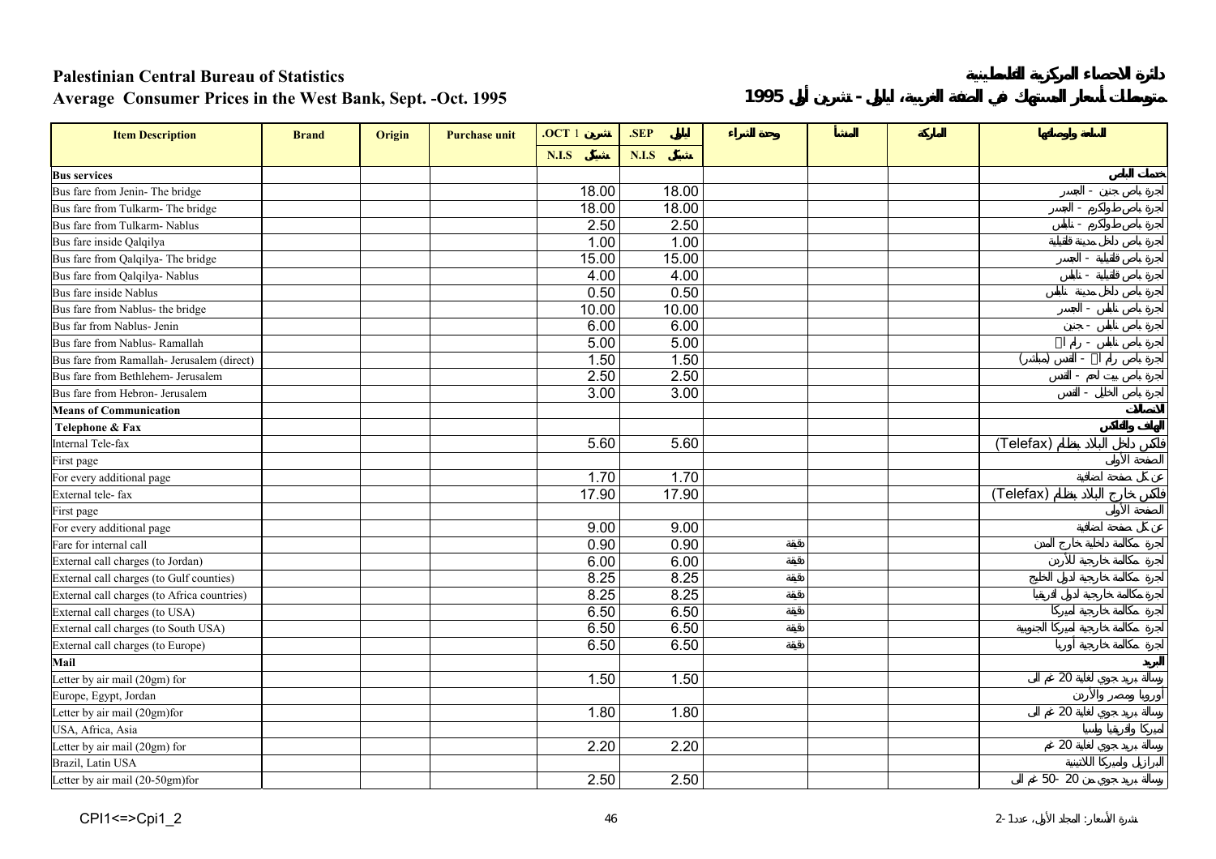**Palestinian Central Bureau of Statistics**

**Average Consumer Prices in the West Bank, Sept. -Oct. 1995**

**دائرة الاحصاء المركزية الفلسطينية**

**متوسط أسعار المستهلك في الضفة الغربية، أيلول - تشرين أول 1995**

| Item Description | Brand | Origin | Purchase unit | .OCT تشرين 1 | .SEP أيلول | وحدة الشراء | المنشأ | الماركة | السلعة ومواصفاتها |
|---|---|---|---|---|---|---|---|---|---|
| | | | | N.I.S شيكل | N.I.S شيكل | | | | |
| **Bus services** | | | | | | | | | **خدمات الباص** |
| Bus fare from Jenin- The bridge | | | | 18.00 | 18.00 | | | | اجرة باص جنين - الجسر |
| Bus fare from Tulkarm- The bridge | | | | 18.00 | 18.00 | | | | اجرة باص طولكرم - الجسر |
| Bus fare from Tulkarm- Nablus | | | | 2.50 | 2.50 | | | | اجرة باص طولكرم - نابلس |
| Bus fare inside Qalqilya | | | | 1.00 | 1.00 | | | | اجرة باص داخل مدينة قلقيلية |
| Bus fare from Qalqilya- The bridge | | | | 15.00 | 15.00 | | | | اجرة باص قلقيلية - الجسر |
| Bus fare from Qalqilya- Nablus | | | | 4.00 | 4.00 | | | | اجرة باص قلقيلية - نابلس |
| Bus fare inside Nablus | | | | 0.50 | 0.50 | | | | اجرة باص داخل مدينة نابلس |
| Bus fare from Nablus- the bridge | | | | 10.00 | 10.00 | | | | اجرة باص نابلس - الجسر |
| Bus far from Nablus- Jenin | | | | 6.00 | 6.00 | | | | اجرة باص نابلس - جنين |
| Bus fare from Nablus- Ramallah | | | | 5.00 | 5.00 | | | | اجرة باص نابلس - رام الله |
| Bus fare from Ramallah- Jerusalem (direct) | | | | 1.50 | 1.50 | | | | اجرة باص رام الله - القدس (مباشر) |
| Bus fare from Bethlehem- Jerusalem | | | | 2.50 | 2.50 | | | | اجرة باص بيت لحم - القدس |
| Bus fare from Hebron- Jerusalem | | | | 3.00 | 3.00 | | | | اجرة باص الخليل - القدس |
| **Means of Communication** | | | | | | | | | **الاتصالات** |
| **Telephone & Fax** | | | | | | | | | **الهاتف والفاكس** |
| Internal Tele-fax | | | | 5.60 | 5.60 | | | | فاكس داخل البلاد بنظام (Telefax) |
| First page | | | | | | | | | الصفحة الأولى |
| For every additional page | | | | 1.70 | 1.70 | | | | عن كل صفحة اضافية |
| External tele- fax | | | | 17.90 | 17.90 | | | | فاكس خارج البلاد بنظام (Telefax) |
| First page | | | | | | | | | الصفحة الأولى |
| For every additional page | | | | 9.00 | 9.00 | | | | عن كل صفحة اضافية |
| Fare for internal call | | | | 0.90 | 0.90 | دقيقة | | | اجرة مكالمة داخلية خارج المدن |
| External call charges (to Jordan) | | | | 6.00 | 6.00 | دقيقة | | | اجرة مكالمة خارجية للأردن |
| External call charges (to Gulf counties) | | | | 8.25 | 8.25 | دقيقة | | | اجرة مكالمة خارجية لدول الخليج |
| External call charges (to Africa countries) | | | | 8.25 | 8.25 | دقيقة | | | اجرة مكالمة خارجية لدول افريقيا |
| External call charges (to USA) | | | | 6.50 | 6.50 | دقيقة | | | اجرة مكالمة خارجية امريكا |
| External call charges (to South USA) | | | | 6.50 | 6.50 | دقيقة | | | اجرة مكالمة خارجية امريكا الجنوبية |
| External call charges (to Europe) | | | | 6.50 | 6.50 | دقيقة | | | اجرة مكالمة خارجية أوربا |
| **Mail** | | | | | | | | | **البريد** |
| Letter by air mail (20gm) for | | | | 1.50 | 1.50 | | | | رسالة بريد جوي لغاية 20 غم الى |
| Europe, Egypt, Jordan | | | | | | | | | أوروبا ومصر والأردن |
| Letter by air mail (20gm)for | | | | 1.80 | 1.80 | | | | رسالة بريد جوي لغاية 20 غم الى |
| USA, Africa, Asia | | | | | | | | | اميركا وافريقيا وآسيا |
| Letter by air mail (20gm) for | | | | 2.20 | 2.20 | | | | رسالة بريد جوي لغاية 20 غم |
| Brazil, Latin USA | | | | | | | | | البرازيل وامريكا اللاتينية |
| Letter by air mail (20-50gm)for | | | | 2.50 | 2.50 | | | | رسالة بريد جوي من 20 -50 غم الى |

CPI1<=>Cpi1_2

نشرة الأسعار: المجلد الأول، عدد 1-2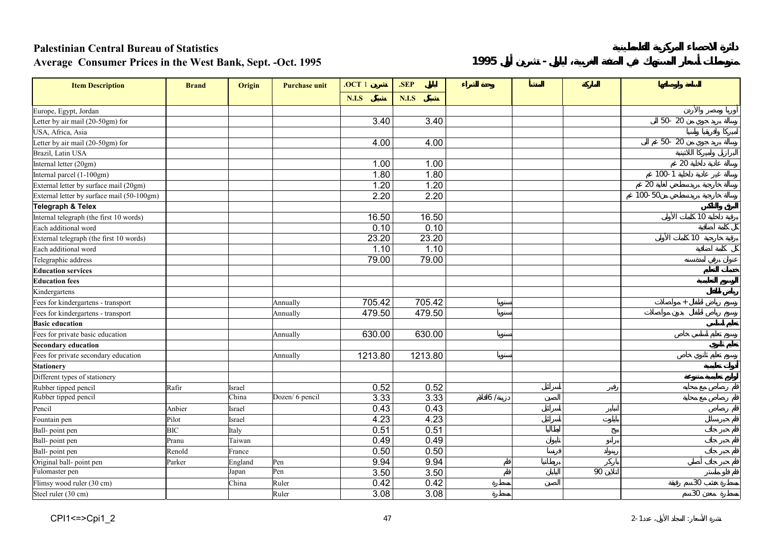# Palestinian Central Bureau of Statistics

## Average Consumer Prices in the West Bank, Sept. -Oct. 1995

دائرة الاحصاء المركزية الفلسطينية

متوسط أسعار المستهلك في الضفة الغربية، أيلول - تشرين أول 1995

| Item Description | Brand | Origin | Purchase unit | .OCT 1 تشرين | .SEP أيلول | وحدة الشراء | المنشأ | الماركة | السلعة ومواصفاتها |
|---|---|---|---|---|---|---|---|---|---|
| | | | | N.I.S شيكل | N.I.S شيكل | | | | |
| Europe, Egypt, Jordan | | | | | | | | | أوربا ومصر والأردن |
| Letter by air mail (20-50gm) for | | | | 3.40 | 3.40 | | | | رسالة بريد جوي من 20 -50 الى |
| USA, Africa, Asia | | | | | | | | | أميركا وافريقيا وآسيا |
| Letter by air mail (20-50gm) for | | | | 4.00 | 4.00 | | | | رسالة بريد جوي من 20 -50 غم الى |
| Brazil, Latin USA | | | | | | | | | البرازيل وأميركا اللاتينية |
| Internal letter (20gm) | | | | 1.00 | 1.00 | | | | رسالة داخلية عادية 20 غم |
| Internal parcel (1-100gm) | | | | 1.80 | 1.80 | | | | رسالة داخلية غير عادية 1-100 غم |
| External letter by surface mail (20gm) | | | | 1.20 | 1.20 | | | | رسالة خارجية بريدسطحي لغاية 20 غم |
| External letter by surface mail (50-100gm) | | | | 2.20 | 2.20 | | | | رسالة خارجية بريدسطحي من50-100 غم |
| **Telegraph & Telex** | | | | | | | | | **البرق والتلكس** |
| Internal telegraph (the first 10 words) | | | | 16.50 | 16.50 | | | | برقية داخلية 10 كلمات الأولى |
| Each additional word | | | | 0.10 | 0.10 | | | | كل كلمة اضافية |
| External telegraph (the first 10 words) | | | | 23.20 | 23.20 | | | | برقية خارجية 10 كلمات الأولى |
| Each additional word | | | | 1.10 | 1.10 | | | | كل كلمة اضافية |
| Telegraphic address | | | | 79.00 | 79.00 | | | | عنوان برقي لمدة سنة |
| **Education services** | | | | | | | | | **خدمات التعليم** |
| **Education fees** | | | | | | | | | **الرسوم التعليمية** |
| Kindergartens | | | | | | | | | رياض الأطفال |
| Fees for kindergartens - transport | | | Annually | 705.42 | 705.42 | سنويا | | | رسوم رياض أطفال + مواصلات |
| Fees for kindergartens - transport | | | Annually | 479.50 | 479.50 | سنويا | | | رسوم رياض أطفال بدون مواصلات |
| **Basic education** | | | | | | | | | **تعليم أساسي** |
| Fees for private basic education | | | Annually | 630.00 | 630.00 | سنويا | | | رسوم تعليم أساسي خاص |
| **Secondary education** | | | | | | | | | **تعليم ثانوي** |
| Fees for private secondary education | | | Annually | 1213.80 | 1213.80 | سنويا | | | رسوم تعليم ثانوي خاص |
| **Stationery** | | | | | | | | | **أدوات تعليمية** |
| Different types of stationery | | | | | | | | | أدوات تعليمية متنوعة |
| Rubber tipped pencil | Rafir | Israel | | 0.52 | 0.52 | | اسرائيل | رفير | قلم رصاص مع محاية |
| Rubber tipped pencil | | China | Dozen/ 6 pencil | 3.33 | 3.33 | دزينة/ 6اقلام | الصين | | قلم رصاص مع محاية |
| Pencil | Anbier | Israel | | 0.43 | 0.43 | | اسرائيل | انبير | قلم رصاص |
| Fountain pen | Pilot | Israel | | 4.23 | 4.23 | | اسرائيل | بايلوت | قلم حبر سائل |
| Ball- point pen | BIC | Italy | | 0.51 | 0.51 | | ايطاليا | بيج | قلم حبر جاف |
| Ball- point pen | Pranu | Taiwan | | 0.49 | 0.49 | | تايوان | برانو | قلم حبر جاف |
| Ball- point pen | Renold | France | | 0.50 | 0.50 | | فرنسا | رينولد | قلم حبر جاف |
| Original ball- point pen | Parker | England | Pen | 9.94 | 9.94 | قلم | بريطانيا | باركر | قلم حبر جاف أصلي |
| Fulomaster pen | | Japan | Pen | 3.50 | 3.50 | قلم | اليابان | 90 ثلاثان | قلم فلوماستر |
| Flimsy wood ruler (30 cm) | | China | Ruler | 0.42 | 0.42 | مسطرة | الصين | | مسطرة خشب 30سم رقيقة |
| Steel ruler (30 cm) | | | Ruler | 3.08 | 3.08 | مسطرة | | | مسطرة معدن 30سم |

CPI1<=>Cpi1_2

نشرة الأسعار: المجلد الأول، عدد1-2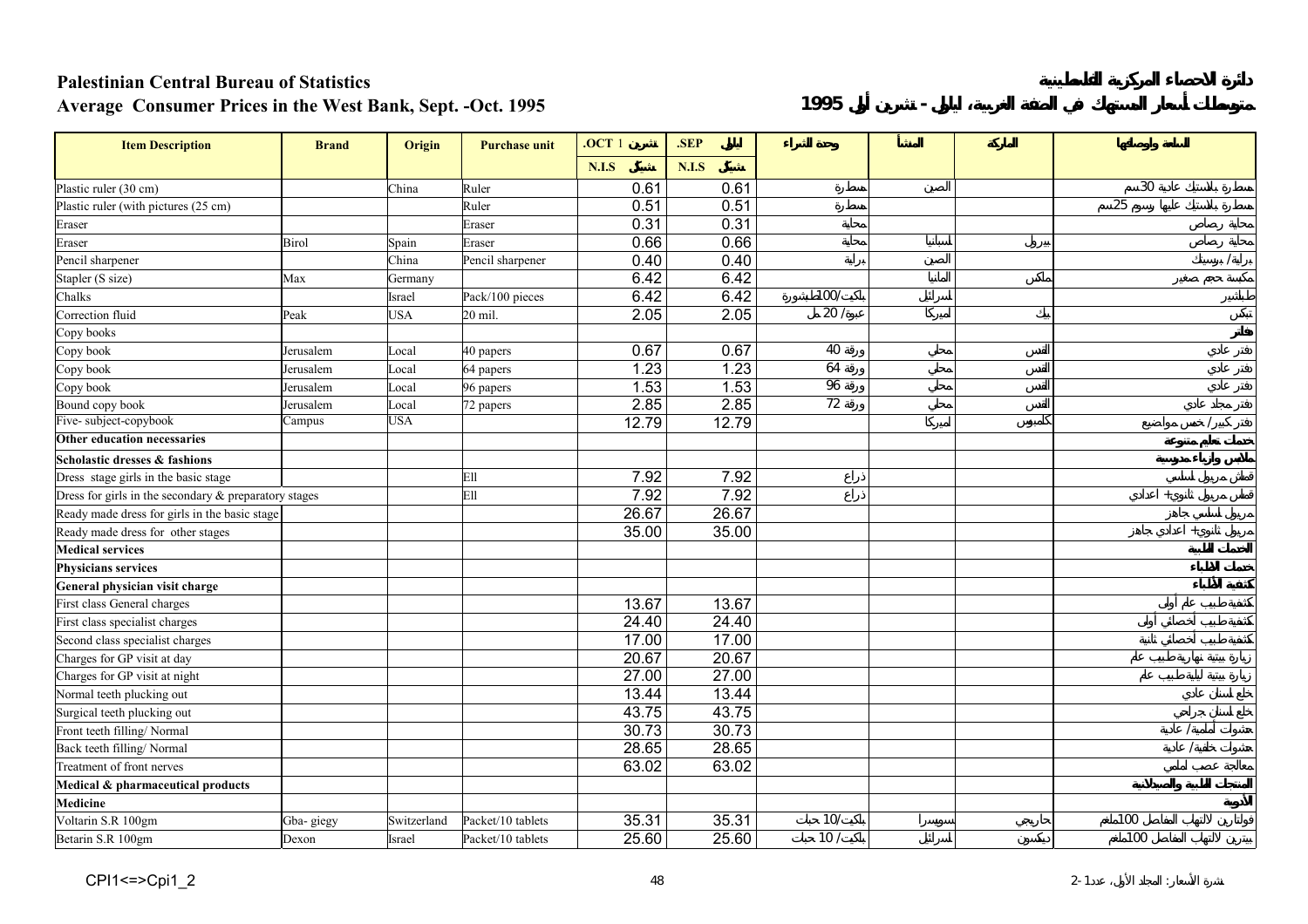**Palestinian Central Bureau of Statistics**
**Average Consumer Prices in the West Bank, Sept. -Oct. 1995**

**دائرة الاحصاء المركزية الفلسطينية**
**متوسط أسعار المستهلك في الضفة الغربية، أيلول - تشرين أول 1995**

| Item Description | Brand | Origin | Purchase unit | .OCT 1 تشرين | .SEP أيلول | وحدة الشراء | المنشأ | الماركة | السلعة والمواصفات |
|---|---|---|---|---|---|---|---|---|---|
| | | | | N.I.S شيكل | N.I.S شيكل | | | | |
| Plastic ruler (30 cm) | | China | Ruler | 0.61 | 0.61 | مسطرة | الصين | | مسطرة بلاستيك عادية 30سم |
| Plastic ruler (with pictures (25 cm) | | | Ruler | 0.51 | 0.51 | مسطرة | | | مسطرة بلاستيك عليها رسوم 25سم |
| Eraser | | | Eraser | 0.31 | 0.31 | محاية | | | محاية رصاص |
| Eraser | Birol | Spain | Eraser | 0.66 | 0.66 | محاية | اسبانيا | بيرول | محاية رصاص |
| Pencil sharpener | | China | Pencil sharpener | 0.40 | 0.40 | براية | الصين | | براية / بلاستيك |
| Stapler (S size) | Max | Germany | | 6.42 | 6.42 | | المانيا | ماكس | مكبسة حجم صغير |
| Chalks | | Israel | Pack/100 pieces | 6.42 | 6.42 | باكيت/100طبشورة | اسرائيل | | طباشير |
| Correction fluid | Peak | USA | 20 mil. | 2.05 | 2.05 | عبوة/ 20 مل | امريكا | بيك | تبكس |
| Copy books | | | | | | | | | دفاتر |
| Copy book | Jerusalem | Local | 40 papers | 0.67 | 0.67 | 40 ورقة | محلي | القدس | دفتر عادي |
| Copy book | Jerusalem | Local | 64 papers | 1.23 | 1.23 | 64 ورقة | محلي | القدس | دفتر عادي |
| Copy book | Jerusalem | Local | 96 papers | 1.53 | 1.53 | 96 ورقة | محلي | القدس | دفتر عادي |
| Bound copy book | Jerusalem | Local | 72 papers | 2.85 | 2.85 | 72 ورقة | محلي | القدس | دفتر مجلد عادي |
| Five- subject-copybook | Campus | USA | | 12.79 | 12.79 | | امريكا | كامبوس | دفتر كبير/ خمس مواضيع |
| **Other education necessaries** | | | | | | | | | **مستلزمات تعليمية متنوعة** |
| **Scholastic dresses & fashions** | | | | | | | | | **ملابس وأزياء مدرسية** |
| Dress stage girls in the basic stage | | | Ell | 7.92 | 7.92 | ذراع | | | قماش مريول اساسي |
| Dress for girls in the secondary & preparatory stages | | | Ell | 7.92 | 7.92 | ذراع | | | قماش مريول ثانوي+ اعدادي |
| Ready made dress for girls in the basic stage | | | | 26.67 | 26.67 | | | | مريول اساسي جاهز |
| Ready made dress for other stages | | | | 35.00 | 35.00 | | | | مريول ثانوي+ اعدادي جاهز |
| **Medical services** | | | | | | | | | **الخدمات الطبية** |
| **Physicians services** | | | | | | | | | **خدمات الأطباء** |
| **General physician visit charge** | | | | | | | | | **كشفية الأطباء** |
| First class General charges | | | | 13.67 | 13.67 | | | | كشفية طبيب عام أولى |
| First class specialist charges | | | | 24.40 | 24.40 | | | | كشفية طبيب أخصائي أولى |
| Second class specialist charges | | | | 17.00 | 17.00 | | | | كشفية طبيب أخصائي ثانية |
| Charges for GP visit at day | | | | 20.67 | 20.67 | | | | زيارة بيتية نهارية طبيب عام |
| Charges for GP visit at night | | | | 27.00 | 27.00 | | | | زيارة بيتية ليلية طبيب عام |
| Normal teeth plucking out | | | | 13.44 | 13.44 | | | | خلع اسنان عادي |
| Surgical teeth plucking out | | | | 43.75 | 43.75 | | | | خلع اسنان جراحي |
| Front teeth filling/ Normal | | | | 30.73 | 30.73 | | | | حشوات أمامية/ عادية |
| Back teeth filling/ Normal | | | | 28.65 | 28.65 | | | | حشوات خلفية/ عادية |
| Treatment of front nerves | | | | 63.02 | 63.02 | | | | معالجة عصب أمامي |
| **Medical & pharmaceutical products** | | | | | | | | | **المنتجات الطبية والصيدلانية** |
| **Medicine** | | | | | | | | | **الأدوية** |
| Voltarin S.R 100gm | Gba- giegy | Switzerland | Packet/10 tablets | 35.31 | 35.31 | باكيت/10 حبات | سويسرا | جاريجي | فولتارين لالتهاب المفاصل 100ملغم |
| Betarin S.R 100gm | Dexon | Israel | Packet/10 tablets | 25.60 | 25.60 | باكيت/ 10 حبات | اسرائيل | ديكسون | بيترين لالتهاب المفاصل 100ملغم |

CPI1<=>Cpi1_2

نشرة الأسعار: المجلد الأول، عدد 1-2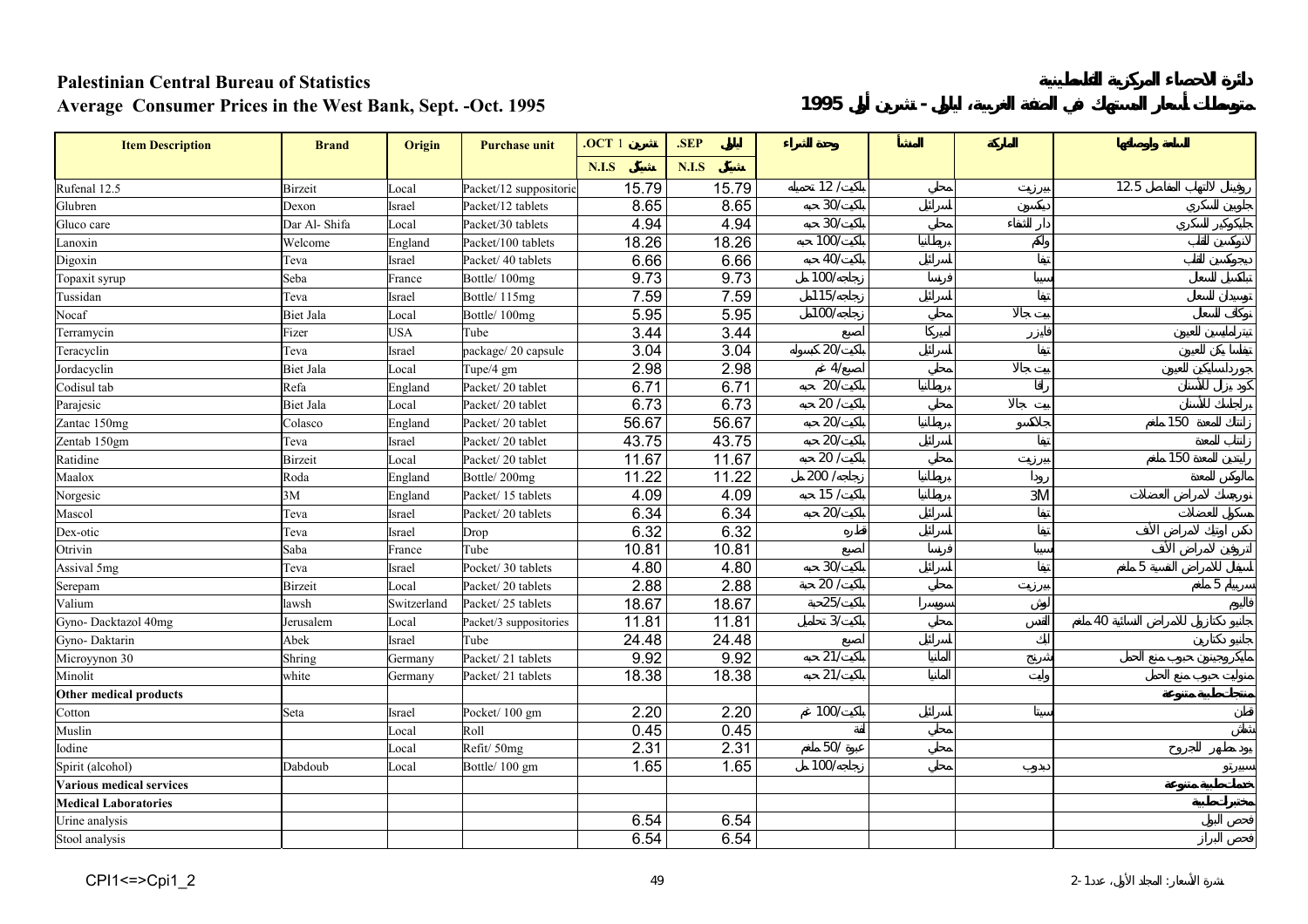# Palestinian Central Bureau of Statistics

## Average Consumer Prices in the West Bank, Sept. -Oct. 1995

# دائرة الاحصاء المركزية الفلسطينية

## متوسطات أسعار المستهلك في الضفة الغربية، ايلول - تشرين أول 1995

| Item Description | Brand | Origin | Purchase unit | .OCT تشرين 1 | .SEP ايلول | وحدة الشراء | المنشأ | الماركة | السلعة والمواصفات |
|---|---|---|---|---|---|---|---|---|---|
| | | | | N.I.S شيكل | N.I.S شيكل | | | | |
| Rufenal 12.5 | Birzeit | Local | Packet/12 suppositorie | 15.79 | 15.79 | باكيت/ 12 تحميلة | محلي | بيرزيت | روفينال لالتهاب المفاصل 12.5 |
| Glubren | Dexon | Israel | Packet/12 tablets | 8.65 | 8.65 | باكيت/30 حبة | اسرائيل | ديكسون | جلوبرين للسكري |
| Gluco care | Dar Al- Shifa | Local | Packet/30 tablets | 4.94 | 4.94 | باكيت/30 حبة | محلي | دار الشفاء | جلوكوكير للسكري |
| Lanoxin | Welcome | England | Packet/100 tablets | 18.26 | 18.26 | باكيت/100 حبة | بريطانيا | ولكم | لانوكسين للقلب |
| Digoxin | Teva | Israel | Packet/ 40 tablets | 6.66 | 6.66 | باكيت/40 حبة | اسرائيل | تيفا | ديجوكسين للقلب |
| Topaxit syrup | Seba | France | Bottle/ 100mg | 9.73 | 9.73 | زجاجة/100 مل | فرنسا | سيبا | توباكسيل للسعال |
| Tussidan | Teva | Israel | Bottle/ 115mg | 7.59 | 7.59 | زجاجة/115مل | اسرائيل | تيفا | توسيدان للسعال |
| Nocaf | Biet Jala | Local | Bottle/ 100mg | 5.95 | 5.95 | زجاجة/100مل | محلي | بيت جالا | نوكاف للسعال |
| Terramycin | Fizer | USA | Tube | 3.44 | 3.44 | أصبع | أمريكا | فايزر | تيراماسين للعيون |
| Teracyclin | Teva | Israel | package/ 20 capsule | 3.04 | 3.04 | باكيت/20 كبسولة | اسرائيل | تيفا | تيتاسيكلين للعيون |
| Jordacyclin | Biet Jala | Local | Tupe/4 gm | 2.98 | 2.98 | أصبع/4 غم | محلي | بيت جالا | جورداسايكلين للعيون |
| Codisul tab | Refa | England | Packet/ 20 tablet | 6.71 | 6.71 | باكيت/20 حبة | بريطانيا | رافا | كودي يزل للأسنان |
| Parajesic | Biet Jala | Local | Packet/ 20 tablet | 6.73 | 6.73 | باكيت/ 20 حبة | محلي | بيت جالا | براجيسك للأسنان |
| Zantac 150mg | Colasco | England | Packet/ 20 tablet | 56.67 | 56.67 | باكيت/20 حبة | بريطانيا | جلاكسو | زانتاك للمعدة 150 ملغم |
| Zentab 150gm | Teva | Israel | Packet/ 20 tablet | 43.75 | 43.75 | باكيت/20 حبة | اسرائيل | تيفا | زانتاب للمعدة |
| Ratidine | Birzeit | Local | Packet/ 20 tablet | 11.67 | 11.67 | باكيت/ 20 حبة | محلي | بيرزيت | رانيتين للمعدة 150 ملغم |
| Maalox | Roda | England | Bottle/ 200mg | 11.22 | 11.22 | زجاجة/ 200 مل | بريطانيا | رودا | مالوكس للمعدة |
| Norgesic | 3M | England | Packet/ 15 tablets | 4.09 | 4.09 | باكيت/ 15 حبة | بريطانيا | 3M | نورجيسك لأمراض العضلات |
| Mascol | Teva | Israel | Packet/ 20 tablets | 6.34 | 6.34 | باكيت/20 حبة | اسرائيل | تيفا | مسكول للعضلات |
| Dex-otic | Teva | Israel | Drop | 6.32 | 6.32 | قطارة | اسرائيل | تيفا | دكس اوتيك لأمراض الأذن |
| Otrivin | Saba | France | Tube | 10.81 | 10.81 | أصبع | فرنسا | سيبا | اتروفين لأمراض الأنف |
| Assival 5mg | Teva | Israel | Pocket/ 30 tablets | 4.80 | 4.80 | باكيت/30 حبة | اسرائيل | تيفا | اسيفال للأمراض النفسية 5 ملغم |
| Serepam | Birzeit | Local | Packet/ 20 tablets | 2.88 | 2.88 | باكيت/ 20 حبة | محلي | بيرزيت | سريبام 5 ملغم |
| Valium | lawsh | Switzerland | Packet/ 25 tablets | 18.67 | 18.67 | باكيت/25حبة | سويسرا | لوش | فاليوم |
| Gyno- Dacktazol 40mg | Jerusalem | Local | Packet/3 suppositories | 11.81 | 11.81 | باكيت/3 تحاميل | محلي | القدس | جاينو دكتازول للأمراض النسائية 40 ملغم |
| Gyno- Daktarin | Abek | Israel | Tube | 24.48 | 24.48 | أصبع | اسرائيل | ابك | جاينو دكتارين |
| Microyynon 30 | Shring | Germany | Packet/ 21 tablets | 9.92 | 9.92 | باكيت/21 حبة | المانيا | شرينج | مايكروجينون حبوب منع الحمل |
| Minolit | white | Germany | Packet/ 21 tablets | 18.38 | 18.38 | باكيت/21 حبة | المانيا | وايت | منوليت حبوب منع الحمل |
| **Other medical products** | | | | | | | | | **منتجات طبية متنوعة** |
| Cotton | Seta | Israel | Pocket/ 100 gm | 2.20 | 2.20 | باكيت/100 غم | اسرائيل | سيتا | قطن |
| Muslin | | Local | Roll | 0.45 | 0.45 | لفة | محلي | | شاش |
| Iodine | | Local | Refit/ 50mg | 2.31 | 2.31 | عبوة/ 50 ملغم | محلي | | يود مطهر للجروح |
| Spirit (alcohol) | Dabdoub | Local | Bottle/ 100 gm | 1.65 | 1.65 | زجاجة/100 مل | محلي | دبدوب | سبيرتو |
| **Various medical services** | | | | | | | | | **خدمات طبية متنوعة** |
| **Medical Laboratories** | | | | | | | | | **مختبرات طبية** |
| Urine analysis | | | | 6.54 | 6.54 | | | | فحص البول |
| Stool analysis | | | | 6.54 | 6.54 | | | | فحص البراز |

CPI1<=>Cpi1_2 — نشرة الأسعار: المجلد الأول، عدد 1-2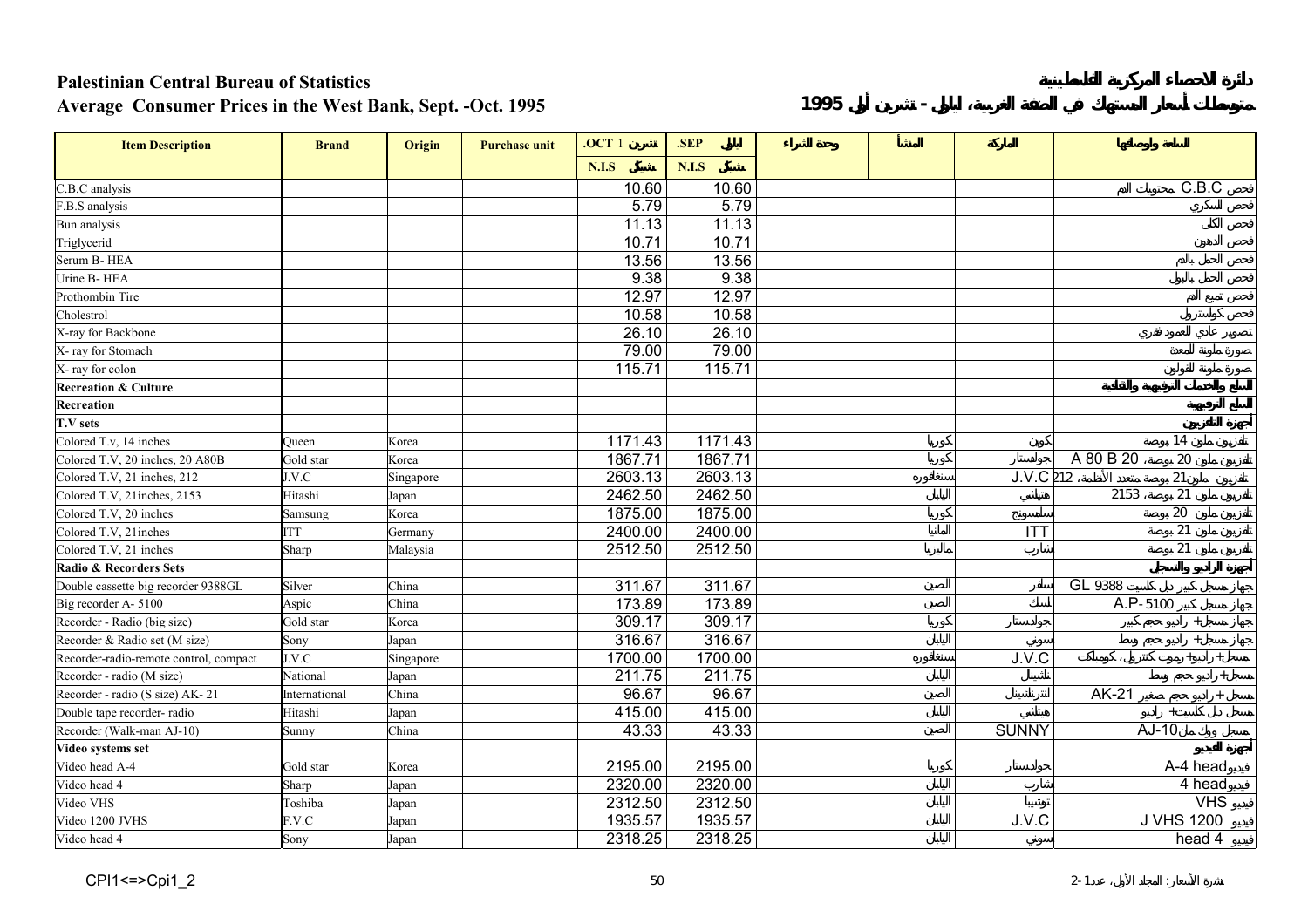**Palestinian Central Bureau of Statistics** | **دائرة الاحصاء المركزية الفلسطينية**

**Average Consumer Prices in the West Bank, Sept. -Oct. 1995** | **متوسط أسعار المستهلك في الضفة الغربية، أيلول - تشرين أول 1995**

| Item Description | Brand | Origin | Purchase unit | .OCT تشرين 1 | .SEP أيلول | وحدة الشراء | المنشأ | الماركة | السلعة ومواصفاتها |
|---|---|---|---|---|---|---|---|---|---|
| | | | | N.I.S شيكل | N.I.S شيكل | | | | |
| C.B.C analysis | | | | 10.60 | 10.60 | | | | فحص C.B.C محتويات الدم |
| F.B.S analysis | | | | 5.79 | 5.79 | | | | فحص السكري |
| Bun analysis | | | | 11.13 | 11.13 | | | | فحص الكلى |
| Triglycerid | | | | 10.71 | 10.71 | | | | فحص الدهون |
| Serum B- HEA | | | | 13.56 | 13.56 | | | | فحص الحمل بالدم |
| Urine B- HEA | | | | 9.38 | 9.38 | | | | فحص الحمل بالبول |
| Prothombin Tire | | | | 12.97 | 12.97 | | | | فحص تميع الدم |
| Cholestrol | | | | 10.58 | 10.58 | | | | فحص كولسترول |
| X-ray for Backbone | | | | 26.10 | 26.10 | | | | تصوير عادي للعمود الفقري |
| X- ray for Stomach | | | | 79.00 | 79.00 | | | | صورة ملونة للمعدة |
| X- ray for colon | | | | 115.71 | 115.71 | | | | صورة ملونة للقولون |
| **Recreation & Culture** | | | | | | | | | **السلع والخدمات الترفيهية والثقافية** |
| **Recreation** | | | | | | | | | **السلع الترفيهية** |
| **T.V sets** | | | | | | | | | **أجهزة التلفزيون** |
| Colored T.v, 14 inches | Queen | Korea | | 1171.43 | 1171.43 | | كوريا | كوين | تلفزيون ملون 14 بوصة |
| Colored T.V, 20 inches, 20 A80B | Gold star | Korea | | 1867.71 | 1867.71 | | كوريا | جولدستار | تلفزيون ملون 20 بوصة، A 80 B 20 |
| Colored T.V, 21 inches, 212 | J.V.C | Singapore | | 2603.13 | 2603.13 | | سنغافوره | J.V.C | تلفزيون ملون 21 بوصة متعدد الأنظمة، 212 |
| Colored T.V, 21inches, 2153 | Hitashi | Japan | | 2462.50 | 2462.50 | | اليابان | هيتاشي | تلفزيون ملون 21 بوصة، 2153 |
| Colored T.V, 20 inches | Samsung | Korea | | 1875.00 | 1875.00 | | كوريا | سامسونج | تلفزيون ملون 20 بوصة |
| Colored T.V, 21inches | ITT | Germany | | 2400.00 | 2400.00 | | المانيا | ITT | تلفزيون ملون 21 بوصة |
| Colored T.V, 21 inches | Sharp | Malaysia | | 2512.50 | 2512.50 | | ماليزيا | شارب | تلفزيون ملون 21 بوصة |
| **Radio & Recorders Sets** | | | | | | | | | **أجهزة الراديو والمسجل** |
| Double cassette big recorder 9388GL | Silver | China | | 311.67 | 311.67 | | الصين | سلفر | جهاز مسجل كبير دبل كاسيت GL 9388 |
| Big recorder A- 5100 | Aspic | China | | 173.89 | 173.89 | | الصين | أسبك | جهاز مسجل كبير A.P- 5100 |
| Recorder - Radio (big size) | Gold star | Korea | | 309.17 | 309.17 | | كوريا | جولدستار | جهاز مسجل + راديو حجم كبير |
| Recorder & Radio set (M size) | Sony | Japan | | 316.67 | 316.67 | | اليابان | سوني | جهاز مسجل + راديو حجم وسط |
| Recorder-radio-remote control, compact | J.V.C | Singapore | | 1700.00 | 1700.00 | | سنغافوره | J.V.C | مسجل + راديو + ريموت كنترول، كومباكت |
| Recorder - radio (M size) | National | Japan | | 211.75 | 211.75 | | اليابان | ناشونال | مسجل + راديو حجم وسط |
| Recorder - radio (S size) AK- 21 | International | China | | 96.67 | 96.67 | | الصين | انترناشونال | مسجل + راديو حجم صغير AK-21 |
| Double tape recorder- radio | Hitashi | Japan | | 415.00 | 415.00 | | اليابان | هيتاشي | مسجل دبل كاسيت + راديو |
| Recorder (Walk-man AJ-10) | Sunny | China | | 43.33 | 43.33 | | الصين | SUNNY | مسجل ووكمان AJ-10 |
| **Video systems set** | | | | | | | | | **أجهزة الفيديو** |
| Video head A-4 | Gold star | Korea | | 2195.00 | 2195.00 | | كوريا | جولدستار | فيديو A-4 head |
| Video head 4 | Sharp | Japan | | 2320.00 | 2320.00 | | اليابان | شارب | فيديو 4 head |
| Video VHS | Toshiba | Japan | | 2312.50 | 2312.50 | | اليابان | توشيبا | فيديو VHS |
| Video 1200 JVHS | F.V.C | Japan | | 1935.57 | 1935.57 | | اليابان | J.V.C | فيديو J VHS 1200 |
| Video head 4 | Sony | Japan | | 2318.25 | 2318.25 | | اليابان | سوني | فيديو head 4 |

CPI1<=>Cpi1_2 | نشرة الأسعار: المجلد الأول، عدد 1-2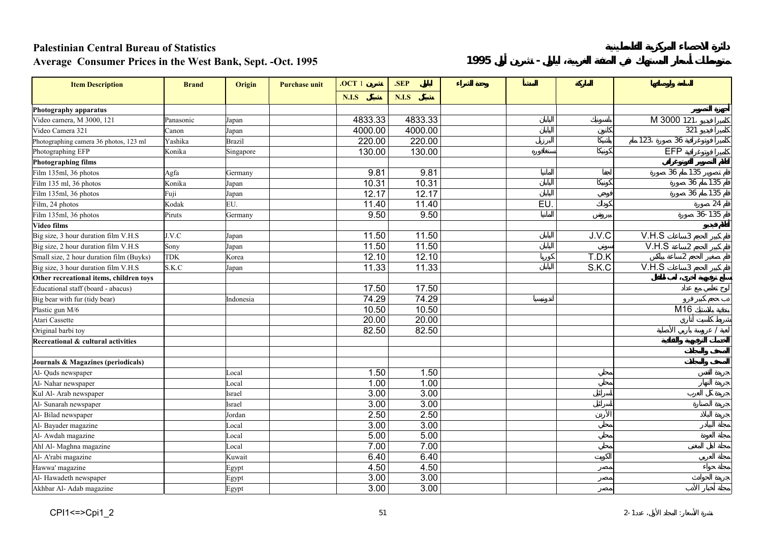**Palestinian Central Bureau of Statistics** — **دائرة الإحصاء المركزية الفلسطينية**

**Average Consumer Prices in the West Bank, Sept. -Oct. 1995** — **متوسطات أسعار المستهلك في الضفة الغربية، أيلول - تشرين أول 1995**

| Item Description | Brand | Origin | Purchase unit | .OCT 1 تشرين | .SEP أيلول | وحدة الشراء | المنشأ | الماركة | السلعة والمواصفات |
|---|---|---|---|---|---|---|---|---|---|
| | | | | N.I.S شيكل | N.I.S شيكل | | | | |
| **Photography apparatus** | | | | | | | | | **أجهزة التصوير** |
| Video camera, M 3000, 121 | Panasonic | Japan | | 4833.33 | 4833.33 | | اليابان | باناسونيك | كاميرا فيديو 121، M 3000 |
| Video Camera 321 | Canon | Japan | | 4000.00 | 4000.00 | | اليابان | كانون | كاميرا فيديو 321 |
| Photographing camera 36 photos, 123 ml | Yashika | Brazil | | 220.00 | 220.00 | | البرازيل | ياشيكا | كاميرا فوتوغرافية 36 صورة، 123 ملم |
| Photographing EFP | Konika | Singapore | | 130.00 | 130.00 | | سنغافورة | كونيكا | كاميرا فوتوغرافية EFP |
| **Photographing films** | | | | | | | | | **أفلام التصوير الفوتوغرافي** |
| Film 135ml, 36 photos | Agfa | Germany | | 9.81 | 9.81 | | ألمانيا | أجفا | فلم تصوير 135 ملم 36 صورة |
| Film 135 ml, 36 photos | Konika | Japan | | 10.31 | 10.31 | | اليابان | كونيكا | فلم 135 ملم 36 صورة |
| Film 135ml, 36 photos | Fuji | Japan | | 12.17 | 12.17 | | اليابان | فوجي | فلم 135 ملم 36 صورة |
| Film, 24 photos | Kodak | EU. | | 11.40 | 11.40 | | EU. | كوداك | فلم 24 صورة |
| Film 135ml, 36 photos | Piruts | Germany | | 9.50 | 9.50 | | ألمانيا | بيروتس | فلم 135 -36 صورة |
| **Video films** | | | | | | | | | **أفلام فيديو** |
| Big size, 3 hour duration film V.H.S | J.V.C | Japan | | 11.50 | 11.50 | | اليابان | J.V.C | فلم كبير الحجم 3ساعات V.H.S |
| Big size, 2 hour duration film V.H.S | Sony | Japan | | 11.50 | 11.50 | | اليابان | سوني | فلم كبير الحجم 2ساعة V.H.S |
| Small size, 2 hour duration film (Buyks) | TDK | Korea | | 12.10 | 12.10 | | كوريا | T.D.K | فلم صغير الحجم 2ساعة بيكس |
| Big size, 3 hour duration film V.H.S | S.K.C | Japan | | 11.33 | 11.33 | | اليابان | S.K.C | فلم كبير الحجم 3ساعات V.H.S |
| **Other recreational items, children toys** | | | | | | | | | **سلع ترفيهية أخرى، ألعاب أطفال** |
| Educational staff (board - abacus) | | | | 17.50 | 17.50 | | | | لوح تعليمي مع عداد |
| Big bear with fur (tidy bear) | | Indonesia | | 74.29 | 74.29 | | اندونيسيا | | دب حجم كبير فرو |
| Plastic gun M/6 | | | | 10.50 | 10.50 | | | | بندقية بلاستيك M16 |
| Atari Cassette | | | | 20.00 | 20.00 | | | | شريط كاسيت أتاري |
| Original barbi toy | | | | 82.50 | 82.50 | | | | لعبة / عروسة باربي الأصلية |
| **Recreational & cultural activities** | | | | | | | | | **الخدمات الترفيهية والثقافية** |
| | | | | | | | | | **الصحف والمجلات** |
| **Journals & Magazines (periodicals)** | | | | | | | | | **الصحف والمجلات** |
| Al- Quds newspaper | | Local | | 1.50 | 1.50 | | | محلي | جريدة القدس |
| Al- Nahar newspaper | | Local | | 1.00 | 1.00 | | | محلي | جريدة النهار |
| Kul Al- Arab newspaper | | Israel | | 3.00 | 3.00 | | | إسرائيل | جريدة كل العرب |
| Al- Sunarah newspaper | | Israel | | 3.00 | 3.00 | | | إسرائيل | جريدة الصنارة |
| Al- Bilad newspaper | | Jordan | | 2.50 | 2.50 | | | الأردن | جريدة البلاد |
| Al- Bayader magazine | | Local | | 3.00 | 3.00 | | | محلي | مجلة البيادر |
| Al- Awdah magazine | | Local | | 5.00 | 5.00 | | | محلي | مجلة العودة |
| Ahl Al- Maghna magazine | | Local | | 7.00 | 7.00 | | | محلي | مجلة أهل المغنى |
| Al- A'rabi magazine | | Kuwait | | 6.40 | 6.40 | | | الكويت | مجلة العربي |
| Hawwa' magazine | | Egypt | | 4.50 | 4.50 | | | مصر | مجلة حواء |
| Al- Hawadeth newspaper | | Egypt | | 3.00 | 3.00 | | | مصر | جريدة الحوادث |
| Akhbar Al- Adab magazine | | Egypt | | 3.00 | 3.00 | | | مصر | مجلة أخبار الأدب |

CPI1<=>Cpi1_2 — نشرة الأسعار: المجلد الأول، عدد 1-2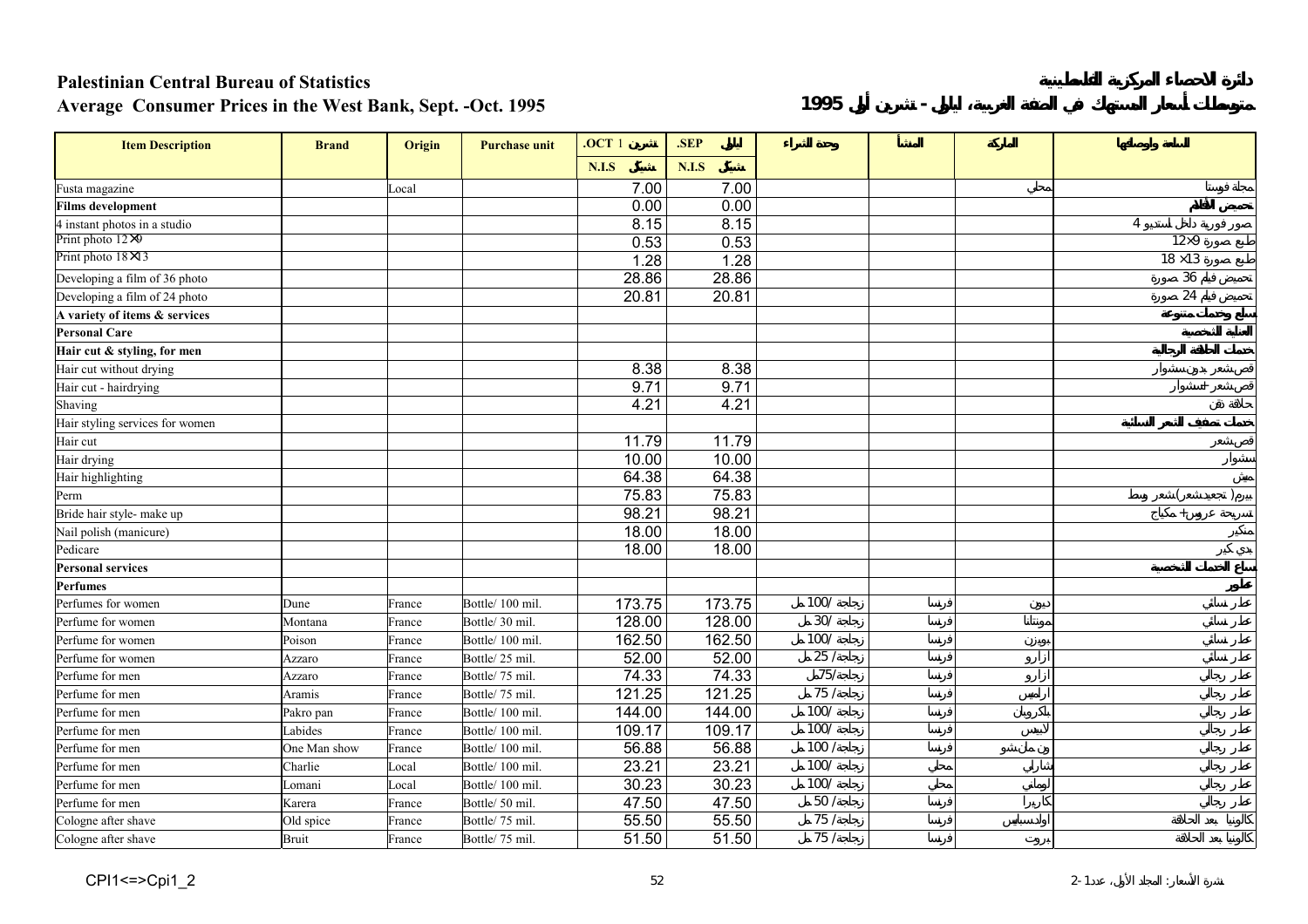**Palestinian Central Bureau of Statistics** — **دائرة الاحصاء المركزية الفلسطينية**

**Average Consumer Prices in the West Bank, Sept. -Oct. 1995** — **متوسطات أسعار المستهلك في الضفة الغربية، أيلول - تشرين أول 1995**

| Item Description | Brand | Origin | Purchase unit | .OCT تشرين 1 | .SEP أيلول | وحدة الشراء | المنشأ | الماركة | السلعة وأوصافها |
|---|---|---|---|---|---|---|---|---|---|
| | | | | N.I.S شيكل | N.I.S شيكل | | | | |
| Fusta magazine | | Local | | 7.00 | 7.00 | | | محلي | مجلة فوستا |
| **Films development** | | | | 0.00 | 0.00 | | | | **تحميض الافلام** |
| 4 instant photos in a studio | | | | 8.15 | 8.15 | | | | 4 صور فورية داخل استديو |
| Print photo 12×9 | | | | 0.53 | 0.53 | | | | طبع صورة 12×9 |
| Print photo 18×13 | | | | 1.28 | 1.28 | | | | طبع صورة 13× 18 |
| Developing a film of 36 photo | | | | 28.86 | 28.86 | | | | تحميض فيلم 36 صورة |
| Developing a film of 24 photo | | | | 20.81 | 20.81 | | | | تحميض فيلم 24 صورة |
| **A variety of items & services** | | | | | | | | | **سلع وخدمات متنوعة** |
| **Personal Care** | | | | | | | | | **العناية الشخصية** |
| **Hair cut & styling, for men** | | | | | | | | | **خدمات الحلاقة الرجالية** |
| Hair cut without drying | | | | 8.38 | 8.38 | | | | قص شعر بدون سشوار |
| Hair cut - hairdrying | | | | 9.71 | 9.71 | | | | قص شعر+سشوار |
| Shaving | | | | 4.21 | 4.21 | | | | حلاقة ذقن |
| Hair styling services for women | | | | | | | | | **خدمات تصفيف الشعر النسائية** |
| Hair cut | | | | 11.79 | 11.79 | | | | قص شعر |
| Hair drying | | | | 10.00 | 10.00 | | | | سشوار |
| Hair highlighting | | | | 64.38 | 64.38 | | | | ميش |
| Perm | | | | 75.83 | 75.83 | | | | بيرم (تجعيد شعر) وقص شعر |
| Bride hair style- make up | | | | 98.21 | 98.21 | | | | تسريحة عروس+مكياج |
| Nail polish (manicure) | | | | 18.00 | 18.00 | | | | منكير |
| Pedicare | | | | 18.00 | 18.00 | | | | بدي كير |
| **Personal services** | | | | | | | | | **سلع الخدمات الشخصية** |
| **Perfumes** | | | | | | | | | **عطور** |
| Perfumes for women | Dune | France | Bottle/ 100 mil. | 173.75 | 173.75 | زجاجة/ 100 مل | فرنسا | ديون | عطر نسائي |
| Perfume for women | Montana | France | Bottle/ 30 mil. | 128.00 | 128.00 | زجاجة/ 30 مل | فرنسا | مونتانا | عطر نسائي |
| Perfume for women | Poison | France | Bottle/ 100 mil. | 162.50 | 162.50 | زجاجة/ 100 مل | فرنسا | بويزن | عطر نسائي |
| Perfume for women | Azzaro | France | Bottle/ 25 mil. | 52.00 | 52.00 | زجاجة/ 25 مل | فرنسا | ازارو | عطر نسائي |
| Perfume for men | Azzaro | France | Bottle/ 75 mil. | 74.33 | 74.33 | زجاجة/75مل | فرنسا | ازارو | عطر رجالي |
| Perfume for men | Aramis | France | Bottle/ 75 mil. | 121.25 | 121.25 | زجاجة/ 75 مل | فرنسا | ارامس | عطر رجالي |
| Perfume for men | Pakro pan | France | Bottle/ 100 mil. | 144.00 | 144.00 | زجاجة/ 100 مل | فرنسا | باكروبان | عطر رجالي |
| Perfume for men | Labides | France | Bottle/ 100 mil. | 109.17 | 109.17 | زجاجة/ 100 مل | فرنسا | لابيس | عطر رجالي |
| Perfume for men | One Man show | France | Bottle/ 100 mil. | 56.88 | 56.88 | زجاجة/ 100 مل | فرنسا | ون مان شو | عطر رجالي |
| Perfume for men | Charlie | Local | Bottle/ 100 mil. | 23.21 | 23.21 | زجاجة/ 100 مل | محلي | شارلي | عطر رجالي |
| Perfume for men | Lomani | Local | Bottle/ 100 mil. | 30.23 | 30.23 | زجاجة/ 100 مل | محلي | لوماني | عطر رجالي |
| Perfume for men | Karera | France | Bottle/ 50 mil. | 47.50 | 47.50 | زجاجة/ 50 مل | فرنسا | كاريرا | عطر رجالي |
| Cologne after shave | Old spice | France | Bottle/ 75 mil. | 55.50 | 55.50 | زجاجة/ 75 مل | فرنسا | اولدسبايس | كالونيا بعد الحلاقة |
| Cologne after shave | Bruit | France | Bottle/ 75 mil. | 51.50 | 51.50 | زجاجة/ 75 مل | فرنسا | بروت | كالونيا بعد الحلاقة |

CPI1<=>Cpi1_2 — نشرة الأسعار: المجلد الأول، عدد 1-2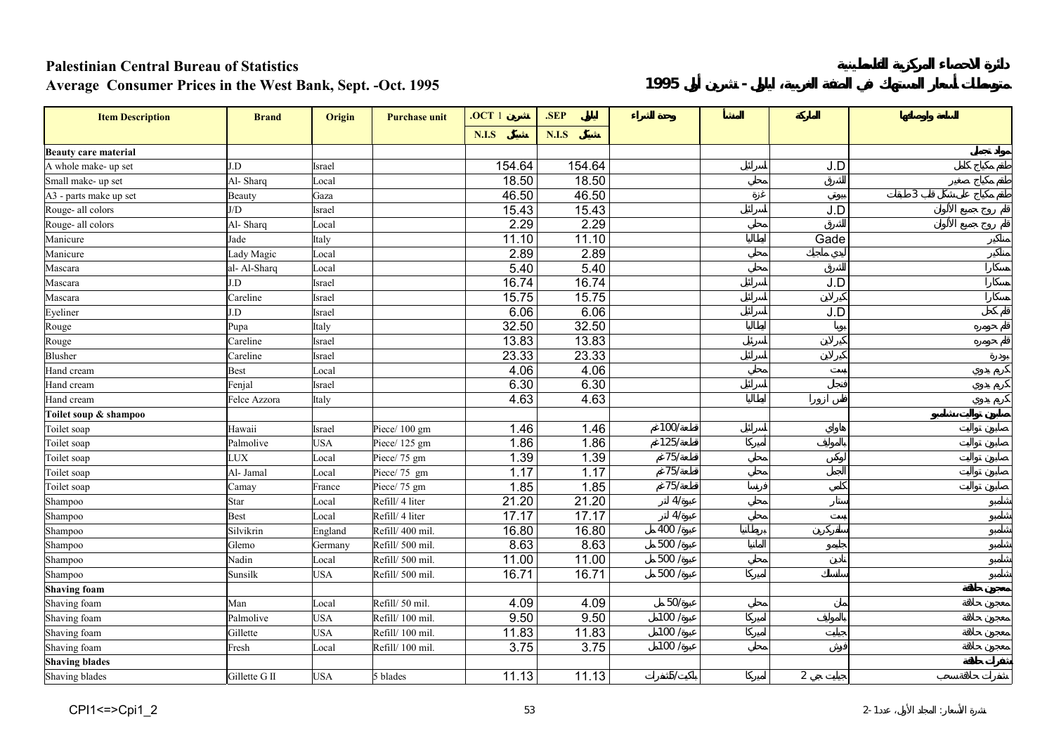**Palestinian Central Bureau of Statistics**

**Average Consumer Prices in the West Bank, Sept. -Oct. 1995**

دائرة الاحصاء المركزية الفلسطينية

متوسط أسعار المستهلك في الضفة الغربية، أيلول - تشرين أول 1995

| Item Description | Brand | Origin | Purchase unit | .OCT 1 تشرين | .SEP أيلول | وحدة الشراء | المنشأ | الماركة | السلعة وأوصافها |
|---|---|---|---|---|---|---|---|---|---|
| | | | | N.I.S شيكل | N.I.S شيكل | | | | |
| **Beauty care material** | | | | | | | | | **مواد تجميل** |
| A whole make- up set | J.D | Israel | | 154.64 | 154.64 | | اسرائيل | J.D | طقم مكياج كامل |
| Small make- up set | Al- Sharq | Local | | 18.50 | 18.50 | | محلي | الشرق | طقم مكياج صغير |
| A3 - parts make up set | Beauty | Gaza | | 46.50 | 46.50 | | غزة | بيوتي | طقم مكياج على شكل قلب 3 طبقات |
| Rouge- all colors | J/D | Israel | | 15.43 | 15.43 | | اسرائيل | J.D | قلم روج جميع الألوان |
| Rouge- all colors | Al- Sharq | Local | | 2.29 | 2.29 | | محلي | الشرق | قلم روج جميع الألوان |
| Manicure | Jade | Italy | | 11.10 | 11.10 | | ايطاليا | Gade | منكير |
| Manicure | Lady Magic | Local | | 2.89 | 2.89 | | محلي | ليدي ماجيك | منكير |
| Mascara | al- Al-Sharq | Local | | 5.40 | 5.40 | | محلي | الشرق | مسكارا |
| Mascara | J.D | Israel | | 16.74 | 16.74 | | اسرائيل | J.D | مسكارا |
| Mascara | Careline | Israel | | 15.75 | 15.75 | | اسرائيل | كيرلاين | مسكارا |
| Eyeliner | J.D | Israel | | 6.06 | 6.06 | | اسرائيل | J.D | قلم كحل |
| Rouge | Pupa | Italy | | 32.50 | 32.50 | | ايطاليا | بوبا | قلم حمره |
| Rouge | Careline | Israel | | 13.83 | 13.83 | | اسرائيل | كيرلاين | قلم حمره |
| Blusher | Careline | Israel | | 23.33 | 23.33 | | اسرائيل | كيرلاين | بودرة |
| Hand cream | Best | Local | | 4.06 | 4.06 | | محلي | بست | كريم يدوي |
| Hand cream | Fenjal | Israel | | 6.30 | 6.30 | | اسرائيل | فنجل | كريم يدوي |
| Hand cream | Felce Azzora | Italy | | 4.63 | 4.63 | | ايطاليا | فلس ازورا | كريم يدوي |
| **Toilet soup & shampoo** | | | | | | | | | **صابون تواليت وشامبو** |
| Toilet soap | Hawaii | Israel | Piece/ 100 gm | 1.46 | 1.46 | قطعة/100غم | اسرائيل | هاواي | صابون تواليت |
| Toilet soap | Palmolive | USA | Piece/ 125 gm | 1.86 | 1.86 | قطعة/125غم | امريكا | بالموليف | صابون تواليت |
| Toilet soap | LUX | Local | Piece/ 75 gm | 1.39 | 1.39 | قطعة/75غم | محلي | لوكس | صابون تواليت |
| Toilet soap | Al- Jamal | Local | Piece/ 75 gm | 1.17 | 1.17 | قطعة/75غم | محلي | الجمل | صابون تواليت |
| Toilet soap | Camay | France | Piece/ 75 gm | 1.85 | 1.85 | قطعة/75غم | فرنسا | كامي | صابون تواليت |
| Shampoo | Star | Local | Refill/ 4 liter | 21.20 | 21.20 | عبوة/4 لتر | محلي | ستار | شامبو |
| Shampoo | Best | Local | Refill/ 4 liter | 17.17 | 17.17 | عبوة/4 لتر | محلي | بست | شامبو |
| Shampoo | Silvikrin | England | Refill/ 400 mil. | 16.80 | 16.80 | عبوة/ 400 مل | بريطانيا | سلفكرين | شامبو |
| Shampoo | Glemo | Germany | Refill/ 500 mil. | 8.63 | 8.63 | عبوة/ 500 مل | المانيا | جليمو | شامبو |
| Shampoo | Nadin | Local | Refill/ 500 mil. | 11.00 | 11.00 | عبوة/ 500 مل | محلي | نادين | شامبو |
| Shampoo | Sunsilk | USA | Refill/ 500 mil. | 16.71 | 16.71 | عبوة/ 500 مل | امريكا | سانسلك | شامبو |
| **Shaving foam** | | | | | | | | | **معجون حلاقة** |
| Shaving foam | Man | Local | Refill/ 50 mil. | 4.09 | 4.09 | عبوة/50 مل | محلي | مان | معجون حلاقة |
| Shaving foam | Palmolive | USA | Refill/ 100 mil. | 9.50 | 9.50 | عبوة/ 100مل | امريكا | بالموليف | معجون حلاقة |
| Shaving foam | Gillette | USA | Refill/ 100 mil. | 11.83 | 11.83 | عبوة/ 100مل | امريكا | جيليت | معجون حلاقة |
| Shaving foam | Fresh | Local | Refill/ 100 mil. | 3.75 | 3.75 | عبوة/ 100مل | محلي | فريش | معجون حلاقة |
| **Shaving blades** | | | | | | | | | **شفرات حلاقة** |
| Shaving blades | Gillette G II | USA | 5 blades | 11.13 | 11.13 | باكيت/5شفرات | امريكا | جيليت جي 2 | شفرات حلاقة سحب |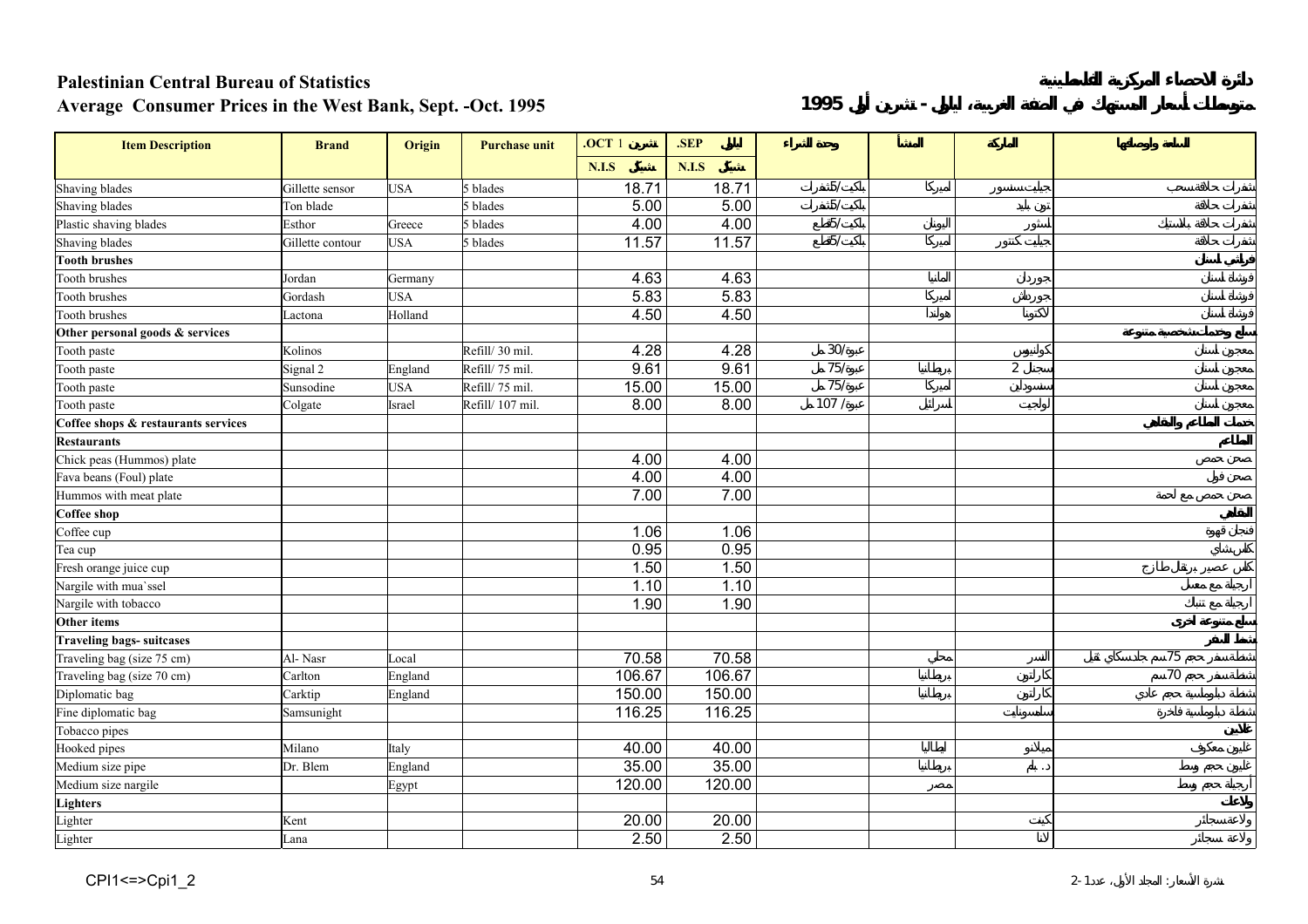# Palestinian Central Bureau of Statistics

## Average Consumer Prices in the West Bank, Sept. -Oct. 1995

دائرة الاحصاء المركزية الفلسطينية

متوسط أسعار المستهلك في الضفة الغربية، أيلول - تشرين أول 1995

| Item Description | Brand | Origin | Purchase unit | .OCT 1 تشرين | .SEP أيلول | وحدة الشراء | المنشأ | الماركة | السلعة والخدمة |
|---|---|---|---|---|---|---|---|---|---|
| | | | | N.I.S شيكل | N.I.S شيكل | | | | |
| Shaving blades | Gillette sensor | USA | 5 blades | 18.71 | 18.71 | 5بكيت/شفرات | أميركا | جيليت سنسور | شفرات حلاقة سنسور |
| Shaving blades | Ton blade | | 5 blades | 5.00 | 5.00 | 5بكيت/شفرات | | تون بليد | شفرات حلاقة |
| Plastic shaving blades | Esthor | Greece | 5 blades | 4.00 | 4.00 | 5بكيت/قطع | اليونان | استور | شفرات حلاقة بلاستيك |
| Shaving blades | Gillette contour | USA | 5 blades | 11.57 | 11.57 | 5بكيت/قطع | أميركا | جيليت كنتور | شفرات حلاقة |
| **Tooth brushes** | | | | | | | | | **فراشي أسنان** |
| Tooth brushes | Jordan | Germany | | 4.63 | 4.63 | | ألمانيا | جوردان | فرشاة أسنان |
| Tooth brushes | Gordash | USA | | 5.83 | 5.83 | | أميركا | جوردش | فرشاة أسنان |
| Tooth brushes | Lactona | Holland | | 4.50 | 4.50 | | هولندا | لاكتونا | فرشاة أسنان |
| **Other personal goods & services** | | | | | | | | | **سلع وخدمات شخصية متنوعة** |
| Tooth paste | Kolinos | | Refill/ 30 mil. | 4.28 | 4.28 | عبوة/30 مل | | كولينوس | معجون أسنان |
| Tooth paste | Signal 2 | England | Refill/ 75 mil. | 9.61 | 9.61 | عبوة/75 مل | بريطانيا | سجنال 2 | معجون أسنان |
| Tooth paste | Sunsodine | USA | Refill/ 75 mil. | 15.00 | 15.00 | عبوة/75 مل | أميركا | سنسودين | معجون أسنان |
| Tooth paste | Colgate | Israel | Refill/ 107 mil. | 8.00 | 8.00 | عبوة/ 107 مل | إسرائيل | كولجيت | معجون أسنان |
| **Coffee shops & restaurants services** | | | | | | | | | **خدمات المطاعم والمقاهي** |
| **Restaurants** | | | | | | | | | **المطاعم** |
| Chick peas (Hummos) plate | | | | 4.00 | 4.00 | | | | صحن حمص |
| Fava beans (Foul) plate | | | | 4.00 | 4.00 | | | | صحن فول |
| Hummos with meat plate | | | | 7.00 | 7.00 | | | | صحن حمص مع لحمة |
| **Coffee shop** | | | | | | | | | **المقاهي** |
| Coffee cup | | | | 1.06 | 1.06 | | | | فنجان قهوة |
| Tea cup | | | | 0.95 | 0.95 | | | | كاس شاي |
| Fresh orange juice cup | | | | 1.50 | 1.50 | | | | كاس عصير برتقال طازج |
| Nargile with mua`ssel | | | | 1.10 | 1.10 | | | | ارجيلة مع معسل |
| Nargile with tobacco | | | | 1.90 | 1.90 | | | | ارجيلة مع تنباك |
| **Other items** | | | | | | | | | **سلع متنوعة أخرى** |
| **Traveling bags- suitcases** | | | | | | | | | **شنط السفر** |
| Traveling bag (size 75 cm) | Al- Nasr | Local | | 70.58 | 70.58 | | محلي | النسر | شنطة سفر حجم 75سم جلد سكاي نقل |
| Traveling bag (size 70 cm) | Carlton | England | | 106.67 | 106.67 | | بريطانيا | كارلتون | شنطة سفر حجم 70سم |
| Diplomatic bag | Carktip | England | | 150.00 | 150.00 | | بريطانيا | كارلتون | شنطة دبلوماسية حجم عادي |
| Fine diplomatic bag | Samsunight | | | 116.25 | 116.25 | | | سامسونايت | شنطة دبلوماسية فاخرة |
| Tobacco pipes | | | | | | | | | غلايين |
| Hooked pipes | Milano | Italy | | 40.00 | 40.00 | | ايطاليا | ميلانو | غليون معكوف |
| Medium size pipe | Dr. Blem | England | | 35.00 | 35.00 | | بريطانيا | د. بلم | غليون حجم وسط |
| Medium size nargile | | Egypt | | 120.00 | 120.00 | | مصر | | أرجيلة حجم وسط |
| **Lighters** | | | | | | | | | **ولاعات** |
| Lighter | Kent | | | 20.00 | 20.00 | | | كينت | ولاعة سجائر |
| Lighter | Lana | | | 2.50 | 2.50 | | | لانا | ولاعة سجائر |

CPI1<=>Cpi1_2

نشرة الأسعار: المجلد الأول، عدد 1-2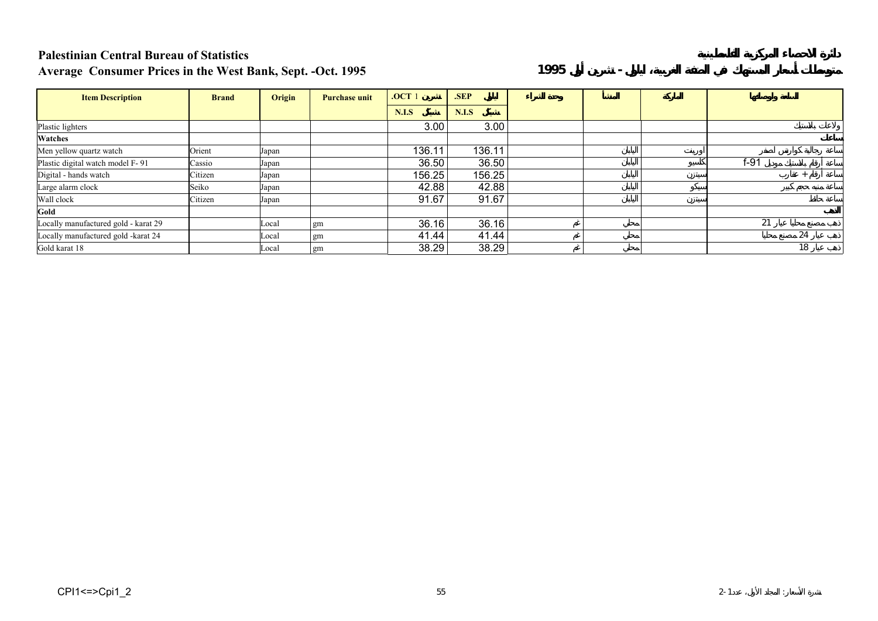**Palestinian Central Bureau of Statistics** — دائرة الاحصاء المركزية الفلسطينية

**Average Consumer Prices in the West Bank, Sept. -Oct. 1995** — متوسطات أسعار المستهلك في الضفة الغربية، أيلول - تشرين أول 1995

| Item Description | Brand | Origin | Purchase unit | .OCT 1 تشرين | .SEP أيلول | وحدة الشراء | المنشأ | الماركة | السلعة ومواصفاتها |
|---|---|---|---|---|---|---|---|---|---|
| | | | | N.I.S شيكل | N.I.S شيكل | | | | |
| Plastic lighters | | | | 3.00 | 3.00 | | | | ولاعات بلاستيك |
| **Watches** | | | | | | | | | **ساعات** |
| Men yellow quartz watch | Orient | Japan | | 136.11 | 136.11 | | اليابان | اورينت | ساعة رجالية كوارتس اصفر |
| Plastic digital watch model F- 91 | Cassio | Japan | | 36.50 | 36.50 | | اليابان | كاسيو | ساعة أرقام بلاستيك موديل f-91 |
| Digital - hands watch | Citizen | Japan | | 156.25 | 156.25 | | اليابان | سيتزن | ساعة أرقام + عقارب |
| Large alarm clock | Seiko | Japan | | 42.88 | 42.88 | | اليابان | سيكو | ساعة منبه حجم كبير |
| Wall clock | Citizen | Japan | | 91.67 | 91.67 | | اليابان | سيتزن | ساعة حائط |
| **Gold** | | | | | | | | | **الذهب** |
| Locally manufactured gold - karat 29 | | Local | gm | 36.16 | 36.16 | غم | محلي | | ذهب مصنع محليا عيار 21 |
| Locally manufactured gold -karat 24 | | Local | gm | 41.44 | 41.44 | غم | محلي | | ذهب عيار 24 مصنع محليا |
| Gold karat 18 | | Local | gm | 38.29 | 38.29 | غم | محلي | | ذهب عيار 18 |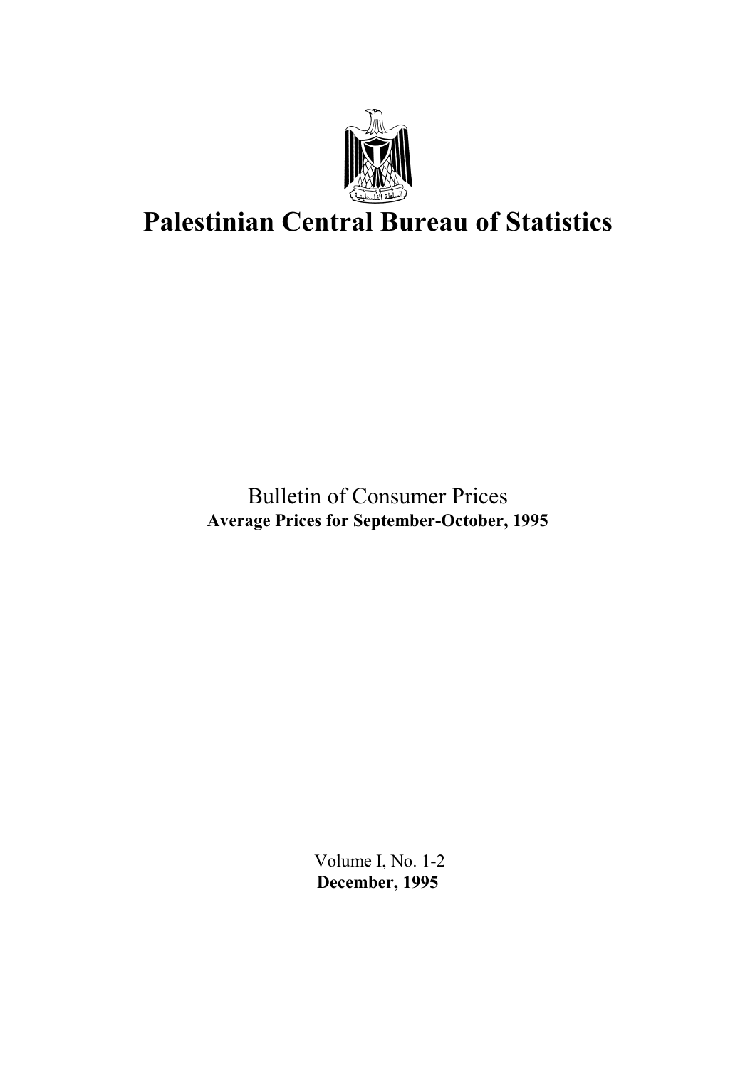# Palestinian Central Bureau of Statistics

Bulletin of Consumer Prices

**Average Prices for September-October, 1995**

Volume I, No. 1-2

**December, 1995**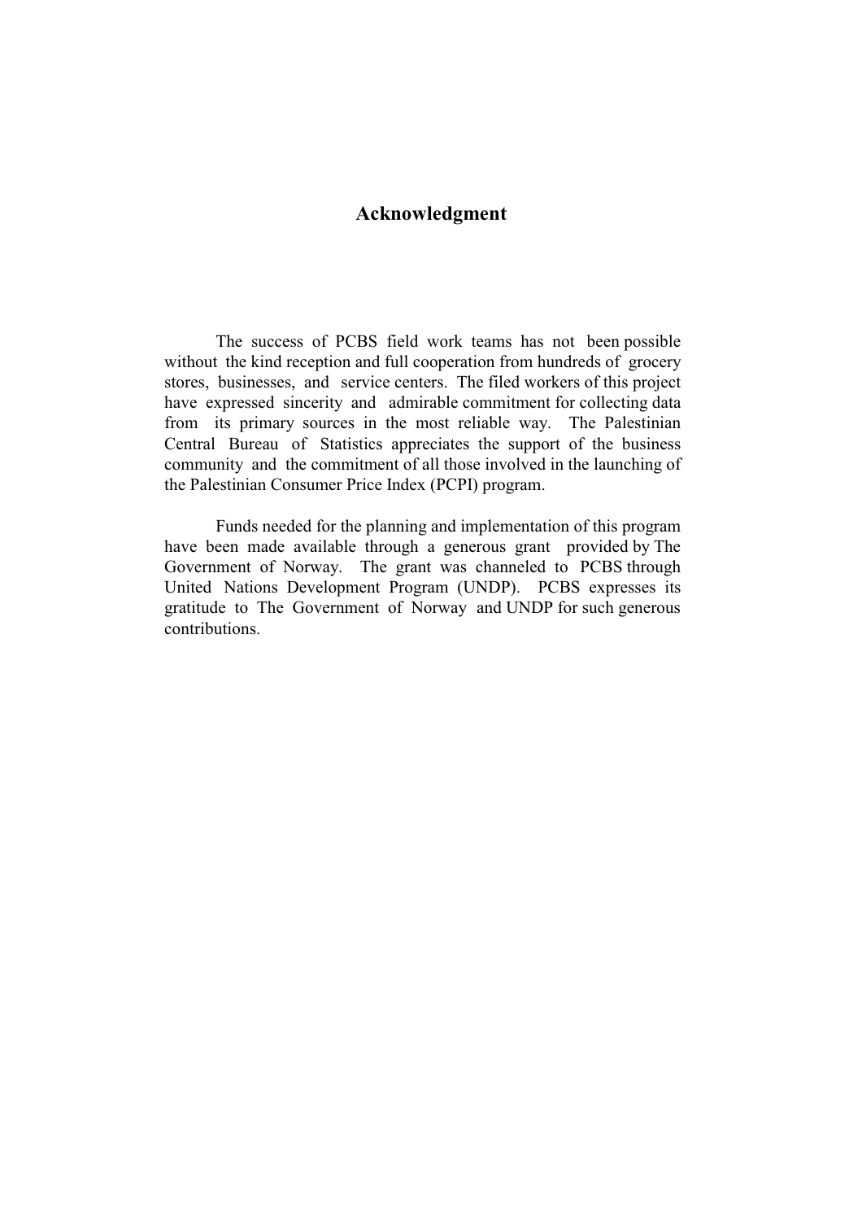## Acknowledgment

The success of PCBS field work teams has not been possible without the kind reception and full cooperation from hundreds of grocery stores, businesses, and service centers. The filed workers of this project have expressed sincerity and admirable commitment for collecting data from its primary sources in the most reliable way. The Palestinian Central Bureau of Statistics appreciates the support of the business community and the commitment of all those involved in the launching of the Palestinian Consumer Price Index (PCPI) program.

Funds needed for the planning and implementation of this program have been made available through a generous grant provided by The Government of Norway. The grant was channeled to PCBS through United Nations Development Program (UNDP). PCBS expresses its gratitude to The Government of Norway and UNDP for such generous contributions.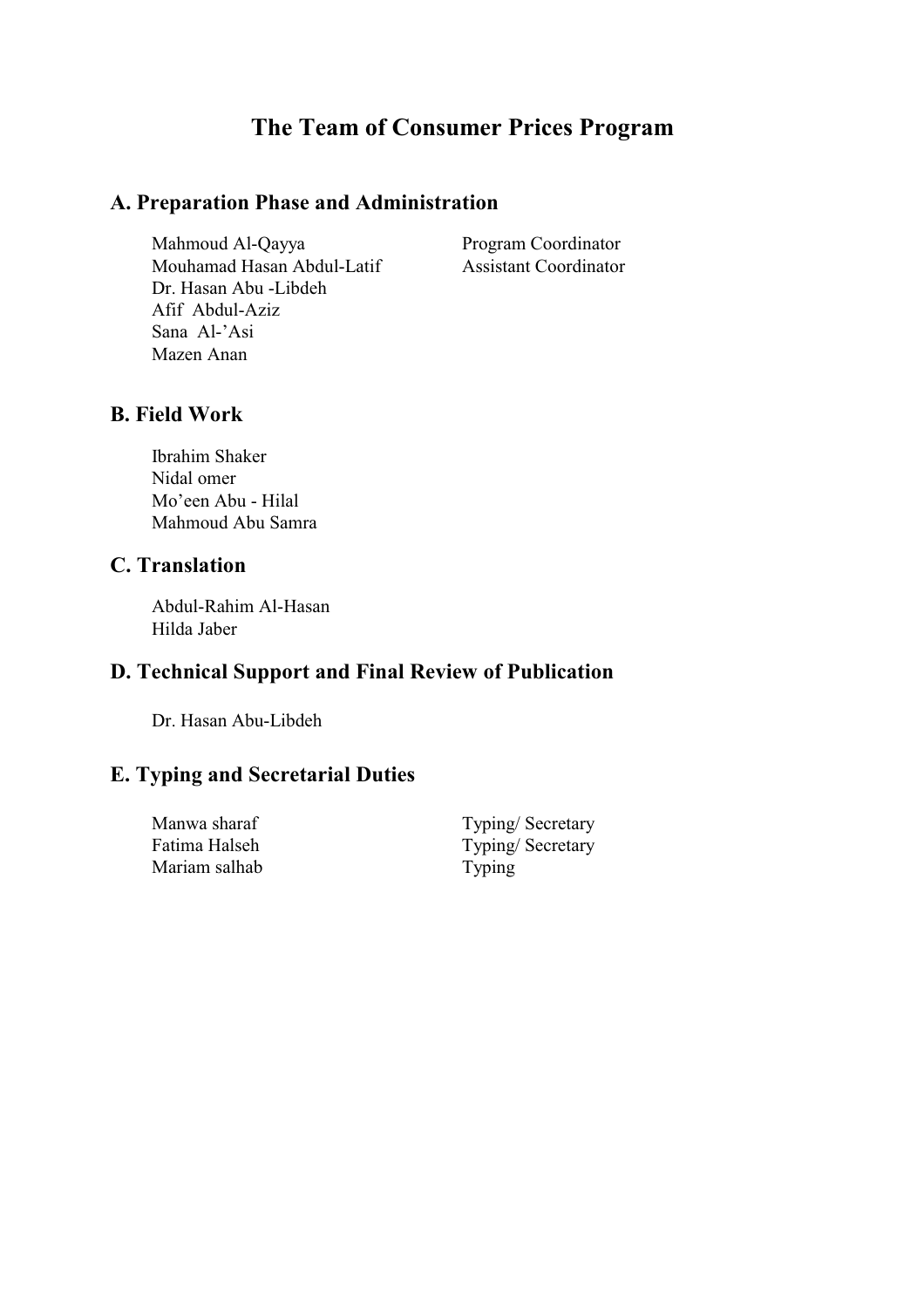# The Team of Consumer Prices Program

## A. Preparation Phase and Administration

| | |
|---|---|
| Mahmoud Al-Qayya | Program Coordinator |
| Mouhamad Hasan Abdul-Latif | Assistant Coordinator |
| Dr. Hasan Abu -Libdeh | |
| Afif Abdul-Aziz | |
| Sana Al-'Asi | |
| Mazen Anan | |

## B. Field Work

Ibrahim Shaker
Nidal omer
Mo'een Abu - Hilal
Mahmoud Abu Samra

## C. Translation

Abdul-Rahim Al-Hasan
Hilda Jaber

## D. Technical Support and Final Review of Publication

Dr. Hasan Abu-Libdeh

## E. Typing and Secretarial Duties

| | |
|---|---|
| Manwa sharaf | Typing/ Secretary |
| Fatima Halseh | Typing/ Secretary |
| Mariam salhab | Typing |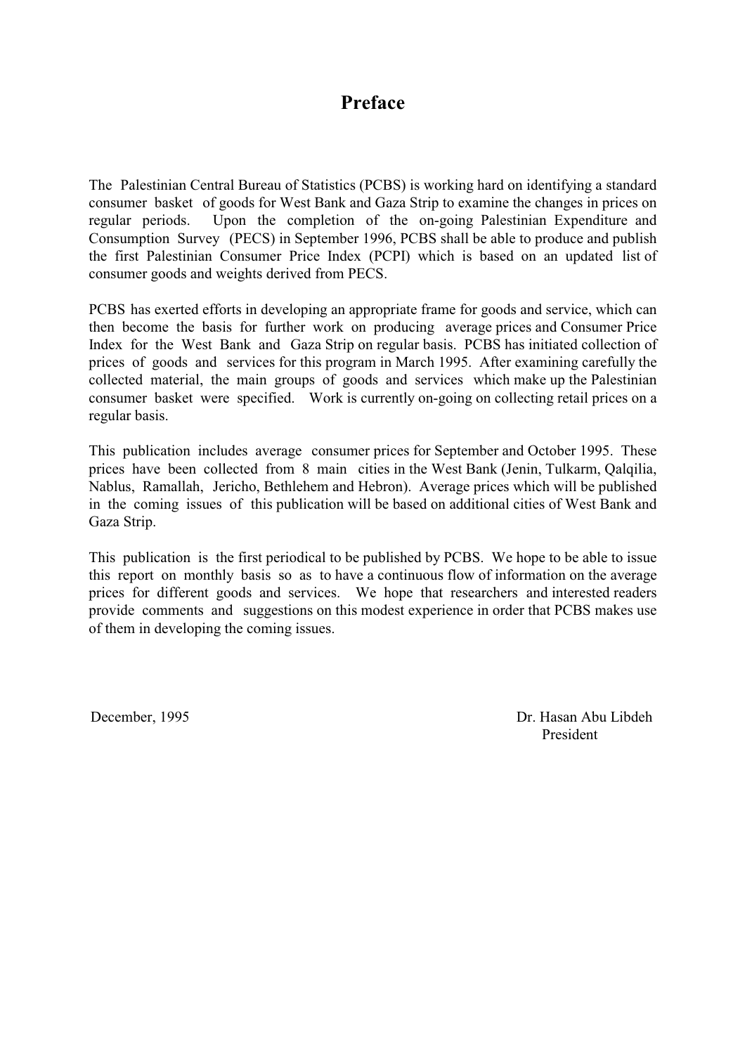# Preface

The Palestinian Central Bureau of Statistics (PCBS) is working hard on identifying a standard consumer basket of goods for West Bank and Gaza Strip to examine the changes in prices on regular periods. Upon the completion of the on-going Palestinian Expenditure and Consumption Survey (PECS) in September 1996, PCBS shall be able to produce and publish the first Palestinian Consumer Price Index (PCPI) which is based on an updated list of consumer goods and weights derived from PECS.

PCBS has exerted efforts in developing an appropriate frame for goods and service, which can then become the basis for further work on producing average prices and Consumer Price Index for the West Bank and Gaza Strip on regular basis. PCBS has initiated collection of prices of goods and services for this program in March 1995. After examining carefully the collected material, the main groups of goods and services which make up the Palestinian consumer basket were specified. Work is currently on-going on collecting retail prices on a regular basis.

This publication includes average consumer prices for September and October 1995. These prices have been collected from 8 main cities in the West Bank (Jenin, Tulkarm, Qalqilia, Nablus, Ramallah, Jericho, Bethlehem and Hebron). Average prices which will be published in the coming issues of this publication will be based on additional cities of West Bank and Gaza Strip.

This publication is the first periodical to be published by PCBS. We hope to be able to issue this report on monthly basis so as to have a continuous flow of information on the average prices for different goods and services. We hope that researchers and interested readers provide comments and suggestions on this modest experience in order that PCBS makes use of them in developing the coming issues.

December, 1995

Dr. Hasan Abu Libdeh
President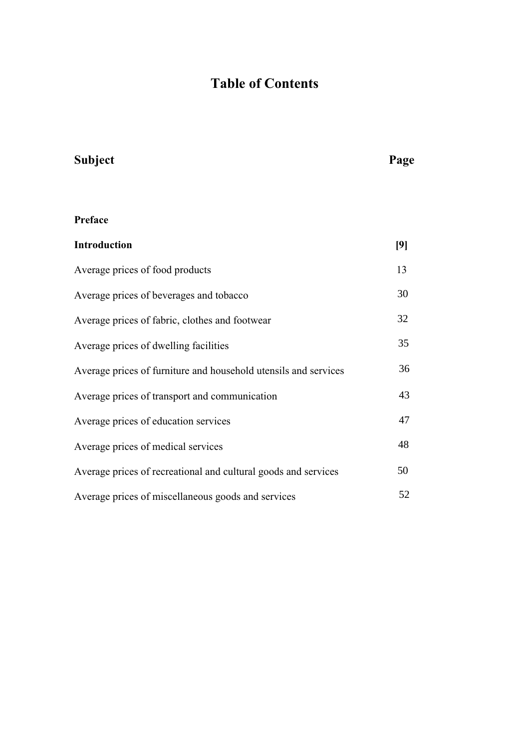# Table of Contents

| Subject | Page |
|---|---|
| **Preface** | |
| **Introduction** | **[9]** |
| Average prices of food products | 13 |
| Average prices of beverages and tobacco | 30 |
| Average prices of fabric, clothes and footwear | 32 |
| Average prices of dwelling facilities | 35 |
| Average prices of furniture and household utensils and services | 36 |
| Average prices of transport and communication | 43 |
| Average prices of education services | 47 |
| Average prices of medical services | 48 |
| Average prices of recreational and cultural goods and services | 50 |
| Average prices of miscellaneous goods and services | 52 |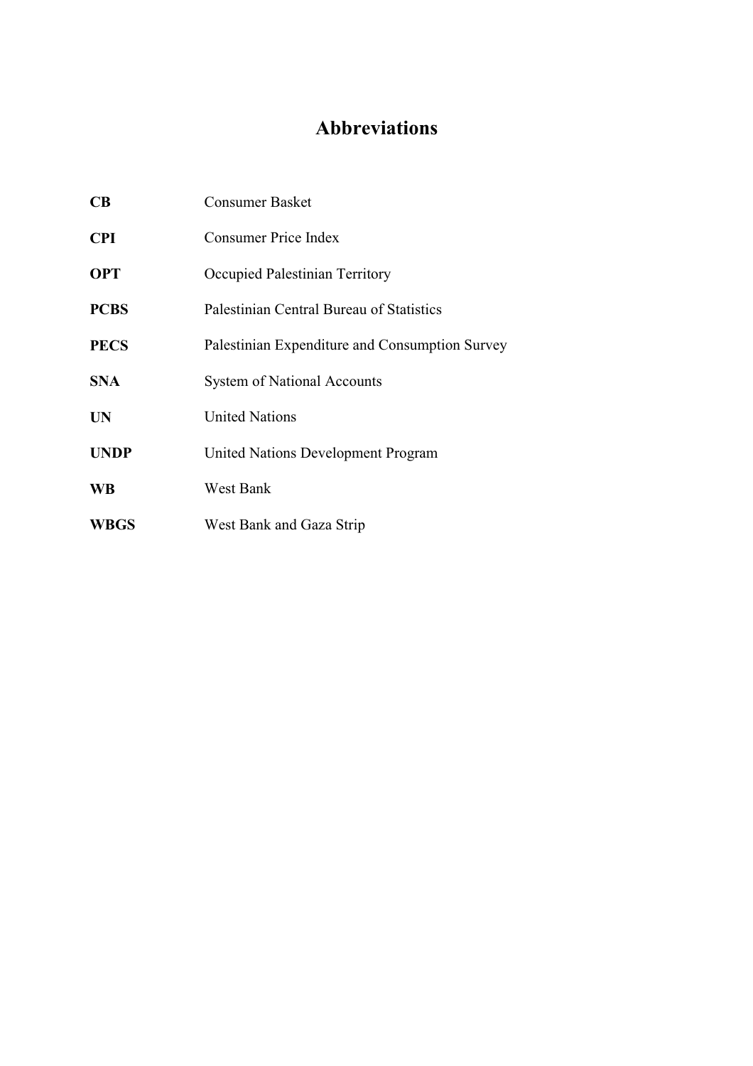# Abbreviations

| | |
|---|---|
| **CB** | Consumer Basket |
| **CPI** | Consumer Price Index |
| **OPT** | Occupied Palestinian Territory |
| **PCBS** | Palestinian Central Bureau of Statistics |
| **PECS** | Palestinian Expenditure and Consumption Survey |
| **SNA** | System of National Accounts |
| **UN** | United Nations |
| **UNDP** | United Nations Development Program |
| **WB** | West Bank |
| **WBGS** | West Bank and Gaza Strip |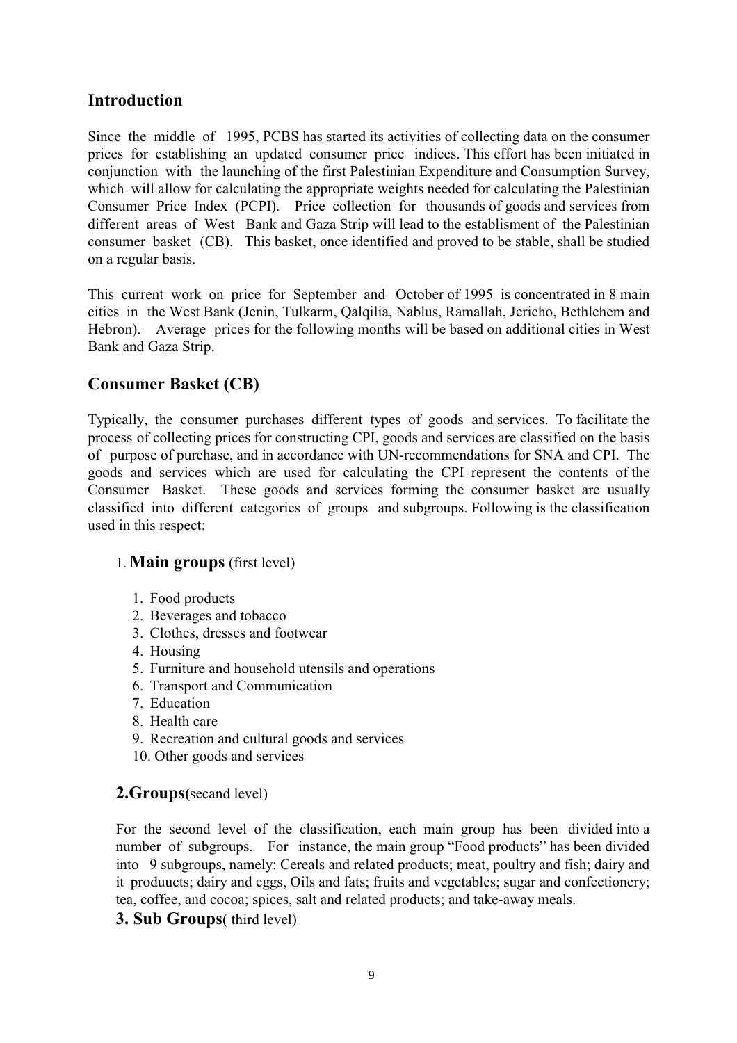## Introduction

Since the middle of 1995, PCBS has started its activities of collecting data on the consumer prices for establishing an updated consumer price indices. This effort has been initiated in conjunction with the launching of the first Palestinian Expenditure and Consumption Survey, which will allow for calculating the appropriate weights needed for calculating the Palestinian Consumer Price Index (PCPI). Price collection for thousands of goods and services from different areas of West Bank and Gaza Strip will lead to the establisment of the Palestinian consumer basket (CB). This basket, once identified and proved to be stable, shall be studied on a regular basis.

This current work on price for September and October of 1995 is concentrated in 8 main cities in the West Bank (Jenin, Tulkarm, Qalqilia, Nablus, Ramallah, Jericho, Bethlehem and Hebron). Average prices for the following months will be based on additional cities in West Bank and Gaza Strip.

## Consumer Basket (CB)

Typically, the consumer purchases different types of goods and services. To facilitate the process of collecting prices for constructing CPI, goods and services are classified on the basis of purpose of purchase, and in accordance with UN-recommendations for SNA and CPI. The goods and services which are used for calculating the CPI represent the contents of the Consumer Basket. These goods and services forming the consumer basket are usually classified into different categories of groups and subgroups. Following is the classification used in this respect:

### 1. Main groups (first level)

1. Food products
2. Beverages and tobacco
3. Clothes, dresses and footwear
4. Housing
5. Furniture and household utensils and operations
6. Transport and Communication
7. Education
8. Health care
9. Recreation and cultural goods and services
10. Other goods and services

### 2.Groups(secand level)

For the second level of the classification, each main group has been divided into a number of subgroups. For instance, the main group “Food products” has been divided into 9 subgroups, namely: Cereals and related products; meat, poultry and fish; dairy and it produucts; dairy and eggs, Oils and fats; fruits and vegetables; sugar and confectionery; tea, coffee, and cocoa; spices, salt and related products; and take-away meals.

### 3. Sub Groups( third level)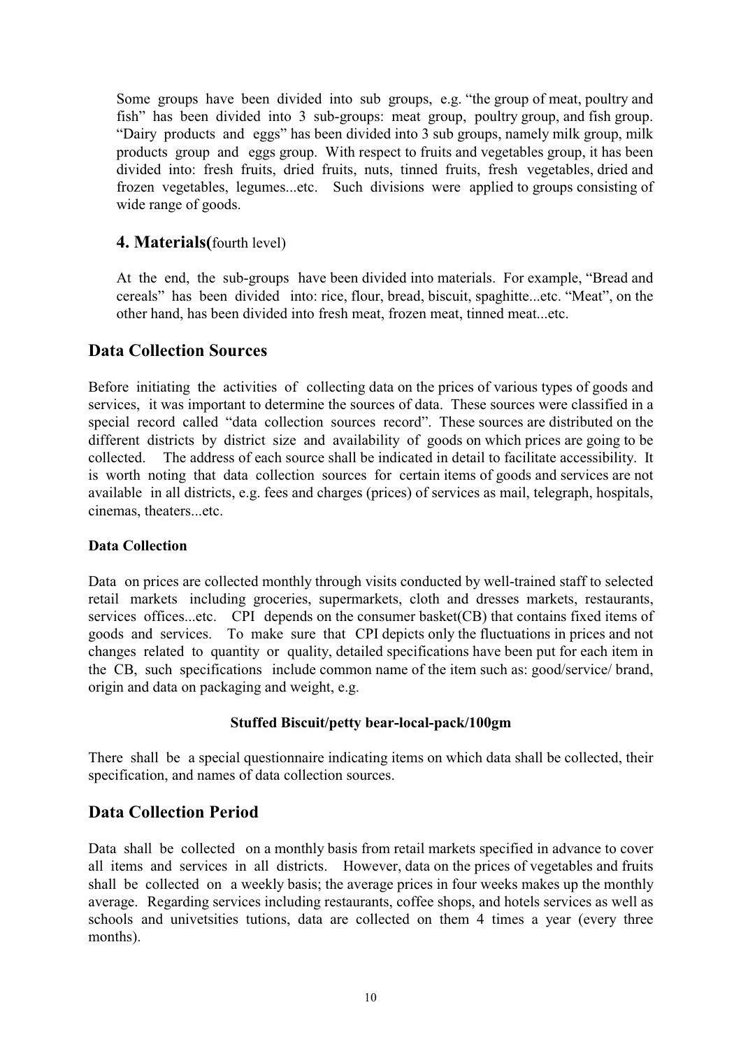Some groups have been divided into sub groups, e.g. "the group of meat, poultry and fish" has been divided into 3 sub-groups: meat group, poultry group, and fish group. "Dairy products and eggs" has been divided into 3 sub groups, namely milk group, milk products group and eggs group. With respect to fruits and vegetables group, it has been divided into: fresh fruits, dried fruits, nuts, tinned fruits, fresh vegetables, dried and frozen vegetables, legumes...etc. Such divisions were applied to groups consisting of wide range of goods.

### 4. Materials(fourth level)

At the end, the sub-groups have been divided into materials. For example, "Bread and cereals" has been divided into: rice, flour, bread, biscuit, spaghitte...etc. "Meat", on the other hand, has been divided into fresh meat, frozen meat, tinned meat...etc.

## Data Collection Sources

Before initiating the activities of collecting data on the prices of various types of goods and services, it was important to determine the sources of data. These sources were classified in a special record called "data collection sources record". These sources are distributed on the different districts by district size and availability of goods on which prices are going to be collected. The address of each source shall be indicated in detail to facilitate accessibility. It is worth noting that data collection sources for certain items of goods and services are not available in all districts, e.g. fees and charges (prices) of services as mail, telegraph, hospitals, cinemas, theaters...etc.

#### Data Collection

Data on prices are collected monthly through visits conducted by well-trained staff to selected retail markets including groceries, supermarkets, cloth and dresses markets, restaurants, services offices...etc. CPI depends on the consumer basket(CB) that contains fixed items of goods and services. To make sure that CPI depicts only the fluctuations in prices and not changes related to quantity or quality, detailed specifications have been put for each item in the CB, such specifications include common name of the item such as: good/service/ brand, origin and data on packaging and weight, e.g.

**Stuffed Biscuit/petty bear-local-pack/100gm**

There shall be a special questionnaire indicating items on which data shall be collected, their specification, and names of data collection sources.

## Data Collection Period

Data shall be collected on a monthly basis from retail markets specified in advance to cover all items and services in all districts. However, data on the prices of vegetables and fruits shall be collected on a weekly basis; the average prices in four weeks makes up the monthly average. Regarding services including restaurants, coffee shops, and hotels services as well as schools and univetsities tutions, data are collected on them 4 times a year (every three months).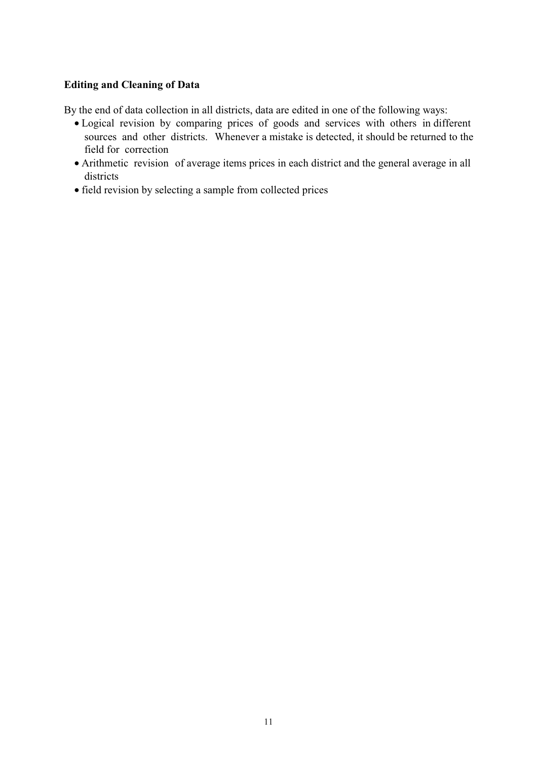**Editing and Cleaning of Data**

By the end of data collection in all districts, data are edited in one of the following ways:

- Logical revision by comparing prices of goods and services with others in different sources and other districts. Whenever a mistake is detected, it should be returned to the field for correction
- Arithmetic revision of average items prices in each district and the general average in all districts
- field revision by selecting a sample from collected prices